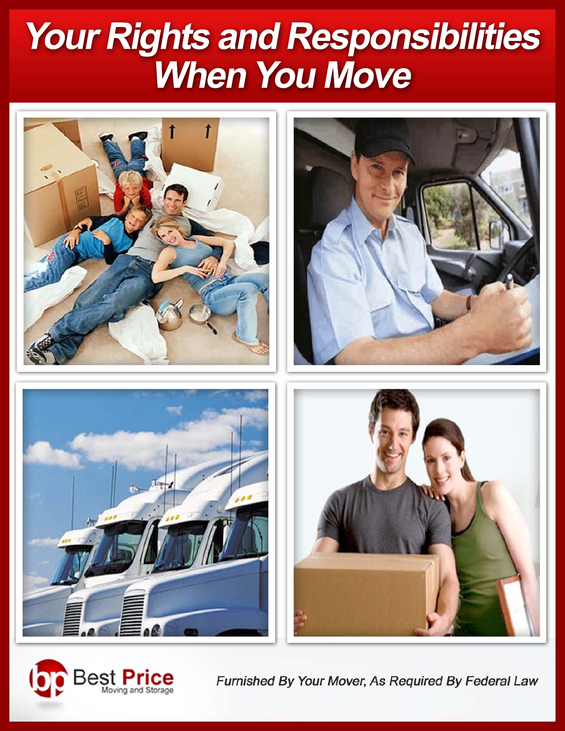# Your Rights and Responsibilities When You Move

Best Price Moving and Storage

*Furnished By Your Mover, As Required By Federal Law*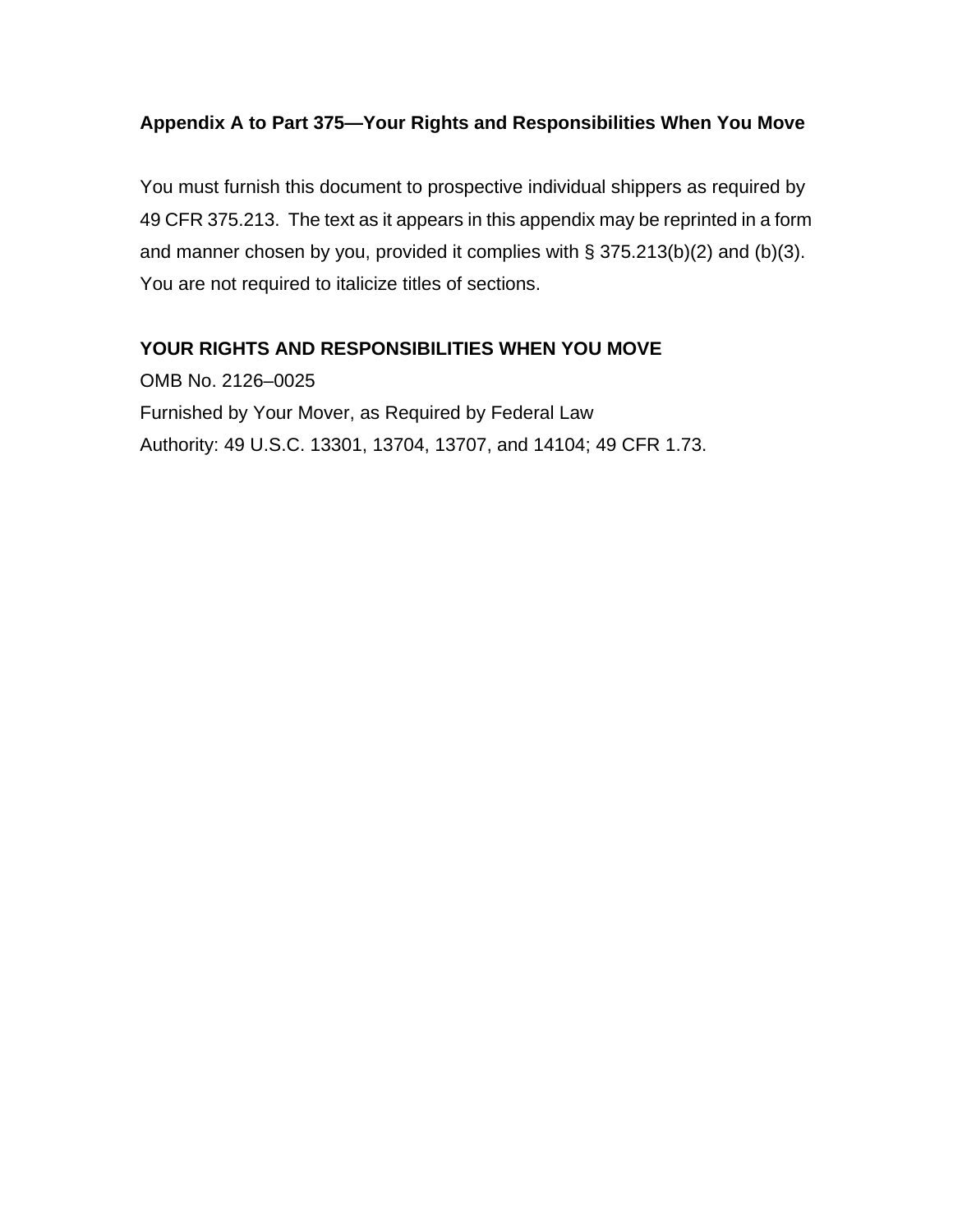## Appendix A to Part 375—Your Rights and Responsibilities When You Move

You must furnish this document to prospective individual shippers as required by 49 CFR 375.213. The text as it appears in this appendix may be reprinted in a form and manner chosen by you, provided it complies with § 375.213(b)(2) and (b)(3). You are not required to italicize titles of sections.

## YOUR RIGHTS AND RESPONSIBILITIES WHEN YOU MOVE

OMB No. 2126–0025

Furnished by Your Mover, as Required by Federal Law

Authority: 49 U.S.C. 13301, 13704, 13707, and 14104; 49 CFR 1.73.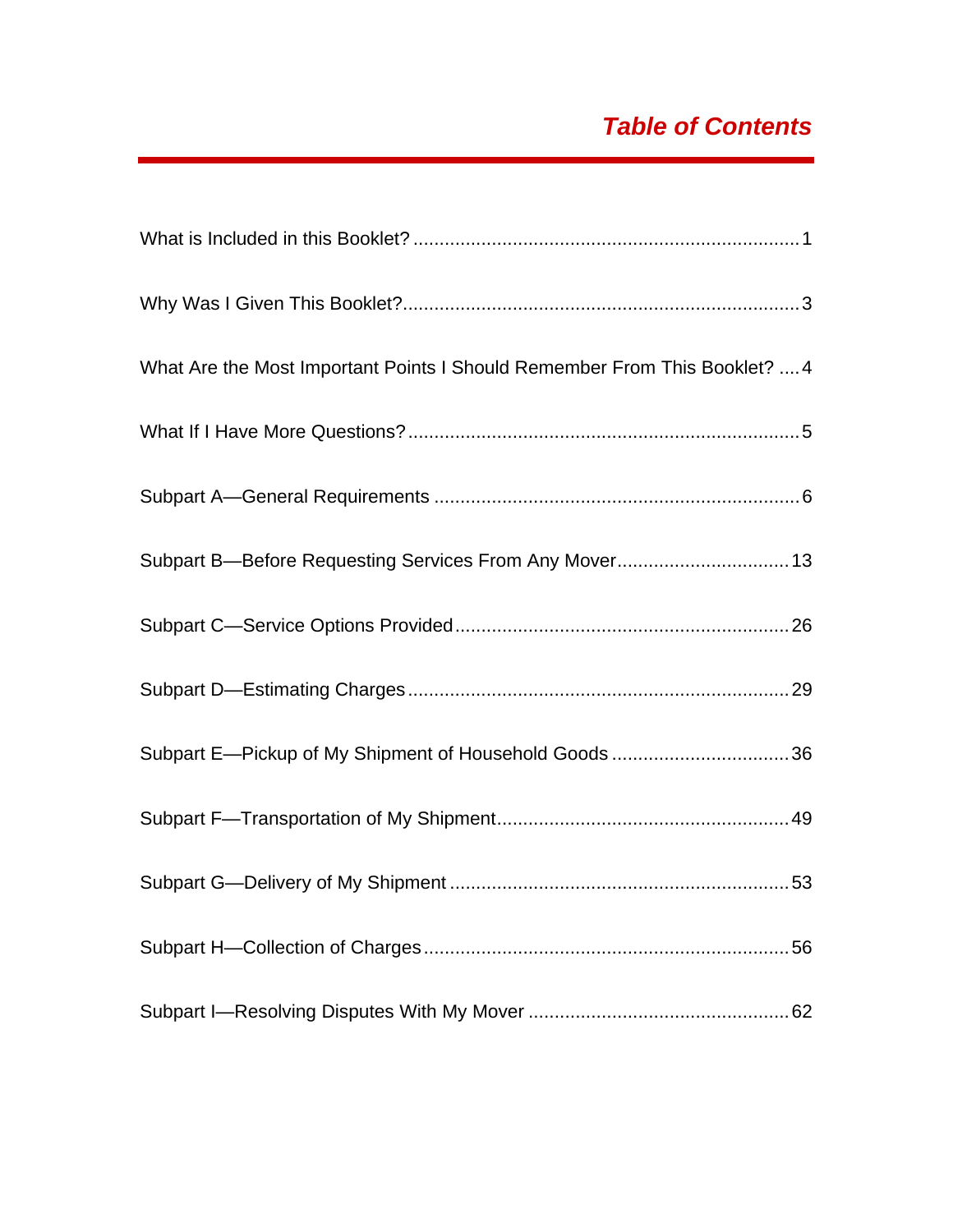# *Table of Contents*

| | |
|---|---|
| What is Included in this Booklet? | 1 |
| Why Was I Given This Booklet? | 3 |
| What Are the Most Important Points I Should Remember From This Booklet? | 4 |
| What If I Have More Questions? | 5 |
| Subpart A—General Requirements | 6 |
| Subpart B—Before Requesting Services From Any Mover | 13 |
| Subpart C—Service Options Provided | 26 |
| Subpart D—Estimating Charges | 29 |
| Subpart E—Pickup of My Shipment of Household Goods | 36 |
| Subpart F—Transportation of My Shipment | 49 |
| Subpart G—Delivery of My Shipment | 53 |
| Subpart H—Collection of Charges | 56 |
| Subpart I—Resolving Disputes With My Mover | 62 |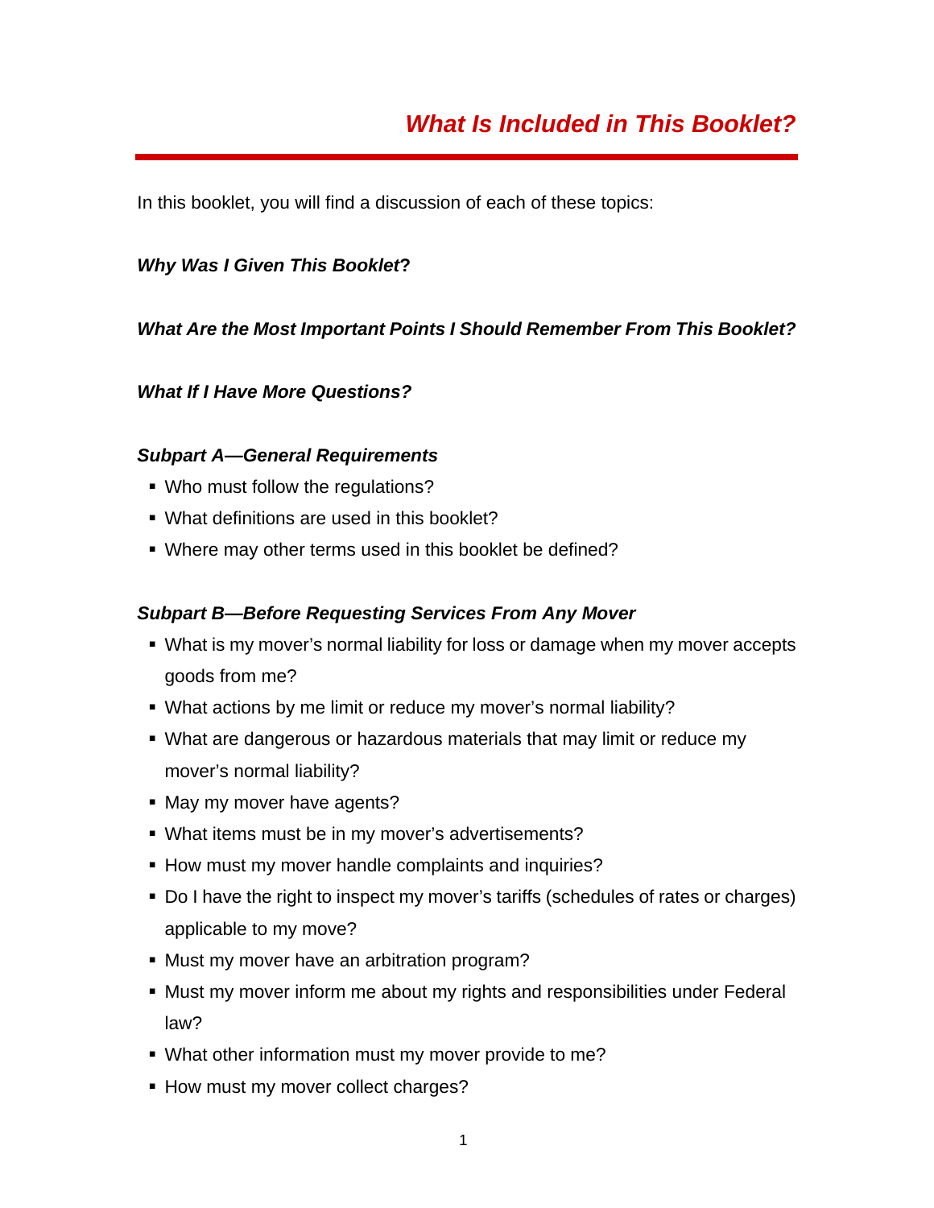# *What Is Included in This Booklet?*

In this booklet, you will find a discussion of each of these topics:

***Why Was I Given This Booklet*?**

***What Are the Most Important Points I Should Remember From This Booklet?***

***What If I Have More Questions?***

***Subpart A—General Requirements***

- Who must follow the regulations?
- What definitions are used in this booklet?
- Where may other terms used in this booklet be defined?

***Subpart B—Before Requesting Services From Any Mover***

- What is my mover's normal liability for loss or damage when my mover accepts goods from me?
- What actions by me limit or reduce my mover's normal liability?
- What are dangerous or hazardous materials that may limit or reduce my mover's normal liability?
- May my mover have agents?
- What items must be in my mover's advertisements?
- How must my mover handle complaints and inquiries?
- Do I have the right to inspect my mover's tariffs (schedules of rates or charges) applicable to my move?
- Must my mover have an arbitration program?
- Must my mover inform me about my rights and responsibilities under Federal law?
- What other information must my mover provide to me?
- How must my mover collect charges?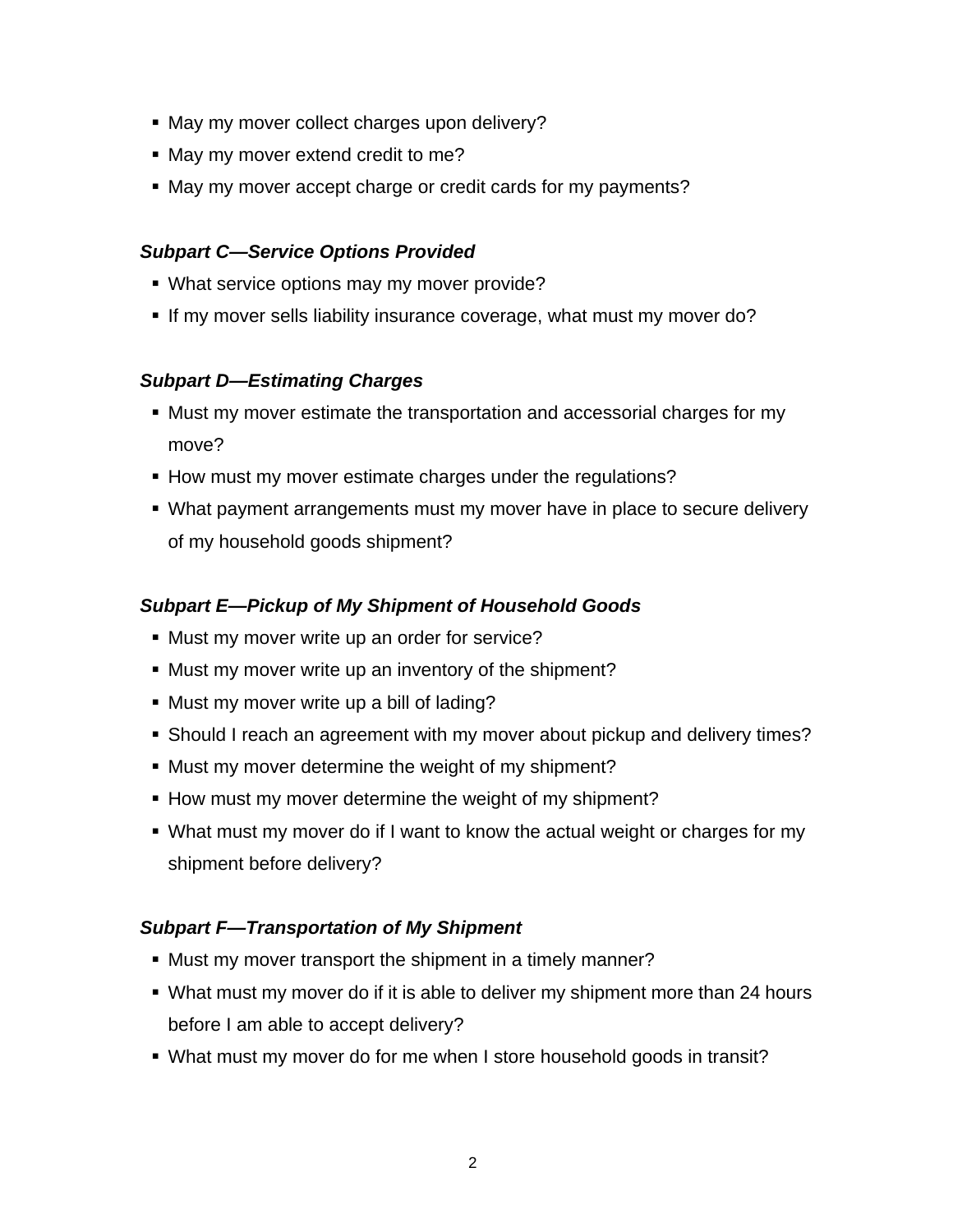- May my mover collect charges upon delivery?
- May my mover extend credit to me?
- May my mover accept charge or credit cards for my payments?

***Subpart C—Service Options Provided***

- What service options may my mover provide?
- If my mover sells liability insurance coverage, what must my mover do?

***Subpart D—Estimating Charges***

- Must my mover estimate the transportation and accessorial charges for my move?
- How must my mover estimate charges under the regulations?
- What payment arrangements must my mover have in place to secure delivery of my household goods shipment?

***Subpart E—Pickup of My Shipment of Household Goods***

- Must my mover write up an order for service?
- Must my mover write up an inventory of the shipment?
- Must my mover write up a bill of lading?
- Should I reach an agreement with my mover about pickup and delivery times?
- Must my mover determine the weight of my shipment?
- How must my mover determine the weight of my shipment?
- What must my mover do if I want to know the actual weight or charges for my shipment before delivery?

***Subpart F—Transportation of My Shipment***

- Must my mover transport the shipment in a timely manner?
- What must my mover do if it is able to deliver my shipment more than 24 hours before I am able to accept delivery?
- What must my mover do for me when I store household goods in transit?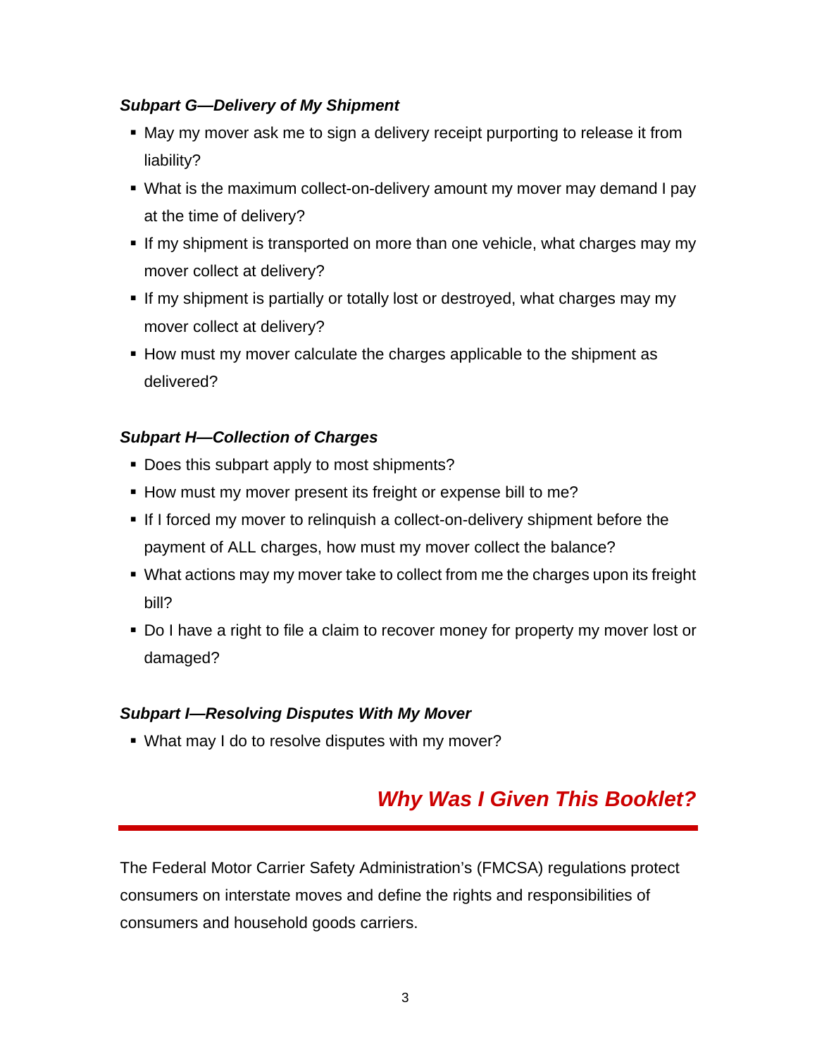***Subpart G—Delivery of My Shipment***

- May my mover ask me to sign a delivery receipt purporting to release it from liability?
- What is the maximum collect-on-delivery amount my mover may demand I pay at the time of delivery?
- If my shipment is transported on more than one vehicle, what charges may my mover collect at delivery?
- If my shipment is partially or totally lost or destroyed, what charges may my mover collect at delivery?
- How must my mover calculate the charges applicable to the shipment as delivered?

***Subpart H—Collection of Charges***

- Does this subpart apply to most shipments?
- How must my mover present its freight or expense bill to me?
- If I forced my mover to relinquish a collect-on-delivery shipment before the payment of ALL charges, how must my mover collect the balance?
- What actions may my mover take to collect from me the charges upon its freight bill?
- Do I have a right to file a claim to recover money for property my mover lost or damaged?

***Subpart I—Resolving Disputes With My Mover***

- What may I do to resolve disputes with my mover?

## *Why Was I Given This Booklet?*

The Federal Motor Carrier Safety Administration's (FMCSA) regulations protect consumers on interstate moves and define the rights and responsibilities of consumers and household goods carriers.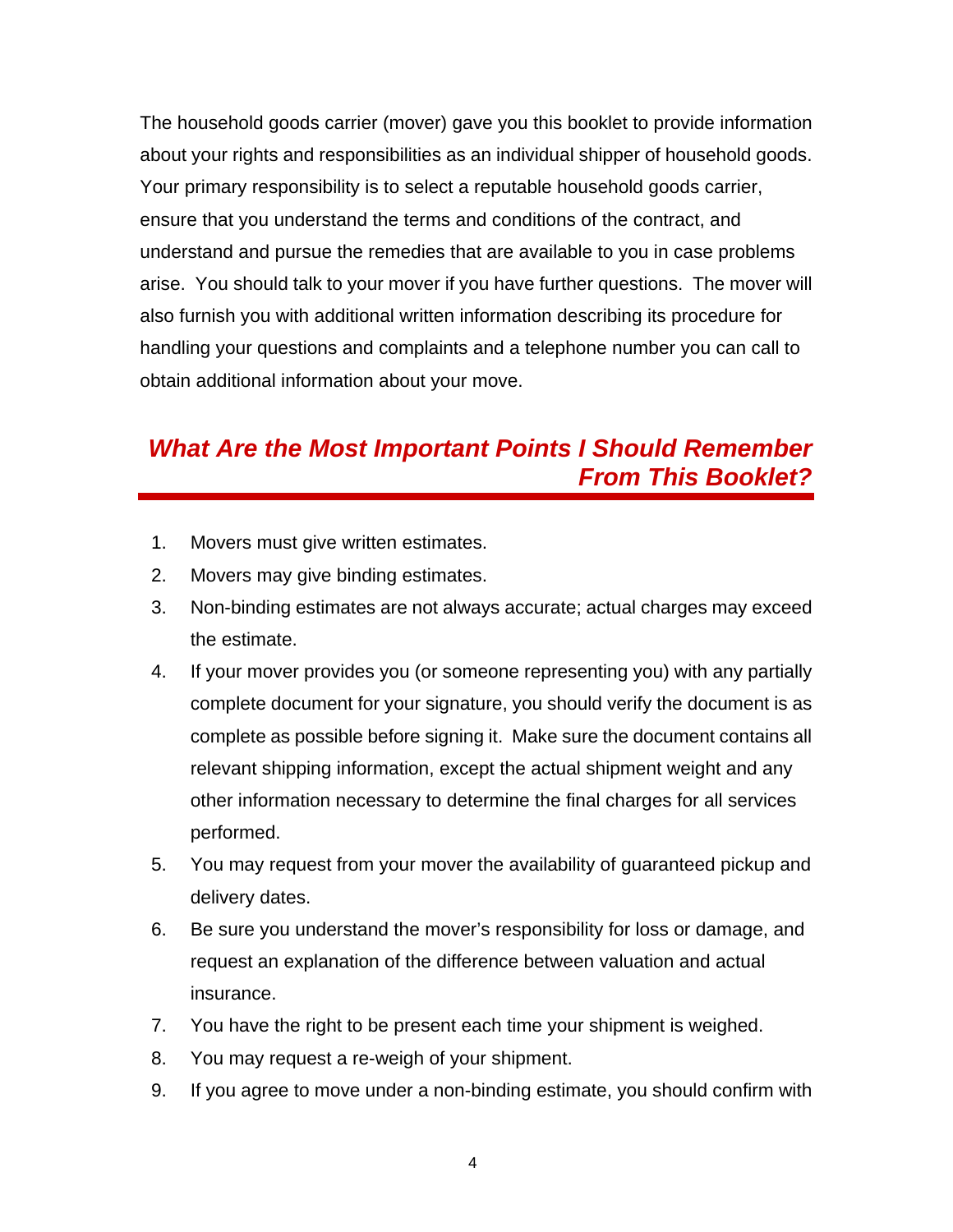The household goods carrier (mover) gave you this booklet to provide information about your rights and responsibilities as an individual shipper of household goods. Your primary responsibility is to select a reputable household goods carrier, ensure that you understand the terms and conditions of the contract, and understand and pursue the remedies that are available to you in case problems arise. You should talk to your mover if you have further questions. The mover will also furnish you with additional written information describing its procedure for handling your questions and complaints and a telephone number you can call to obtain additional information about your move.

## *What Are the Most Important Points I Should Remember From This Booklet?*

1. Movers must give written estimates.
2. Movers may give binding estimates.
3. Non-binding estimates are not always accurate; actual charges may exceed the estimate.
4. If your mover provides you (or someone representing you) with any partially complete document for your signature, you should verify the document is as complete as possible before signing it. Make sure the document contains all relevant shipping information, except the actual shipment weight and any other information necessary to determine the final charges for all services performed.
5. You may request from your mover the availability of guaranteed pickup and delivery dates.
6. Be sure you understand the mover's responsibility for loss or damage, and request an explanation of the difference between valuation and actual insurance.
7. You have the right to be present each time your shipment is weighed.
8. You may request a re-weigh of your shipment.
9. If you agree to move under a non-binding estimate, you should confirm with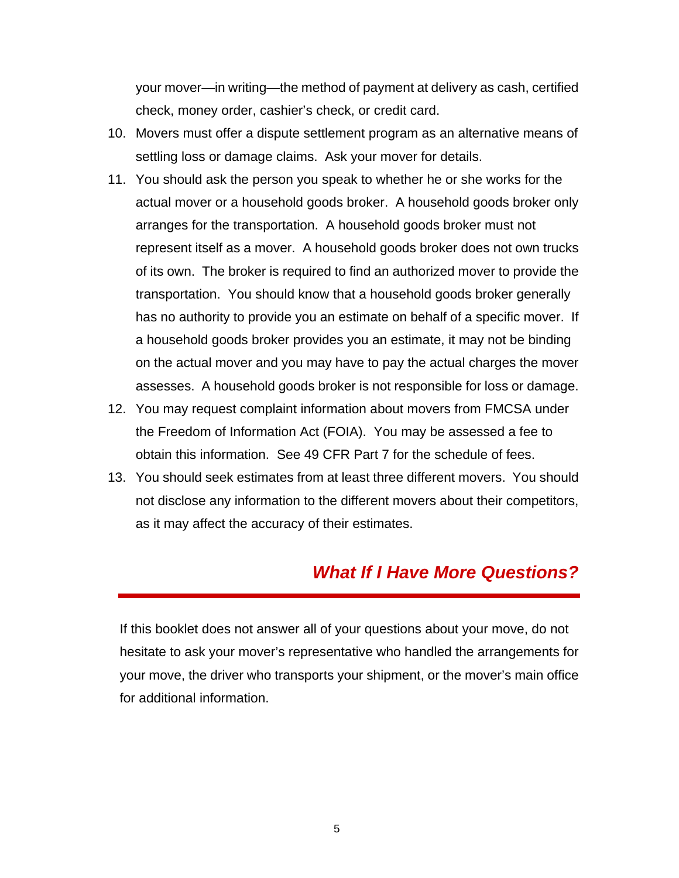your mover—in writing—the method of payment at delivery as cash, certified check, money order, cashier's check, or credit card.

10. Movers must offer a dispute settlement program as an alternative means of settling loss or damage claims. Ask your mover for details.
11. You should ask the person you speak to whether he or she works for the actual mover or a household goods broker. A household goods broker only arranges for the transportation. A household goods broker must not represent itself as a mover. A household goods broker does not own trucks of its own. The broker is required to find an authorized mover to provide the transportation. You should know that a household goods broker generally has no authority to provide you an estimate on behalf of a specific mover. If a household goods broker provides you an estimate, it may not be binding on the actual mover and you may have to pay the actual charges the mover assesses. A household goods broker is not responsible for loss or damage.
12. You may request complaint information about movers from FMCSA under the Freedom of Information Act (FOIA). You may be assessed a fee to obtain this information. See 49 CFR Part 7 for the schedule of fees.
13. You should seek estimates from at least three different movers. You should not disclose any information to the different movers about their competitors, as it may affect the accuracy of their estimates.

## *What If I Have More Questions?*

If this booklet does not answer all of your questions about your move, do not hesitate to ask your mover's representative who handled the arrangements for your move, the driver who transports your shipment, or the mover's main office for additional information.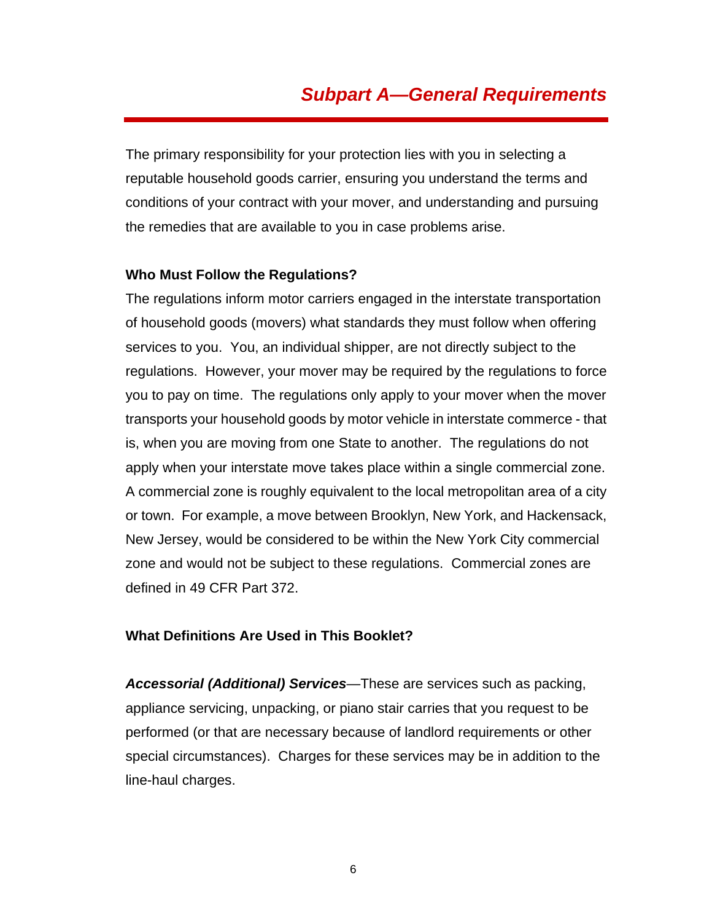## *Subpart A—General Requirements*

The primary responsibility for your protection lies with you in selecting a reputable household goods carrier, ensuring you understand the terms and conditions of your contract with your mover, and understanding and pursuing the remedies that are available to you in case problems arise.

### Who Must Follow the Regulations?

The regulations inform motor carriers engaged in the interstate transportation of household goods (movers) what standards they must follow when offering services to you. You, an individual shipper, are not directly subject to the regulations. However, your mover may be required by the regulations to force you to pay on time. The regulations only apply to your mover when the mover transports your household goods by motor vehicle in interstate commerce - that is, when you are moving from one State to another. The regulations do not apply when your interstate move takes place within a single commercial zone. A commercial zone is roughly equivalent to the local metropolitan area of a city or town. For example, a move between Brooklyn, New York, and Hackensack, New Jersey, would be considered to be within the New York City commercial zone and would not be subject to these regulations. Commercial zones are defined in 49 CFR Part 372.

### What Definitions Are Used in This Booklet?

***Accessorial (Additional) Services***—These are services such as packing, appliance servicing, unpacking, or piano stair carries that you request to be performed (or that are necessary because of landlord requirements or other special circumstances). Charges for these services may be in addition to the line-haul charges.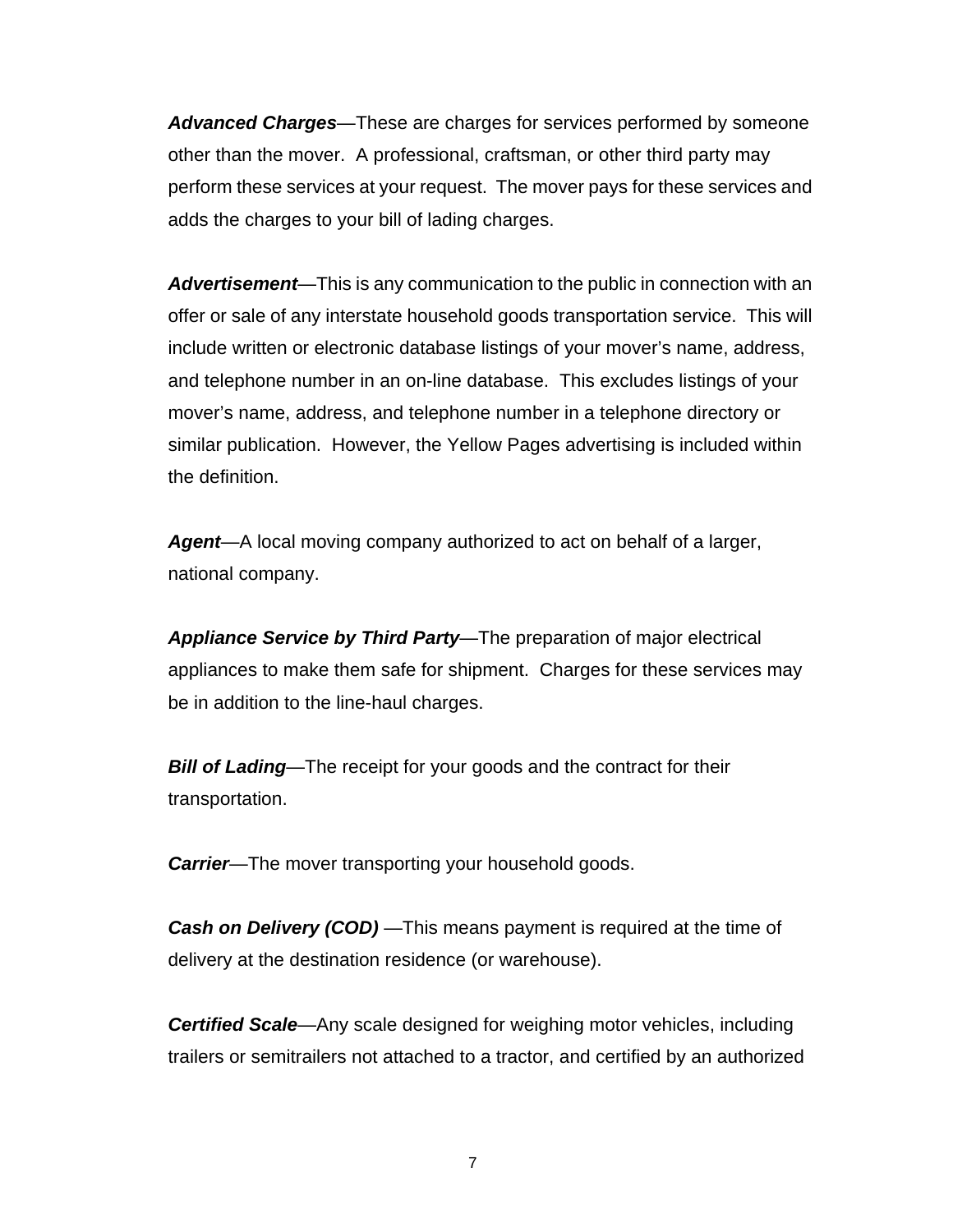***Advanced Charges***—These are charges for services performed by someone other than the mover. A professional, craftsman, or other third party may perform these services at your request. The mover pays for these services and adds the charges to your bill of lading charges.

***Advertisement***—This is any communication to the public in connection with an offer or sale of any interstate household goods transportation service. This will include written or electronic database listings of your mover's name, address, and telephone number in an on-line database. This excludes listings of your mover's name, address, and telephone number in a telephone directory or similar publication. However, the Yellow Pages advertising is included within the definition.

***Agent***—A local moving company authorized to act on behalf of a larger, national company.

***Appliance Service by Third Party***—The preparation of major electrical appliances to make them safe for shipment. Charges for these services may be in addition to the line-haul charges.

***Bill of Lading***—The receipt for your goods and the contract for their transportation.

***Carrier***—The mover transporting your household goods.

***Cash on Delivery (COD)*** —This means payment is required at the time of delivery at the destination residence (or warehouse).

***Certified Scale***—Any scale designed for weighing motor vehicles, including trailers or semitrailers not attached to a tractor, and certified by an authorized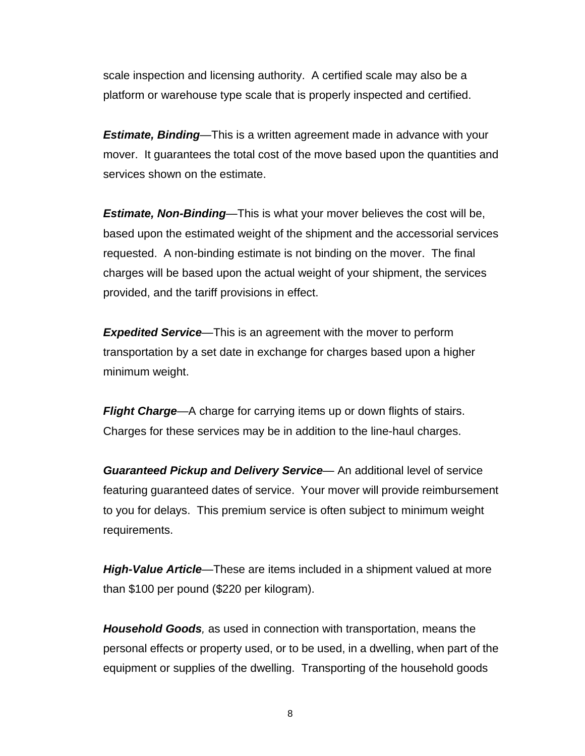scale inspection and licensing authority. A certified scale may also be a platform or warehouse type scale that is properly inspected and certified.

***Estimate, Binding***—This is a written agreement made in advance with your mover. It guarantees the total cost of the move based upon the quantities and services shown on the estimate.

***Estimate, Non-Binding***—This is what your mover believes the cost will be, based upon the estimated weight of the shipment and the accessorial services requested. A non-binding estimate is not binding on the mover. The final charges will be based upon the actual weight of your shipment, the services provided, and the tariff provisions in effect.

***Expedited Service***—This is an agreement with the mover to perform transportation by a set date in exchange for charges based upon a higher minimum weight.

***Flight Charge***—A charge for carrying items up or down flights of stairs. Charges for these services may be in addition to the line-haul charges.

***Guaranteed Pickup and Delivery Service***— An additional level of service featuring guaranteed dates of service. Your mover will provide reimbursement to you for delays. This premium service is often subject to minimum weight requirements.

***High-Value Article***—These are items included in a shipment valued at more than $100 per pound ($220 per kilogram).

***Household Goods****,* as used in connection with transportation, means the personal effects or property used, or to be used, in a dwelling, when part of the equipment or supplies of the dwelling. Transporting of the household goods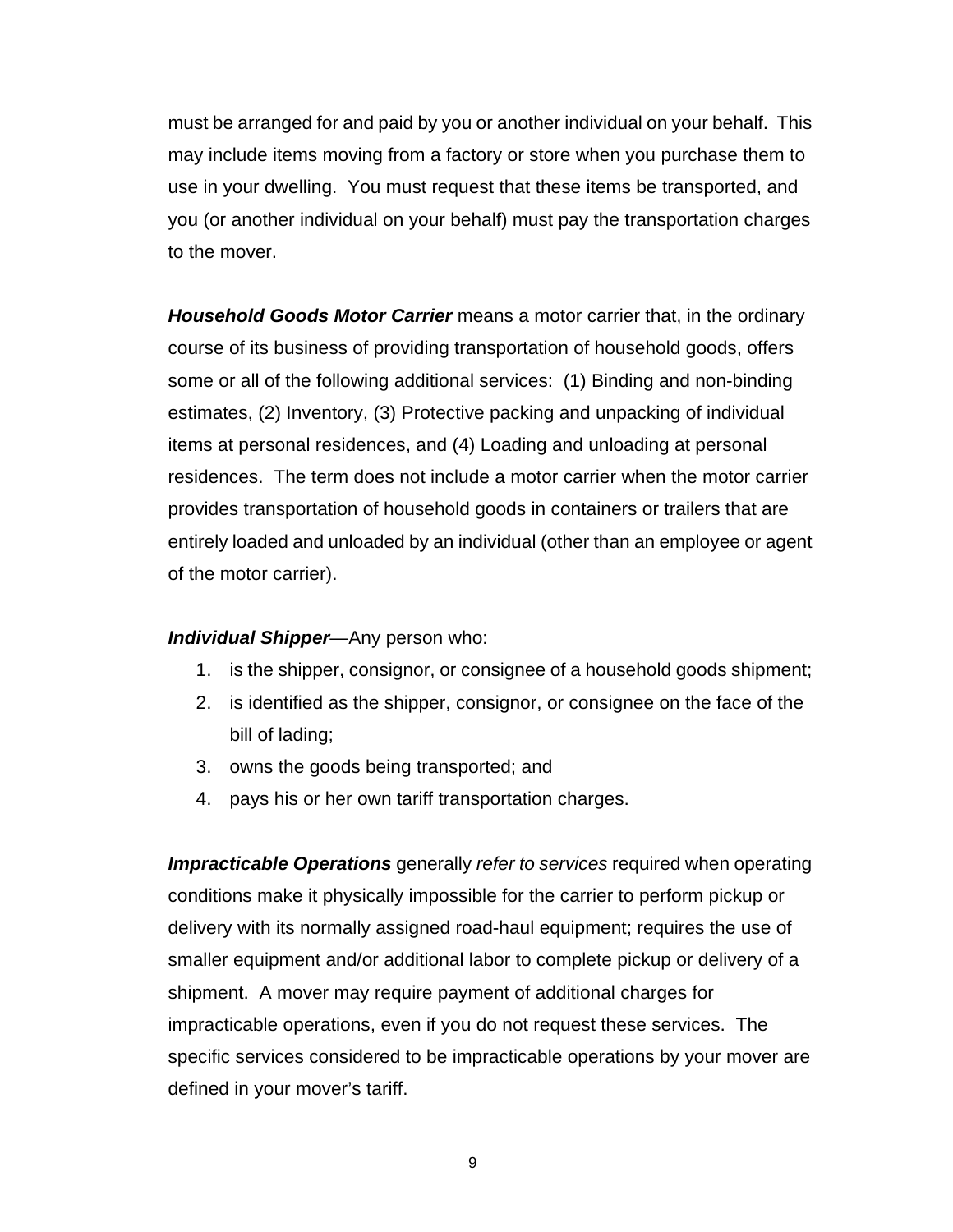must be arranged for and paid by you or another individual on your behalf. This may include items moving from a factory or store when you purchase them to use in your dwelling. You must request that these items be transported, and you (or another individual on your behalf) must pay the transportation charges to the mover.

***Household Goods Motor Carrier*** means a motor carrier that, in the ordinary course of its business of providing transportation of household goods, offers some or all of the following additional services: (1) Binding and non-binding estimates, (2) Inventory, (3) Protective packing and unpacking of individual items at personal residences, and (4) Loading and unloading at personal residences. The term does not include a motor carrier when the motor carrier provides transportation of household goods in containers or trailers that are entirely loaded and unloaded by an individual (other than an employee or agent of the motor carrier).

***Individual Shipper***—Any person who:

1. is the shipper, consignor, or consignee of a household goods shipment;
2. is identified as the shipper, consignor, or consignee on the face of the bill of lading;
3. owns the goods being transported; and
4. pays his or her own tariff transportation charges.

***Impracticable Operations*** generally *refer to services* required when operating conditions make it physically impossible for the carrier to perform pickup or delivery with its normally assigned road-haul equipment; requires the use of smaller equipment and/or additional labor to complete pickup or delivery of a shipment. A mover may require payment of additional charges for impracticable operations, even if you do not request these services. The specific services considered to be impracticable operations by your mover are defined in your mover's tariff.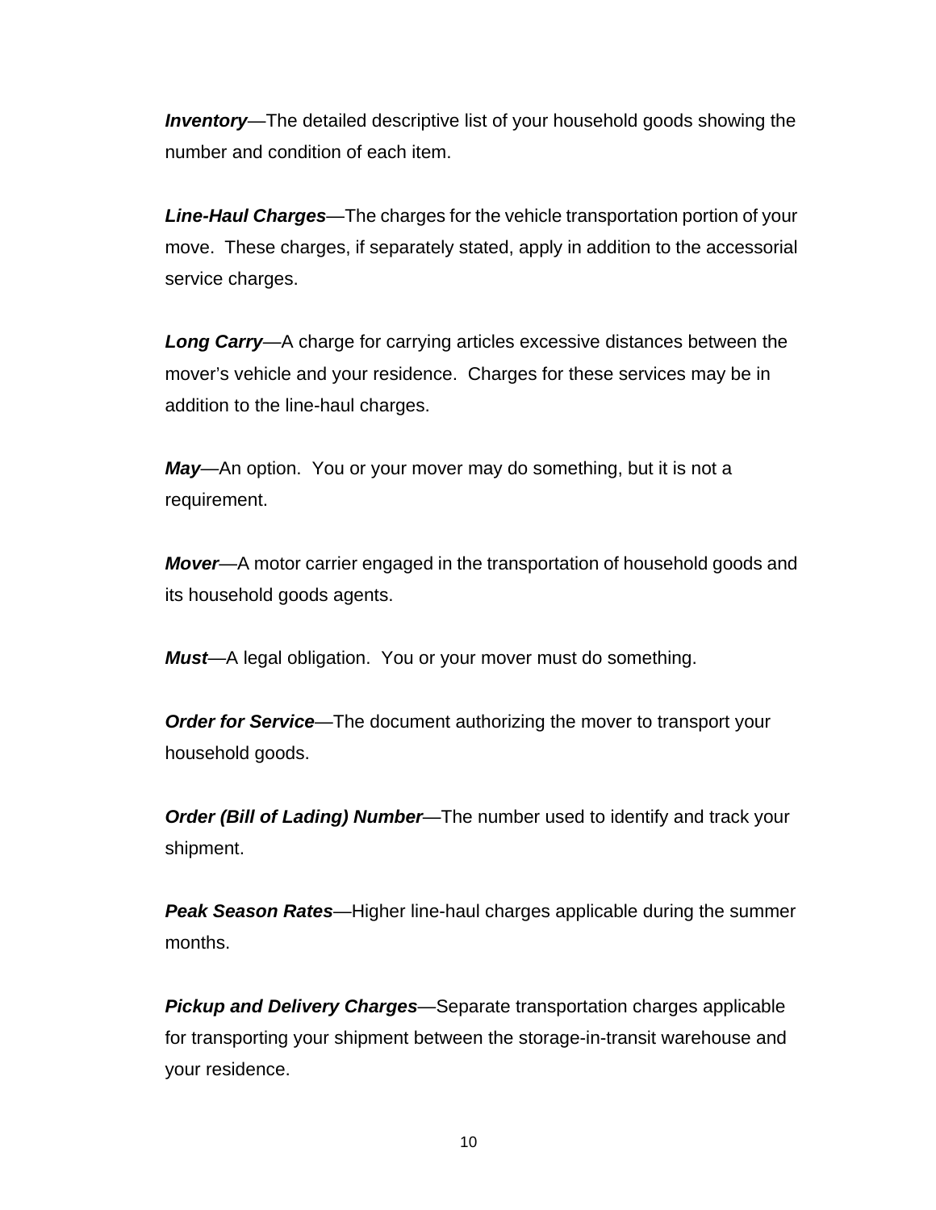***Inventory***—The detailed descriptive list of your household goods showing the number and condition of each item.

***Line-Haul Charges***—The charges for the vehicle transportation portion of your move. These charges, if separately stated, apply in addition to the accessorial service charges.

***Long Carry***—A charge for carrying articles excessive distances between the mover's vehicle and your residence. Charges for these services may be in addition to the line-haul charges.

***May***—An option. You or your mover may do something, but it is not a requirement.

***Mover***—A motor carrier engaged in the transportation of household goods and its household goods agents.

***Must***—A legal obligation. You or your mover must do something.

***Order for Service***—The document authorizing the mover to transport your household goods.

***Order (Bill of Lading) Number***—The number used to identify and track your shipment.

***Peak Season Rates***—Higher line-haul charges applicable during the summer months.

***Pickup and Delivery Charges***—Separate transportation charges applicable for transporting your shipment between the storage-in-transit warehouse and your residence.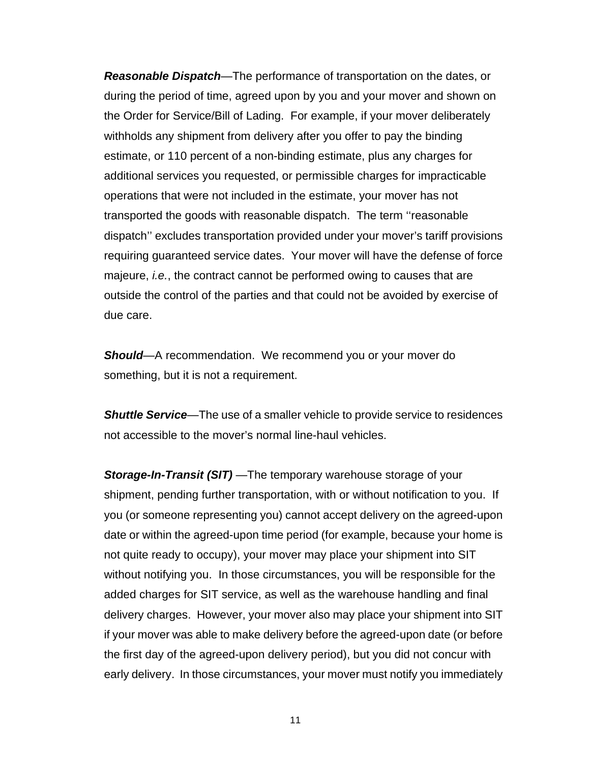***Reasonable Dispatch***—The performance of transportation on the dates, or during the period of time, agreed upon by you and your mover and shown on the Order for Service/Bill of Lading. For example, if your mover deliberately withholds any shipment from delivery after you offer to pay the binding estimate, or 110 percent of a non-binding estimate, plus any charges for additional services you requested, or permissible charges for impracticable operations that were not included in the estimate, your mover has not transported the goods with reasonable dispatch. The term ''reasonable dispatch'' excludes transportation provided under your mover's tariff provisions requiring guaranteed service dates. Your mover will have the defense of force majeure, *i.e.*, the contract cannot be performed owing to causes that are outside the control of the parties and that could not be avoided by exercise of due care.

***Should***—A recommendation. We recommend you or your mover do something, but it is not a requirement.

***Shuttle Service***—The use of a smaller vehicle to provide service to residences not accessible to the mover's normal line-haul vehicles.

***Storage-In-Transit (SIT)*** —The temporary warehouse storage of your shipment, pending further transportation, with or without notification to you. If you (or someone representing you) cannot accept delivery on the agreed-upon date or within the agreed-upon time period (for example, because your home is not quite ready to occupy), your mover may place your shipment into SIT without notifying you. In those circumstances, you will be responsible for the added charges for SIT service, as well as the warehouse handling and final delivery charges. However, your mover also may place your shipment into SIT if your mover was able to make delivery before the agreed-upon date (or before the first day of the agreed-upon delivery period), but you did not concur with early delivery. In those circumstances, your mover must notify you immediately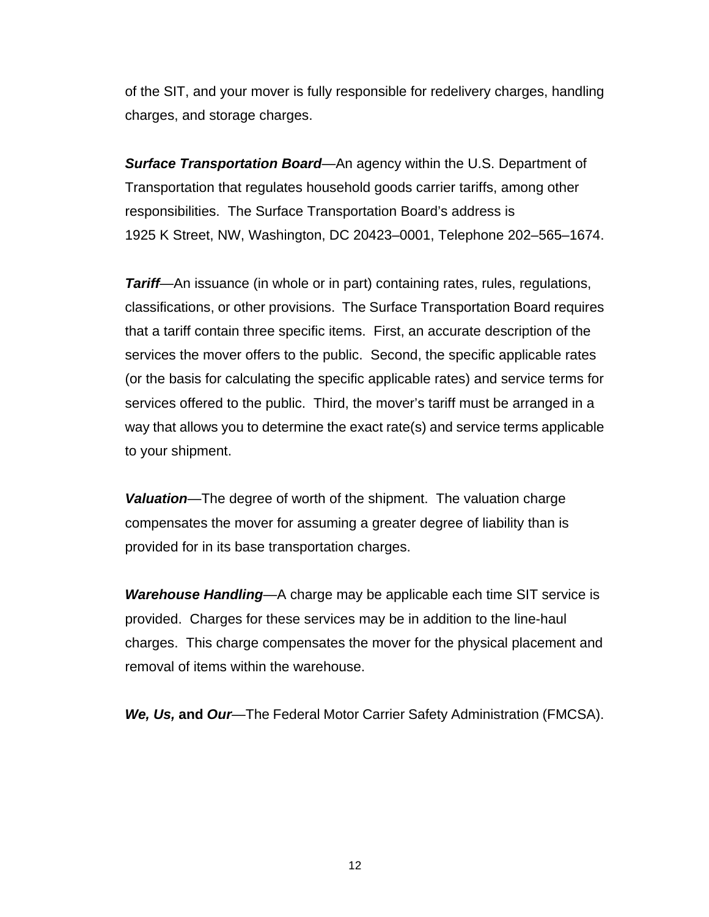of the SIT, and your mover is fully responsible for redelivery charges, handling charges, and storage charges.

***Surface Transportation Board***—An agency within the U.S. Department of Transportation that regulates household goods carrier tariffs, among other responsibilities. The Surface Transportation Board's address is 1925 K Street, NW, Washington, DC 20423–0001, Telephone 202–565–1674.

***Tariff***—An issuance (in whole or in part) containing rates, rules, regulations, classifications, or other provisions. The Surface Transportation Board requires that a tariff contain three specific items. First, an accurate description of the services the mover offers to the public. Second, the specific applicable rates (or the basis for calculating the specific applicable rates) and service terms for services offered to the public. Third, the mover's tariff must be arranged in a way that allows you to determine the exact rate(s) and service terms applicable to your shipment.

***Valuation***—The degree of worth of the shipment. The valuation charge compensates the mover for assuming a greater degree of liability than is provided for in its base transportation charges.

***Warehouse Handling***—A charge may be applicable each time SIT service is provided. Charges for these services may be in addition to the line-haul charges. This charge compensates the mover for the physical placement and removal of items within the warehouse.

***We, Us,* and *Our***—The Federal Motor Carrier Safety Administration (FMCSA).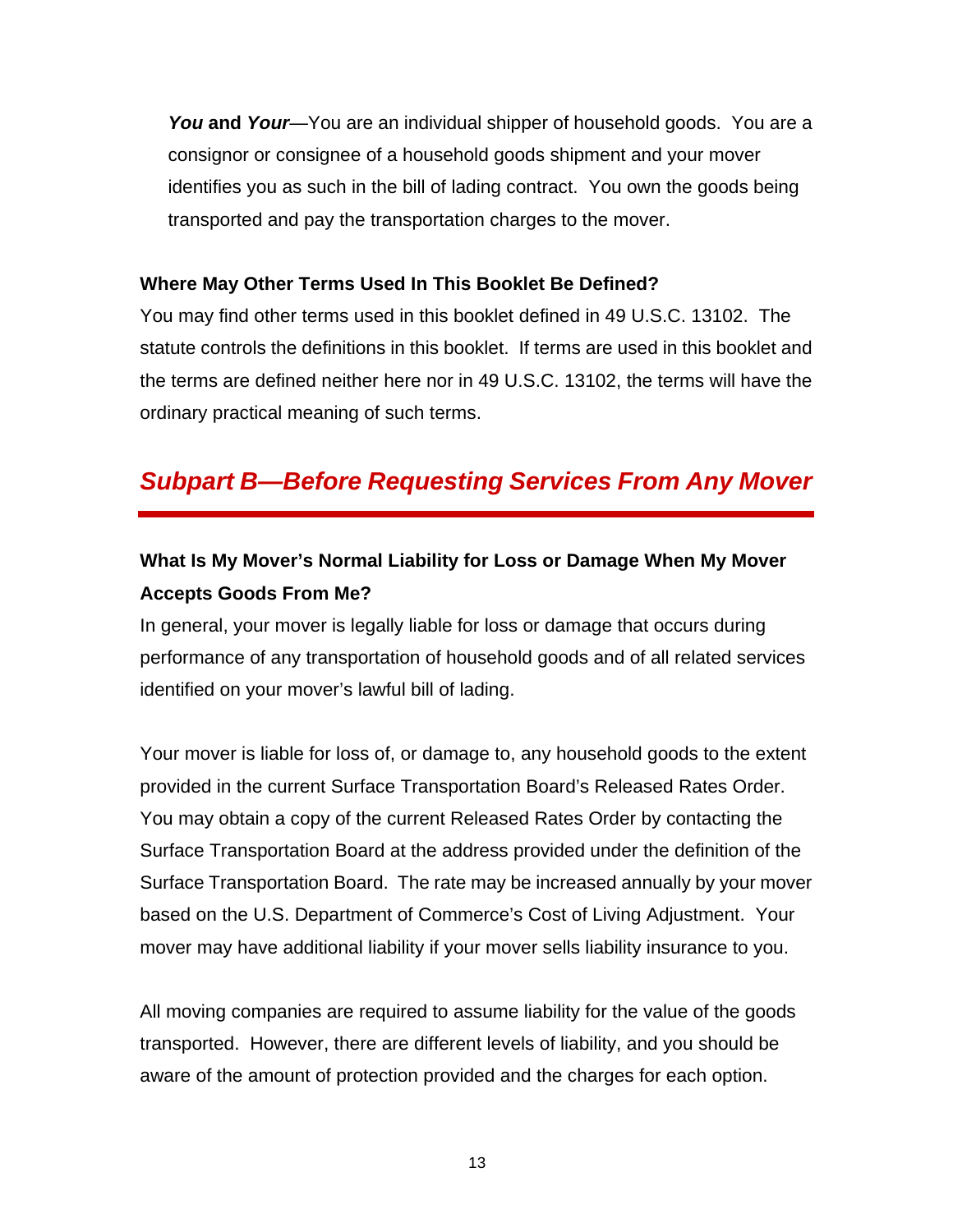***You*** **and** ***Your***—You are an individual shipper of household goods. You are a consignor or consignee of a household goods shipment and your mover identifies you as such in the bill of lading contract. You own the goods being transported and pay the transportation charges to the mover.

**Where May Other Terms Used In This Booklet Be Defined?**

You may find other terms used in this booklet defined in 49 U.S.C. 13102. The statute controls the definitions in this booklet. If terms are used in this booklet and the terms are defined neither here nor in 49 U.S.C. 13102, the terms will have the ordinary practical meaning of such terms.

## *Subpart B—Before Requesting Services From Any Mover*

### What Is My Mover's Normal Liability for Loss or Damage When My Mover Accepts Goods From Me?

In general, your mover is legally liable for loss or damage that occurs during performance of any transportation of household goods and of all related services identified on your mover's lawful bill of lading.

Your mover is liable for loss of, or damage to, any household goods to the extent provided in the current Surface Transportation Board's Released Rates Order. You may obtain a copy of the current Released Rates Order by contacting the Surface Transportation Board at the address provided under the definition of the Surface Transportation Board. The rate may be increased annually by your mover based on the U.S. Department of Commerce's Cost of Living Adjustment. Your mover may have additional liability if your mover sells liability insurance to you.

All moving companies are required to assume liability for the value of the goods transported. However, there are different levels of liability, and you should be aware of the amount of protection provided and the charges for each option.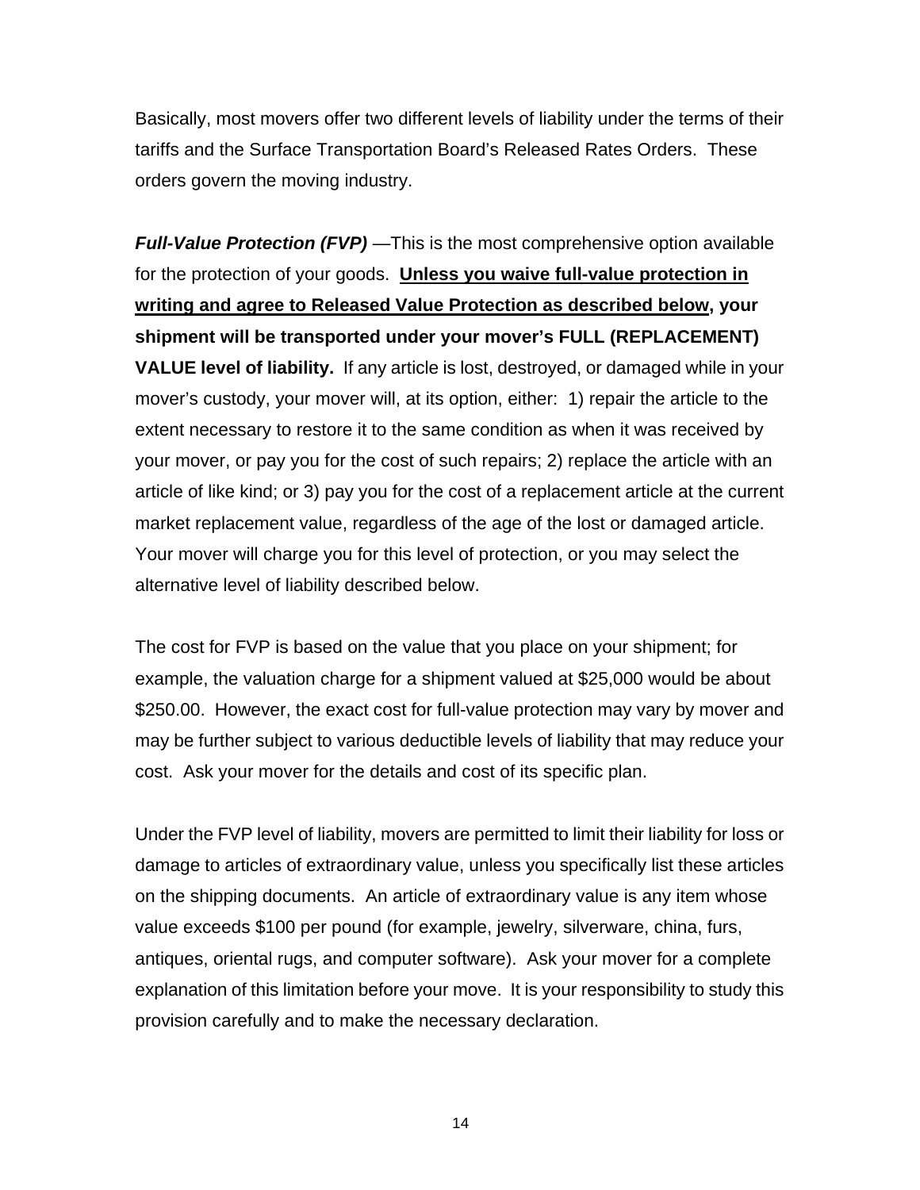Basically, most movers offer two different levels of liability under the terms of their tariffs and the Surface Transportation Board's Released Rates Orders. These orders govern the moving industry.

***Full-Value Protection (FVP)*** —This is the most comprehensive option available for the protection of your goods. **<u>Unless you waive full-value protection in writing and agree to Released Value Protection as described below</u>, your shipment will be transported under your mover's FULL (REPLACEMENT) VALUE level of liability.** If any article is lost, destroyed, or damaged while in your mover's custody, your mover will, at its option, either: 1) repair the article to the extent necessary to restore it to the same condition as when it was received by your mover, or pay you for the cost of such repairs; 2) replace the article with an article of like kind; or 3) pay you for the cost of a replacement article at the current market replacement value, regardless of the age of the lost or damaged article. Your mover will charge you for this level of protection, or you may select the alternative level of liability described below.

The cost for FVP is based on the value that you place on your shipment; for example, the valuation charge for a shipment valued at $25,000 would be about $250.00. However, the exact cost for full-value protection may vary by mover and may be further subject to various deductible levels of liability that may reduce your cost. Ask your mover for the details and cost of its specific plan.

Under the FVP level of liability, movers are permitted to limit their liability for loss or damage to articles of extraordinary value, unless you specifically list these articles on the shipping documents. An article of extraordinary value is any item whose value exceeds $100 per pound (for example, jewelry, silverware, china, furs, antiques, oriental rugs, and computer software). Ask your mover for a complete explanation of this limitation before your move. It is your responsibility to study this provision carefully and to make the necessary declaration.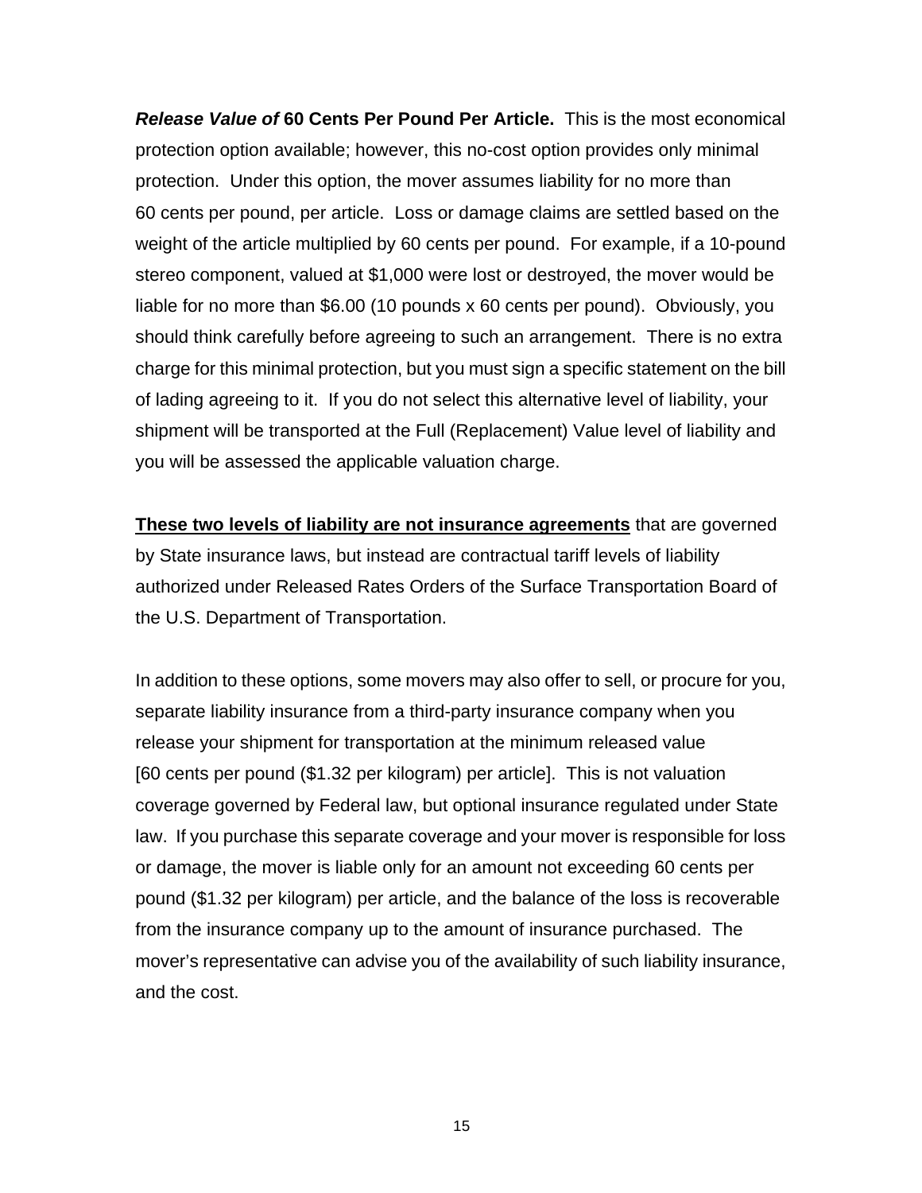***Release Value of* 60 Cents Per Pound Per Article.** This is the most economical protection option available; however, this no-cost option provides only minimal protection. Under this option, the mover assumes liability for no more than 60 cents per pound, per article. Loss or damage claims are settled based on the weight of the article multiplied by 60 cents per pound. For example, if a 10-pound stereo component, valued at $1,000 were lost or destroyed, the mover would be liable for no more than $6.00 (10 pounds x 60 cents per pound). Obviously, you should think carefully before agreeing to such an arrangement. There is no extra charge for this minimal protection, but you must sign a specific statement on the bill of lading agreeing to it. If you do not select this alternative level of liability, your shipment will be transported at the Full (Replacement) Value level of liability and you will be assessed the applicable valuation charge.

<u>**These two levels of liability are not insurance agreements**</u> that are governed by State insurance laws, but instead are contractual tariff levels of liability authorized under Released Rates Orders of the Surface Transportation Board of the U.S. Department of Transportation.

In addition to these options, some movers may also offer to sell, or procure for you, separate liability insurance from a third-party insurance company when you release your shipment for transportation at the minimum released value [60 cents per pound ($1.32 per kilogram) per article]. This is not valuation coverage governed by Federal law, but optional insurance regulated under State law. If you purchase this separate coverage and your mover is responsible for loss or damage, the mover is liable only for an amount not exceeding 60 cents per pound ($1.32 per kilogram) per article, and the balance of the loss is recoverable from the insurance company up to the amount of insurance purchased. The mover's representative can advise you of the availability of such liability insurance, and the cost.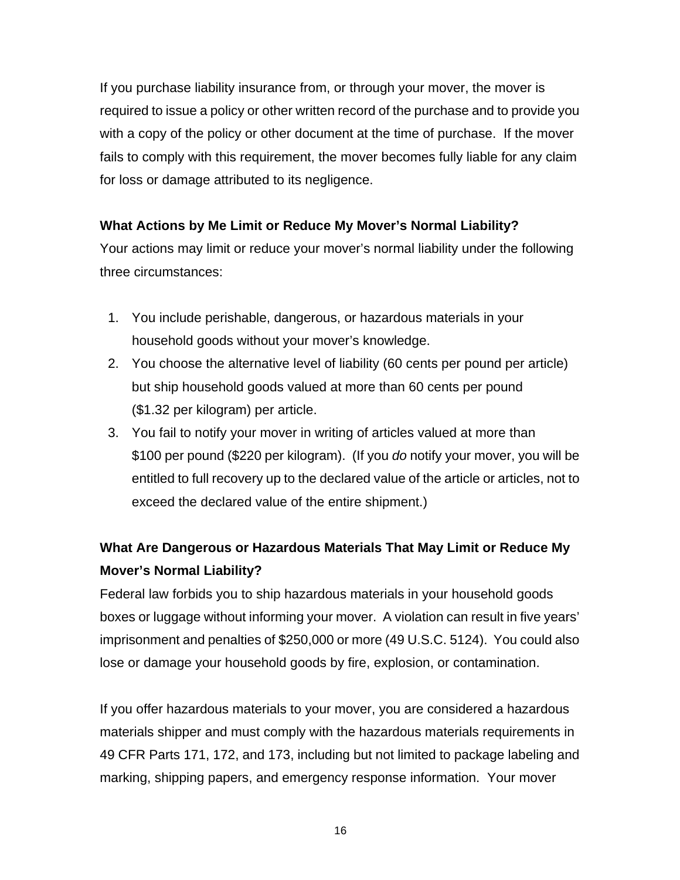If you purchase liability insurance from, or through your mover, the mover is required to issue a policy or other written record of the purchase and to provide you with a copy of the policy or other document at the time of purchase.  If the mover fails to comply with this requirement, the mover becomes fully liable for any claim for loss or damage attributed to its negligence.

**What Actions by Me Limit or Reduce My Mover's Normal Liability?**

Your actions may limit or reduce your mover's normal liability under the following three circumstances:

1. You include perishable, dangerous, or hazardous materials in your household goods without your mover's knowledge.
2. You choose the alternative level of liability (60 cents per pound per article) but ship household goods valued at more than 60 cents per pound ($1.32 per kilogram) per article.
3. You fail to notify your mover in writing of articles valued at more than $100 per pound ($220 per kilogram).  (If you *do* notify your mover, you will be entitled to full recovery up to the declared value of the article or articles, not to exceed the declared value of the entire shipment.)

**What Are Dangerous or Hazardous Materials That May Limit or Reduce My Mover's Normal Liability?**

Federal law forbids you to ship hazardous materials in your household goods boxes or luggage without informing your mover.  A violation can result in five years' imprisonment and penalties of $250,000 or more (49 U.S.C. 5124).  You could also lose or damage your household goods by fire, explosion, or contamination.

If you offer hazardous materials to your mover, you are considered a hazardous materials shipper and must comply with the hazardous materials requirements in 49 CFR Parts 171, 172, and 173, including but not limited to package labeling and marking, shipping papers, and emergency response information.  Your mover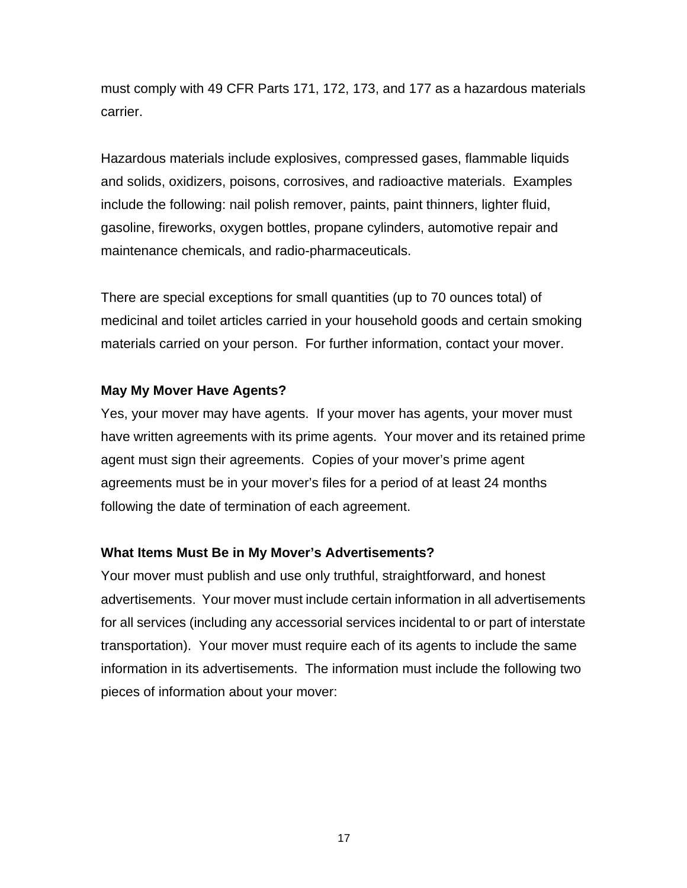must comply with 49 CFR Parts 171, 172, 173, and 177 as a hazardous materials carrier.

Hazardous materials include explosives, compressed gases, flammable liquids and solids, oxidizers, poisons, corrosives, and radioactive materials. Examples include the following: nail polish remover, paints, paint thinners, lighter fluid, gasoline, fireworks, oxygen bottles, propane cylinders, automotive repair and maintenance chemicals, and radio-pharmaceuticals.

There are special exceptions for small quantities (up to 70 ounces total) of medicinal and toilet articles carried in your household goods and certain smoking materials carried on your person. For further information, contact your mover.

**May My Mover Have Agents?**

Yes, your mover may have agents. If your mover has agents, your mover must have written agreements with its prime agents. Your mover and its retained prime agent must sign their agreements. Copies of your mover's prime agent agreements must be in your mover's files for a period of at least 24 months following the date of termination of each agreement.

**What Items Must Be in My Mover's Advertisements?**

Your mover must publish and use only truthful, straightforward, and honest advertisements. Your mover must include certain information in all advertisements for all services (including any accessorial services incidental to or part of interstate transportation). Your mover must require each of its agents to include the same information in its advertisements. The information must include the following two pieces of information about your mover: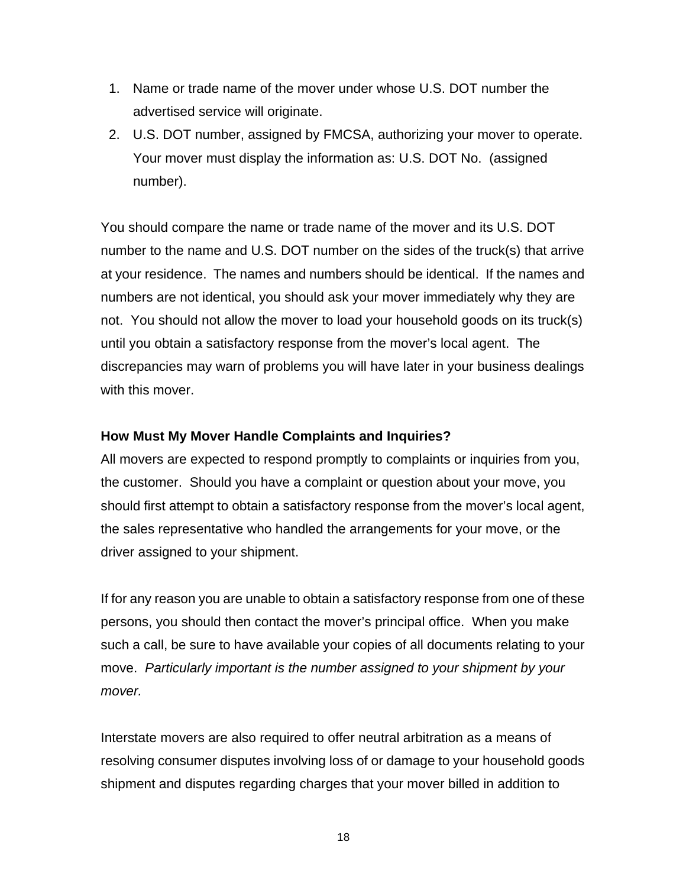1. Name or trade name of the mover under whose U.S. DOT number the advertised service will originate.
2. U.S. DOT number, assigned by FMCSA, authorizing your mover to operate. Your mover must display the information as: U.S. DOT No. (assigned number).

You should compare the name or trade name of the mover and its U.S. DOT number to the name and U.S. DOT number on the sides of the truck(s) that arrive at your residence. The names and numbers should be identical. If the names and numbers are not identical, you should ask your mover immediately why they are not. You should not allow the mover to load your household goods on its truck(s) until you obtain a satisfactory response from the mover's local agent. The discrepancies may warn of problems you will have later in your business dealings with this mover.

**How Must My Mover Handle Complaints and Inquiries?**

All movers are expected to respond promptly to complaints or inquiries from you, the customer. Should you have a complaint or question about your move, you should first attempt to obtain a satisfactory response from the mover's local agent, the sales representative who handled the arrangements for your move, or the driver assigned to your shipment.

If for any reason you are unable to obtain a satisfactory response from one of these persons, you should then contact the mover's principal office. When you make such a call, be sure to have available your copies of all documents relating to your move. *Particularly important is the number assigned to your shipment by your mover.*

Interstate movers are also required to offer neutral arbitration as a means of resolving consumer disputes involving loss of or damage to your household goods shipment and disputes regarding charges that your mover billed in addition to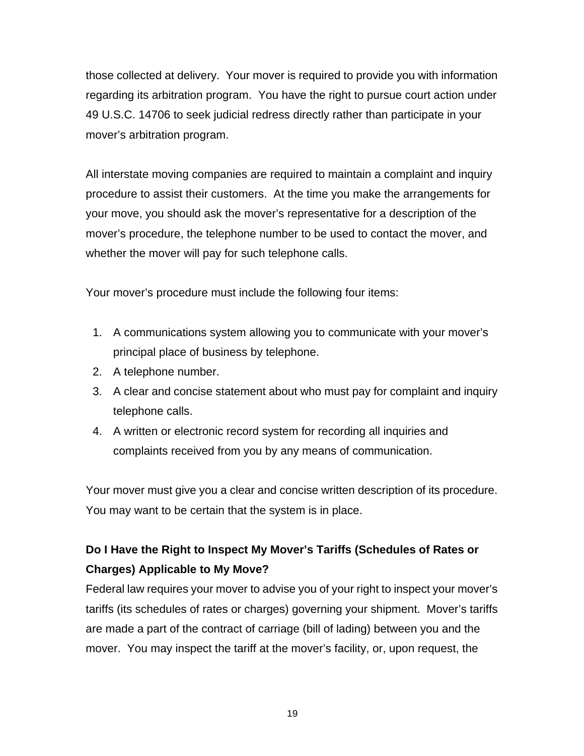those collected at delivery.  Your mover is required to provide you with information regarding its arbitration program.  You have the right to pursue court action under 49 U.S.C. 14706 to seek judicial redress directly rather than participate in your mover's arbitration program.

All interstate moving companies are required to maintain a complaint and inquiry procedure to assist their customers.  At the time you make the arrangements for your move, you should ask the mover's representative for a description of the mover's procedure, the telephone number to be used to contact the mover, and whether the mover will pay for such telephone calls.

Your mover's procedure must include the following four items:

1. A communications system allowing you to communicate with your mover's principal place of business by telephone.
2. A telephone number.
3. A clear and concise statement about who must pay for complaint and inquiry telephone calls.
4. A written or electronic record system for recording all inquiries and complaints received from you by any means of communication.

Your mover must give you a clear and concise written description of its procedure. You may want to be certain that the system is in place.

### Do I Have the Right to Inspect My Mover's Tariffs (Schedules of Rates or Charges) Applicable to My Move?

Federal law requires your mover to advise you of your right to inspect your mover's tariffs (its schedules of rates or charges) governing your shipment.  Mover's tariffs are made a part of the contract of carriage (bill of lading) between you and the mover.  You may inspect the tariff at the mover's facility, or, upon request, the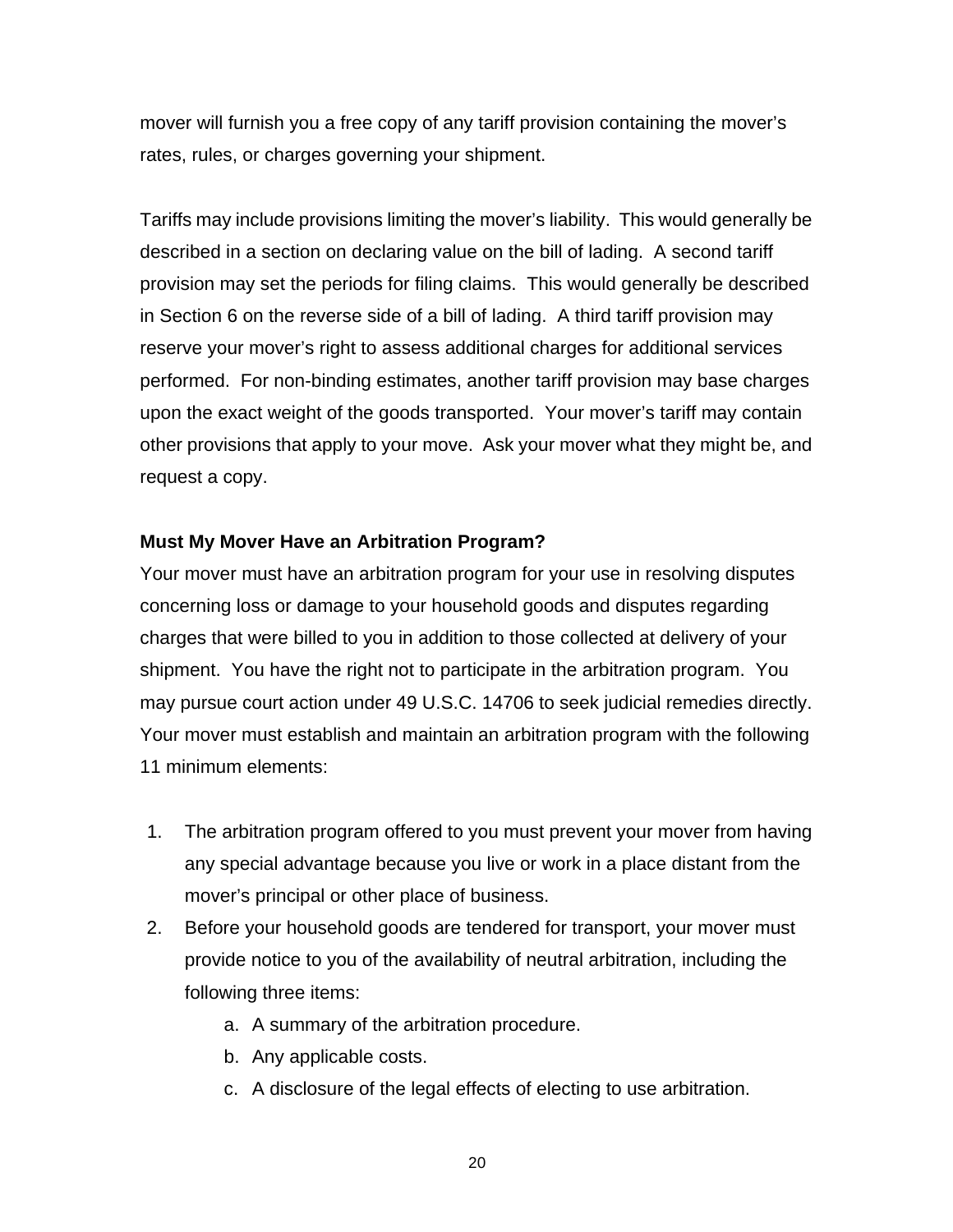mover will furnish you a free copy of any tariff provision containing the mover's rates, rules, or charges governing your shipment.

Tariffs may include provisions limiting the mover's liability. This would generally be described in a section on declaring value on the bill of lading. A second tariff provision may set the periods for filing claims. This would generally be described in Section 6 on the reverse side of a bill of lading. A third tariff provision may reserve your mover's right to assess additional charges for additional services performed. For non-binding estimates, another tariff provision may base charges upon the exact weight of the goods transported. Your mover's tariff may contain other provisions that apply to your move. Ask your mover what they might be, and request a copy.

**Must My Mover Have an Arbitration Program?**

Your mover must have an arbitration program for your use in resolving disputes concerning loss or damage to your household goods and disputes regarding charges that were billed to you in addition to those collected at delivery of your shipment. You have the right not to participate in the arbitration program. You may pursue court action under 49 U.S.C. 14706 to seek judicial remedies directly. Your mover must establish and maintain an arbitration program with the following 11 minimum elements:

1. The arbitration program offered to you must prevent your mover from having any special advantage because you live or work in a place distant from the mover's principal or other place of business.
2. Before your household goods are tendered for transport, your mover must provide notice to you of the availability of neutral arbitration, including the following three items:
    a. A summary of the arbitration procedure.
    b. Any applicable costs.
    c. A disclosure of the legal effects of electing to use arbitration.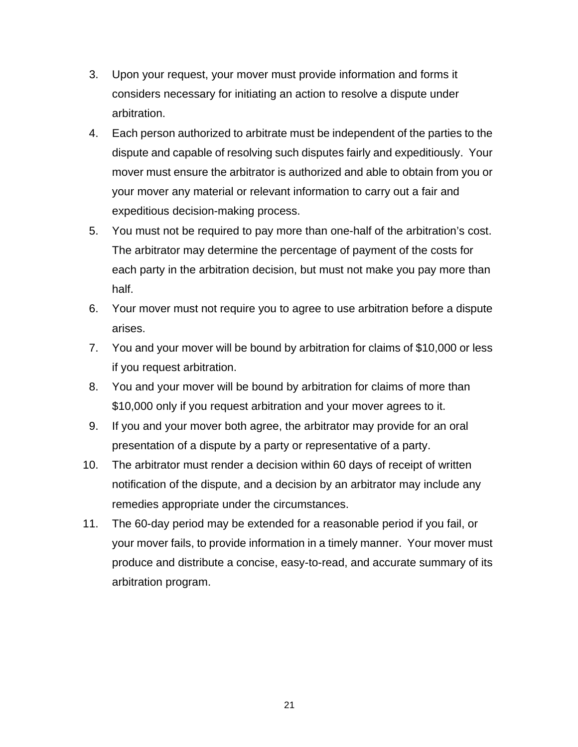3. Upon your request, your mover must provide information and forms it considers necessary for initiating an action to resolve a dispute under arbitration.
4. Each person authorized to arbitrate must be independent of the parties to the dispute and capable of resolving such disputes fairly and expeditiously. Your mover must ensure the arbitrator is authorized and able to obtain from you or your mover any material or relevant information to carry out a fair and expeditious decision-making process.
5. You must not be required to pay more than one-half of the arbitration's cost. The arbitrator may determine the percentage of payment of the costs for each party in the arbitration decision, but must not make you pay more than half.
6. Your mover must not require you to agree to use arbitration before a dispute arises.
7. You and your mover will be bound by arbitration for claims of $10,000 or less if you request arbitration.
8. You and your mover will be bound by arbitration for claims of more than $10,000 only if you request arbitration and your mover agrees to it.
9. If you and your mover both agree, the arbitrator may provide for an oral presentation of a dispute by a party or representative of a party.
10. The arbitrator must render a decision within 60 days of receipt of written notification of the dispute, and a decision by an arbitrator may include any remedies appropriate under the circumstances.
11. The 60-day period may be extended for a reasonable period if you fail, or your mover fails, to provide information in a timely manner. Your mover must produce and distribute a concise, easy-to-read, and accurate summary of its arbitration program.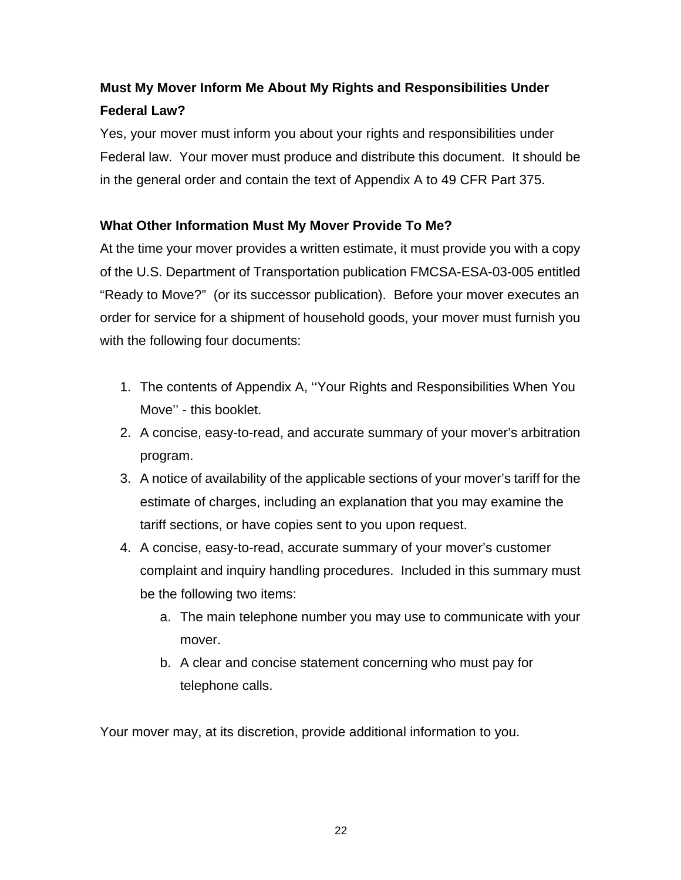### Must My Mover Inform Me About My Rights and Responsibilities Under Federal Law?

Yes, your mover must inform you about your rights and responsibilities under Federal law. Your mover must produce and distribute this document. It should be in the general order and contain the text of Appendix A to 49 CFR Part 375.

### What Other Information Must My Mover Provide To Me?

At the time your mover provides a written estimate, it must provide you with a copy of the U.S. Department of Transportation publication FMCSA-ESA-03-005 entitled "Ready to Move?" (or its successor publication). Before your mover executes an order for service for a shipment of household goods, your mover must furnish you with the following four documents:

1. The contents of Appendix A, ''Your Rights and Responsibilities When You Move'' - this booklet.
2. A concise, easy-to-read, and accurate summary of your mover's arbitration program.
3. A notice of availability of the applicable sections of your mover's tariff for the estimate of charges, including an explanation that you may examine the tariff sections, or have copies sent to you upon request.
4. A concise, easy-to-read, accurate summary of your mover's customer complaint and inquiry handling procedures. Included in this summary must be the following two items:
   a. The main telephone number you may use to communicate with your mover.
   b. A clear and concise statement concerning who must pay for telephone calls.

Your mover may, at its discretion, provide additional information to you.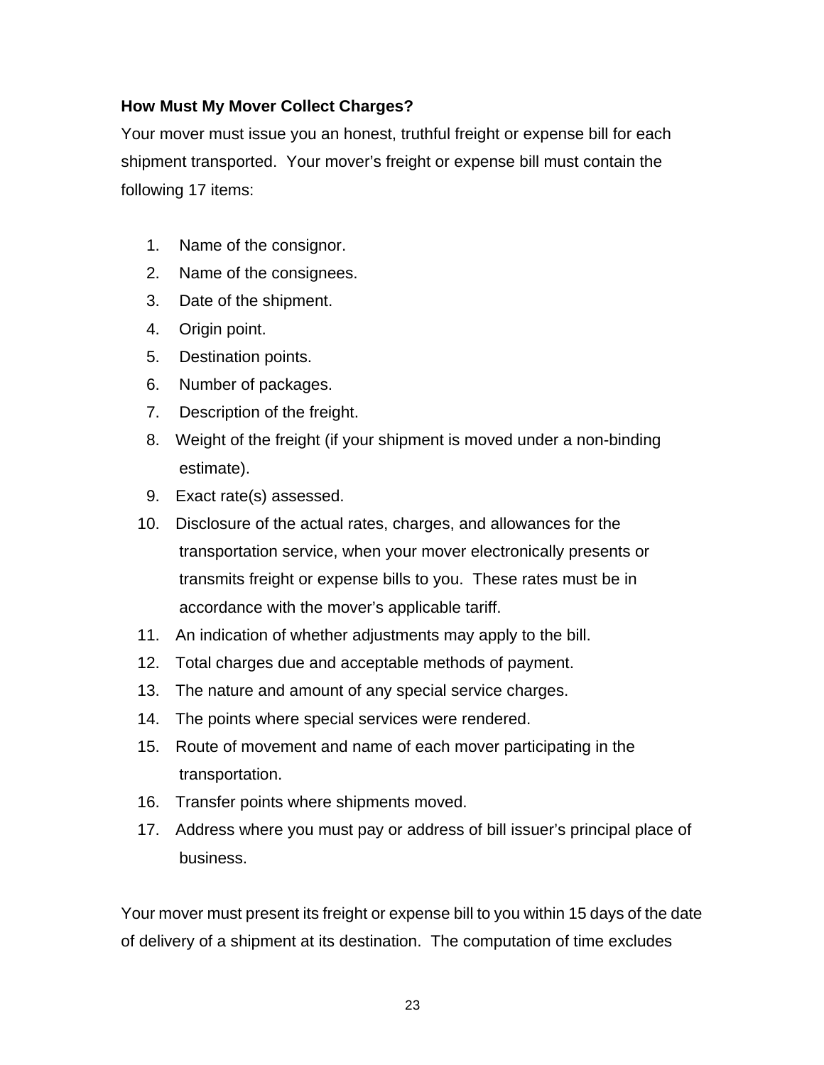**How Must My Mover Collect Charges?**

Your mover must issue you an honest, truthful freight or expense bill for each shipment transported. Your mover's freight or expense bill must contain the following 17 items:

1. Name of the consignor.
2. Name of the consignees.
3. Date of the shipment.
4. Origin point.
5. Destination points.
6. Number of packages.
7. Description of the freight.
8. Weight of the freight (if your shipment is moved under a non-binding estimate).
9. Exact rate(s) assessed.
10. Disclosure of the actual rates, charges, and allowances for the transportation service, when your mover electronically presents or transmits freight or expense bills to you. These rates must be in accordance with the mover's applicable tariff.
11. An indication of whether adjustments may apply to the bill.
12. Total charges due and acceptable methods of payment.
13. The nature and amount of any special service charges.
14. The points where special services were rendered.
15. Route of movement and name of each mover participating in the transportation.
16. Transfer points where shipments moved.
17. Address where you must pay or address of bill issuer's principal place of business.

Your mover must present its freight or expense bill to you within 15 days of the date of delivery of a shipment at its destination. The computation of time excludes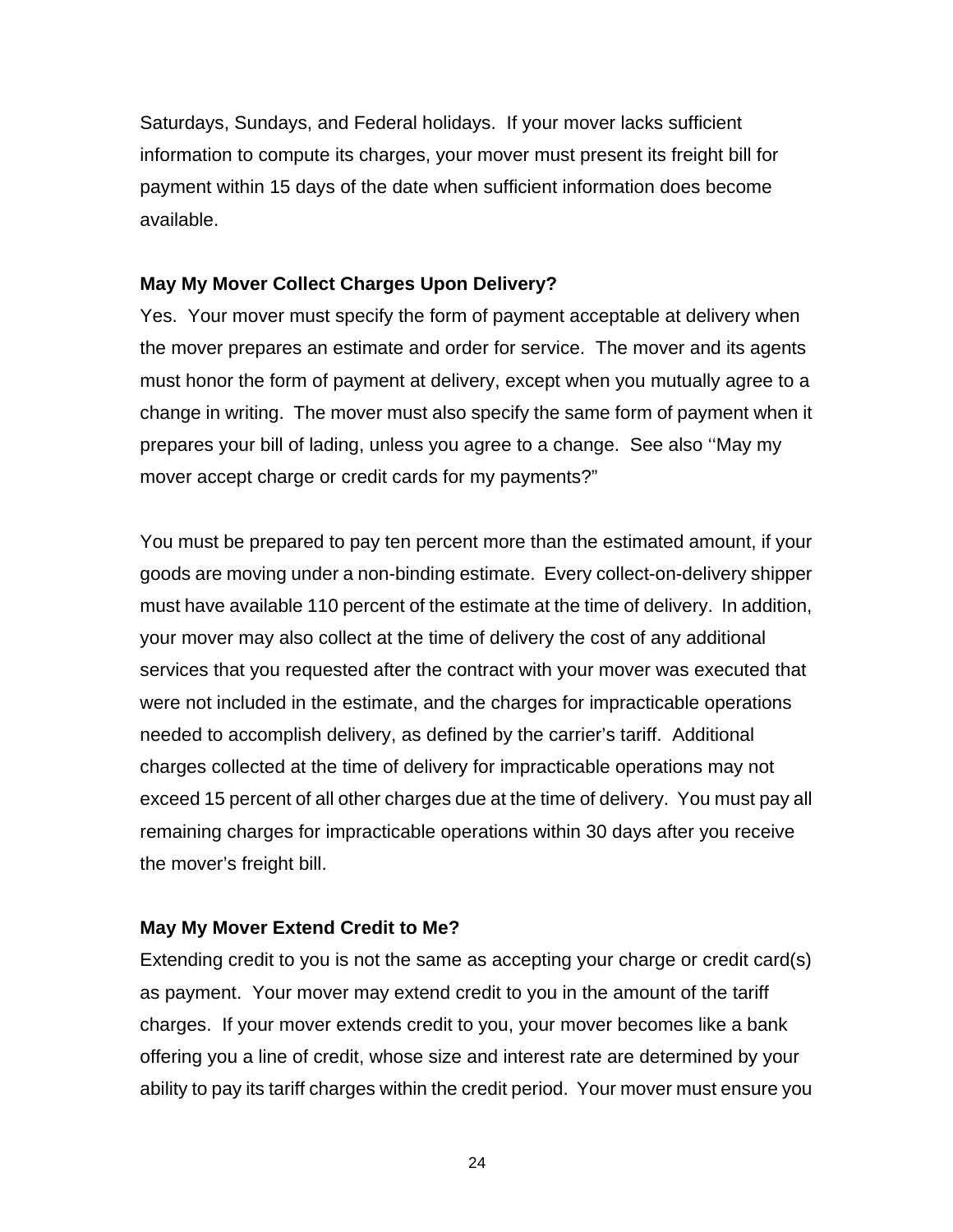Saturdays, Sundays, and Federal holidays. If your mover lacks sufficient information to compute its charges, your mover must present its freight bill for payment within 15 days of the date when sufficient information does become available.

**May My Mover Collect Charges Upon Delivery?**

Yes. Your mover must specify the form of payment acceptable at delivery when the mover prepares an estimate and order for service. The mover and its agents must honor the form of payment at delivery, except when you mutually agree to a change in writing. The mover must also specify the same form of payment when it prepares your bill of lading, unless you agree to a change. See also ‘‘May my mover accept charge or credit cards for my payments?”

You must be prepared to pay ten percent more than the estimated amount, if your goods are moving under a non-binding estimate. Every collect-on-delivery shipper must have available 110 percent of the estimate at the time of delivery. In addition, your mover may also collect at the time of delivery the cost of any additional services that you requested after the contract with your mover was executed that were not included in the estimate, and the charges for impracticable operations needed to accomplish delivery, as defined by the carrier’s tariff. Additional charges collected at the time of delivery for impracticable operations may not exceed 15 percent of all other charges due at the time of delivery. You must pay all remaining charges for impracticable operations within 30 days after you receive the mover’s freight bill.

**May My Mover Extend Credit to Me?**

Extending credit to you is not the same as accepting your charge or credit card(s) as payment. Your mover may extend credit to you in the amount of the tariff charges. If your mover extends credit to you, your mover becomes like a bank offering you a line of credit, whose size and interest rate are determined by your ability to pay its tariff charges within the credit period. Your mover must ensure you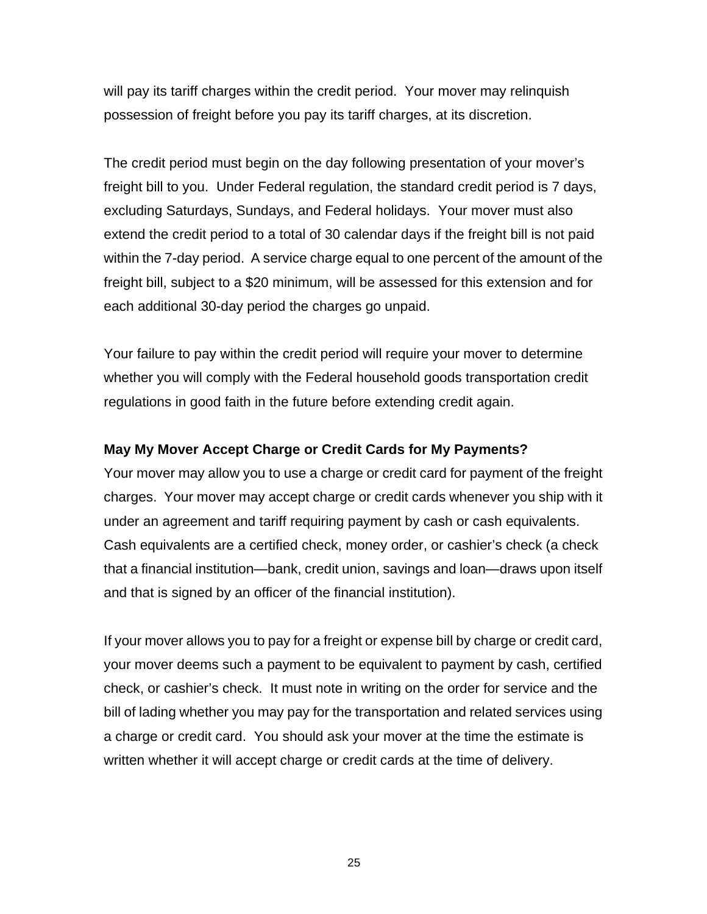will pay its tariff charges within the credit period. Your mover may relinquish possession of freight before you pay its tariff charges, at its discretion.

The credit period must begin on the day following presentation of your mover's freight bill to you. Under Federal regulation, the standard credit period is 7 days, excluding Saturdays, Sundays, and Federal holidays. Your mover must also extend the credit period to a total of 30 calendar days if the freight bill is not paid within the 7-day period. A service charge equal to one percent of the amount of the freight bill, subject to a $20 minimum, will be assessed for this extension and for each additional 30-day period the charges go unpaid.

Your failure to pay within the credit period will require your mover to determine whether you will comply with the Federal household goods transportation credit regulations in good faith in the future before extending credit again.

**May My Mover Accept Charge or Credit Cards for My Payments?**

Your mover may allow you to use a charge or credit card for payment of the freight charges. Your mover may accept charge or credit cards whenever you ship with it under an agreement and tariff requiring payment by cash or cash equivalents. Cash equivalents are a certified check, money order, or cashier's check (a check that a financial institution—bank, credit union, savings and loan—draws upon itself and that is signed by an officer of the financial institution).

If your mover allows you to pay for a freight or expense bill by charge or credit card, your mover deems such a payment to be equivalent to payment by cash, certified check, or cashier's check. It must note in writing on the order for service and the bill of lading whether you may pay for the transportation and related services using a charge or credit card. You should ask your mover at the time the estimate is written whether it will accept charge or credit cards at the time of delivery.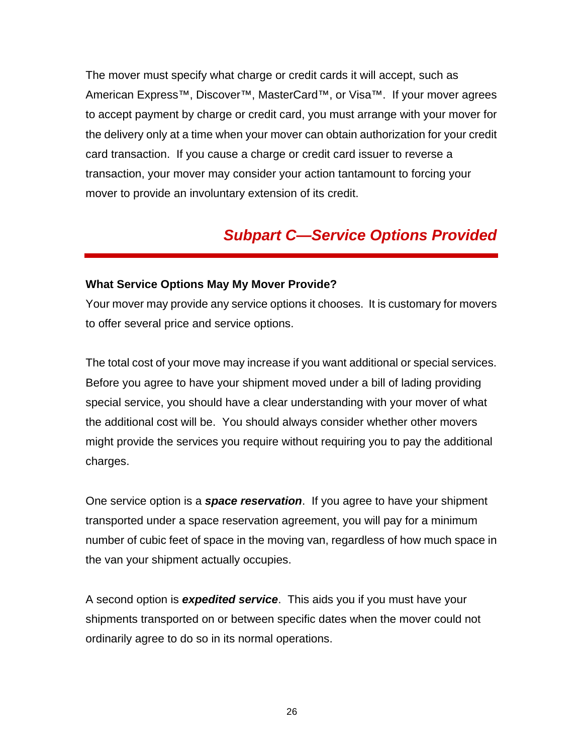The mover must specify what charge or credit cards it will accept, such as American Express™, Discover™, MasterCard™, or Visa™. If your mover agrees to accept payment by charge or credit card, you must arrange with your mover for the delivery only at a time when your mover can obtain authorization for your credit card transaction. If you cause a charge or credit card issuer to reverse a transaction, your mover may consider your action tantamount to forcing your mover to provide an involuntary extension of its credit.

## *Subpart C—Service Options Provided*

### What Service Options May My Mover Provide?

Your mover may provide any service options it chooses. It is customary for movers to offer several price and service options.

The total cost of your move may increase if you want additional or special services. Before you agree to have your shipment moved under a bill of lading providing special service, you should have a clear understanding with your mover of what the additional cost will be. You should always consider whether other movers might provide the services you require without requiring you to pay the additional charges.

One service option is a ***space reservation***. If you agree to have your shipment transported under a space reservation agreement, you will pay for a minimum number of cubic feet of space in the moving van, regardless of how much space in the van your shipment actually occupies.

A second option is ***expedited service***. This aids you if you must have your shipments transported on or between specific dates when the mover could not ordinarily agree to do so in its normal operations.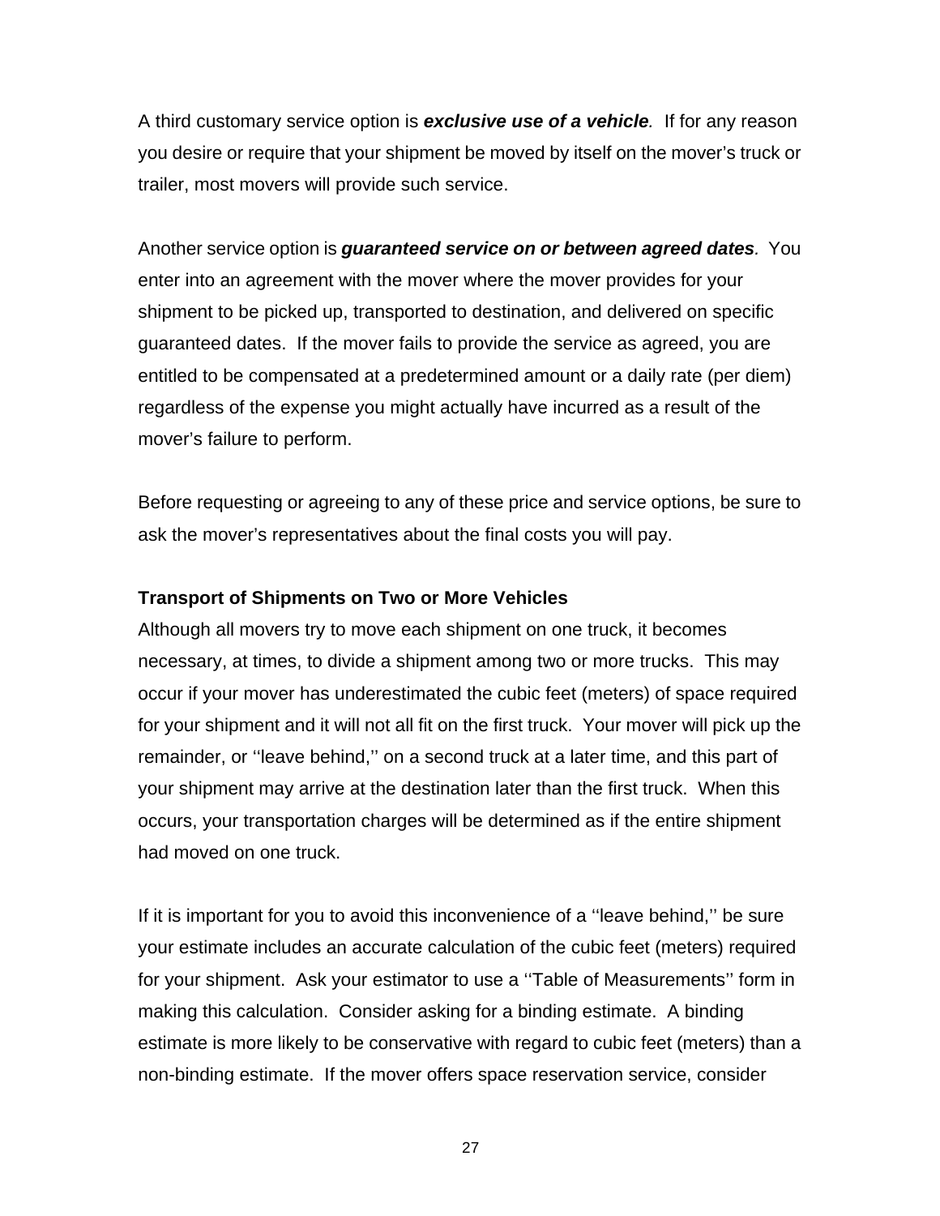A third customary service option is ***exclusive use of a vehicle****.* If for any reason you desire or require that your shipment be moved by itself on the mover's truck or trailer, most movers will provide such service.

Another service option is ***guaranteed service on or between agreed dates****.* You enter into an agreement with the mover where the mover provides for your shipment to be picked up, transported to destination, and delivered on specific guaranteed dates. If the mover fails to provide the service as agreed, you are entitled to be compensated at a predetermined amount or a daily rate (per diem) regardless of the expense you might actually have incurred as a result of the mover's failure to perform.

Before requesting or agreeing to any of these price and service options, be sure to ask the mover's representatives about the final costs you will pay.

**Transport of Shipments on Two or More Vehicles**

Although all movers try to move each shipment on one truck, it becomes necessary, at times, to divide a shipment among two or more trucks. This may occur if your mover has underestimated the cubic feet (meters) of space required for your shipment and it will not all fit on the first truck. Your mover will pick up the remainder, or ''leave behind,'' on a second truck at a later time, and this part of your shipment may arrive at the destination later than the first truck. When this occurs, your transportation charges will be determined as if the entire shipment had moved on one truck.

If it is important for you to avoid this inconvenience of a ''leave behind,'' be sure your estimate includes an accurate calculation of the cubic feet (meters) required for your shipment. Ask your estimator to use a ''Table of Measurements'' form in making this calculation. Consider asking for a binding estimate. A binding estimate is more likely to be conservative with regard to cubic feet (meters) than a non-binding estimate. If the mover offers space reservation service, consider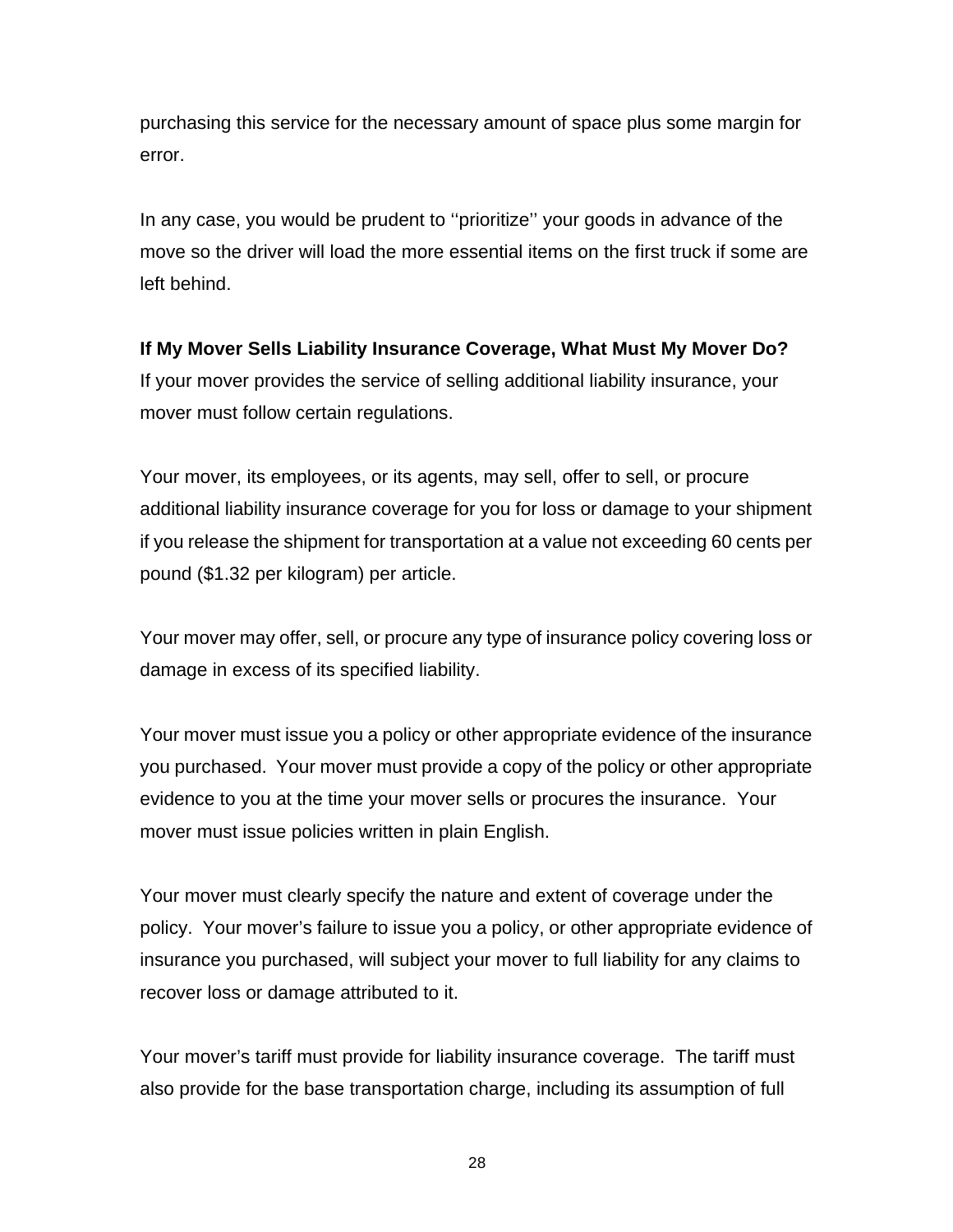purchasing this service for the necessary amount of space plus some margin for error.

In any case, you would be prudent to ''prioritize'' your goods in advance of the move so the driver will load the more essential items on the first truck if some are left behind.

**If My Mover Sells Liability Insurance Coverage, What Must My Mover Do?**
If your mover provides the service of selling additional liability insurance, your mover must follow certain regulations.

Your mover, its employees, or its agents, may sell, offer to sell, or procure additional liability insurance coverage for you for loss or damage to your shipment if you release the shipment for transportation at a value not exceeding 60 cents per pound ($1.32 per kilogram) per article.

Your mover may offer, sell, or procure any type of insurance policy covering loss or damage in excess of its specified liability.

Your mover must issue you a policy or other appropriate evidence of the insurance you purchased. Your mover must provide a copy of the policy or other appropriate evidence to you at the time your mover sells or procures the insurance. Your mover must issue policies written in plain English.

Your mover must clearly specify the nature and extent of coverage under the policy. Your mover's failure to issue you a policy, or other appropriate evidence of insurance you purchased, will subject your mover to full liability for any claims to recover loss or damage attributed to it.

Your mover's tariff must provide for liability insurance coverage. The tariff must also provide for the base transportation charge, including its assumption of full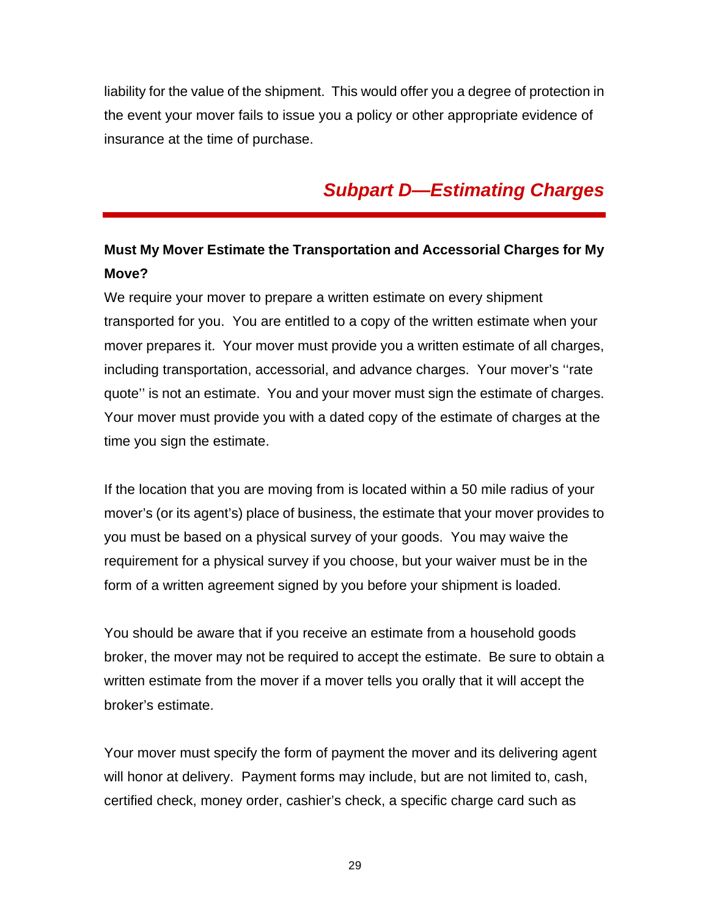liability for the value of the shipment. This would offer you a degree of protection in the event your mover fails to issue you a policy or other appropriate evidence of insurance at the time of purchase.

## *Subpart D—Estimating Charges*

### Must My Mover Estimate the Transportation and Accessorial Charges for My Move?

We require your mover to prepare a written estimate on every shipment transported for you. You are entitled to a copy of the written estimate when your mover prepares it. Your mover must provide you a written estimate of all charges, including transportation, accessorial, and advance charges. Your mover's ''rate quote'' is not an estimate. You and your mover must sign the estimate of charges. Your mover must provide you with a dated copy of the estimate of charges at the time you sign the estimate.

If the location that you are moving from is located within a 50 mile radius of your mover's (or its agent's) place of business, the estimate that your mover provides to you must be based on a physical survey of your goods. You may waive the requirement for a physical survey if you choose, but your waiver must be in the form of a written agreement signed by you before your shipment is loaded.

You should be aware that if you receive an estimate from a household goods broker, the mover may not be required to accept the estimate. Be sure to obtain a written estimate from the mover if a mover tells you orally that it will accept the broker's estimate.

Your mover must specify the form of payment the mover and its delivering agent will honor at delivery. Payment forms may include, but are not limited to, cash, certified check, money order, cashier's check, a specific charge card such as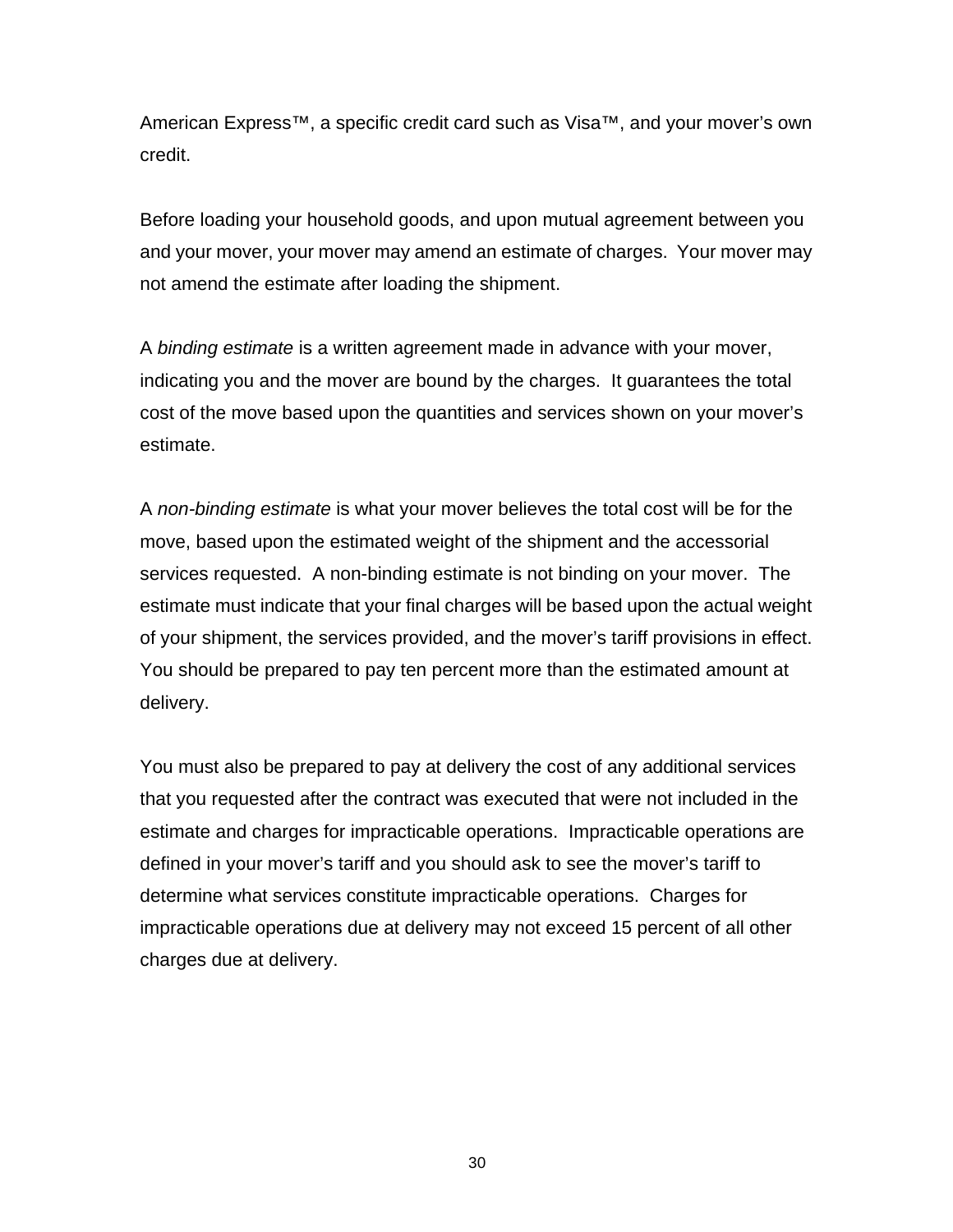American Express™, a specific credit card such as Visa™, and your mover's own credit.

Before loading your household goods, and upon mutual agreement between you and your mover, your mover may amend an estimate of charges. Your mover may not amend the estimate after loading the shipment.

A *binding estimate* is a written agreement made in advance with your mover, indicating you and the mover are bound by the charges. It guarantees the total cost of the move based upon the quantities and services shown on your mover's estimate.

A *non-binding estimate* is what your mover believes the total cost will be for the move, based upon the estimated weight of the shipment and the accessorial services requested. A non-binding estimate is not binding on your mover. The estimate must indicate that your final charges will be based upon the actual weight of your shipment, the services provided, and the mover's tariff provisions in effect. You should be prepared to pay ten percent more than the estimated amount at delivery.

You must also be prepared to pay at delivery the cost of any additional services that you requested after the contract was executed that were not included in the estimate and charges for impracticable operations. Impracticable operations are defined in your mover's tariff and you should ask to see the mover's tariff to determine what services constitute impracticable operations. Charges for impracticable operations due at delivery may not exceed 15 percent of all other charges due at delivery.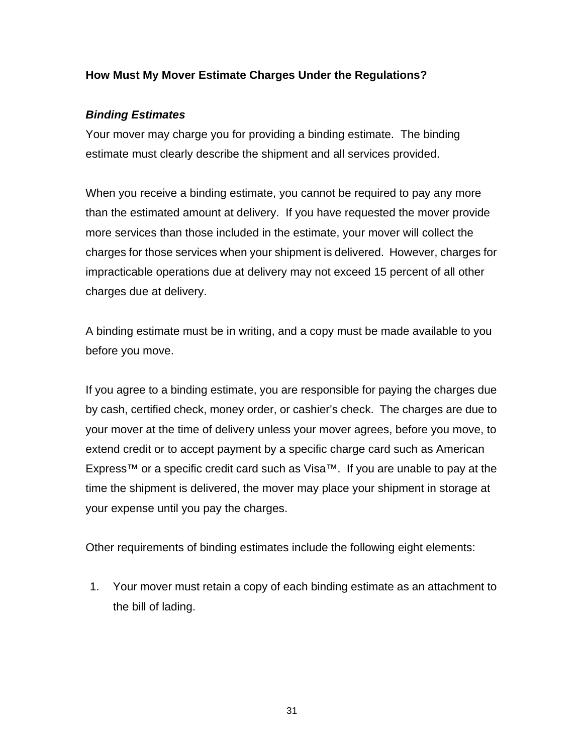**How Must My Mover Estimate Charges Under the Regulations?**

***Binding Estimates***

Your mover may charge you for providing a binding estimate. The binding estimate must clearly describe the shipment and all services provided.

When you receive a binding estimate, you cannot be required to pay any more than the estimated amount at delivery. If you have requested the mover provide more services than those included in the estimate, your mover will collect the charges for those services when your shipment is delivered. However, charges for impracticable operations due at delivery may not exceed 15 percent of all other charges due at delivery.

A binding estimate must be in writing, and a copy must be made available to you before you move.

If you agree to a binding estimate, you are responsible for paying the charges due by cash, certified check, money order, or cashier's check. The charges are due to your mover at the time of delivery unless your mover agrees, before you move, to extend credit or to accept payment by a specific charge card such as American Express™ or a specific credit card such as Visa™. If you are unable to pay at the time the shipment is delivered, the mover may place your shipment in storage at your expense until you pay the charges.

Other requirements of binding estimates include the following eight elements:

1. Your mover must retain a copy of each binding estimate as an attachment to the bill of lading.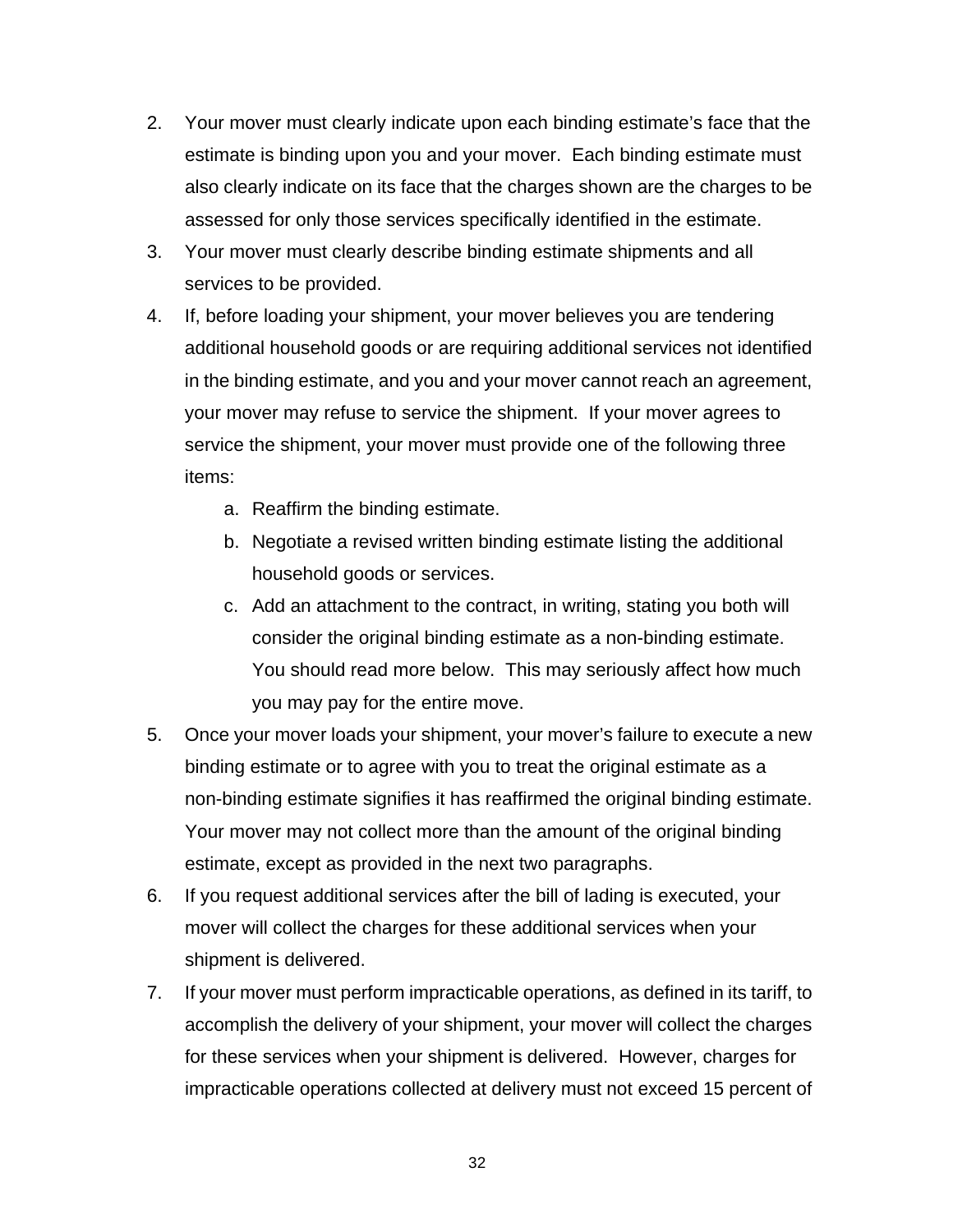2. Your mover must clearly indicate upon each binding estimate's face that the estimate is binding upon you and your mover. Each binding estimate must also clearly indicate on its face that the charges shown are the charges to be assessed for only those services specifically identified in the estimate.
3. Your mover must clearly describe binding estimate shipments and all services to be provided.
4. If, before loading your shipment, your mover believes you are tendering additional household goods or are requiring additional services not identified in the binding estimate, and you and your mover cannot reach an agreement, your mover may refuse to service the shipment. If your mover agrees to service the shipment, your mover must provide one of the following three items:
    a. Reaffirm the binding estimate.
    b. Negotiate a revised written binding estimate listing the additional household goods or services.
    c. Add an attachment to the contract, in writing, stating you both will consider the original binding estimate as a non-binding estimate. You should read more below. This may seriously affect how much you may pay for the entire move.
5. Once your mover loads your shipment, your mover's failure to execute a new binding estimate or to agree with you to treat the original estimate as a non-binding estimate signifies it has reaffirmed the original binding estimate. Your mover may not collect more than the amount of the original binding estimate, except as provided in the next two paragraphs.
6. If you request additional services after the bill of lading is executed, your mover will collect the charges for these additional services when your shipment is delivered.
7. If your mover must perform impracticable operations, as defined in its tariff, to accomplish the delivery of your shipment, your mover will collect the charges for these services when your shipment is delivered. However, charges for impracticable operations collected at delivery must not exceed 15 percent of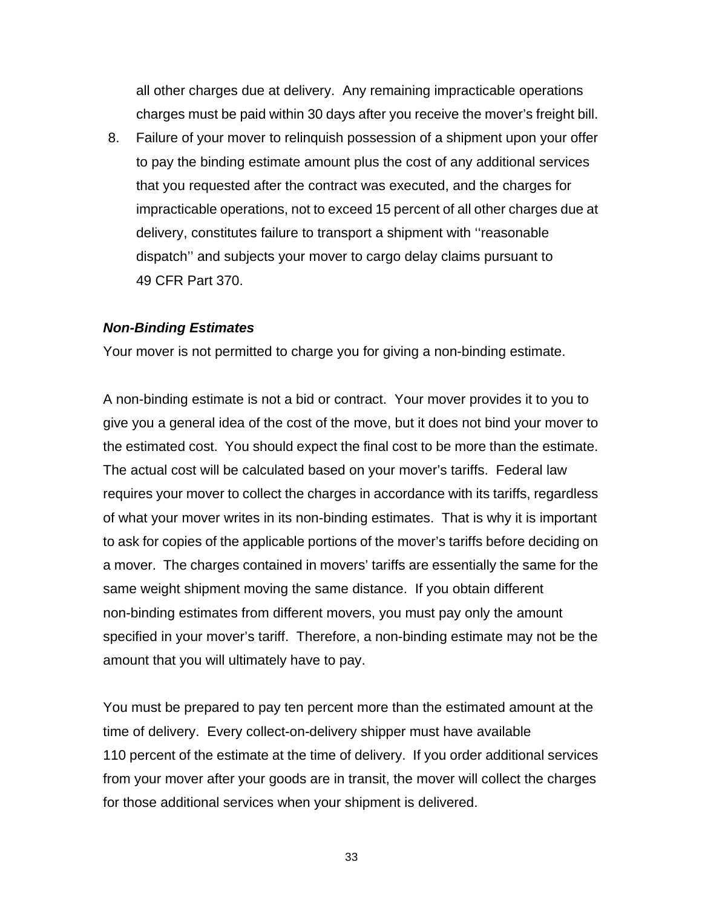all other charges due at delivery. Any remaining impracticable operations charges must be paid within 30 days after you receive the mover's freight bill.

8. Failure of your mover to relinquish possession of a shipment upon your offer to pay the binding estimate amount plus the cost of any additional services that you requested after the contract was executed, and the charges for impracticable operations, not to exceed 15 percent of all other charges due at delivery, constitutes failure to transport a shipment with ''reasonable dispatch'' and subjects your mover to cargo delay claims pursuant to 49 CFR Part 370.

***Non-Binding Estimates***

Your mover is not permitted to charge you for giving a non-binding estimate.

A non-binding estimate is not a bid or contract. Your mover provides it to you to give you a general idea of the cost of the move, but it does not bind your mover to the estimated cost. You should expect the final cost to be more than the estimate. The actual cost will be calculated based on your mover's tariffs. Federal law requires your mover to collect the charges in accordance with its tariffs, regardless of what your mover writes in its non-binding estimates. That is why it is important to ask for copies of the applicable portions of the mover's tariffs before deciding on a mover. The charges contained in movers' tariffs are essentially the same for the same weight shipment moving the same distance. If you obtain different non-binding estimates from different movers, you must pay only the amount specified in your mover's tariff. Therefore, a non-binding estimate may not be the amount that you will ultimately have to pay.

You must be prepared to pay ten percent more than the estimated amount at the time of delivery. Every collect-on-delivery shipper must have available 110 percent of the estimate at the time of delivery. If you order additional services from your mover after your goods are in transit, the mover will collect the charges for those additional services when your shipment is delivered.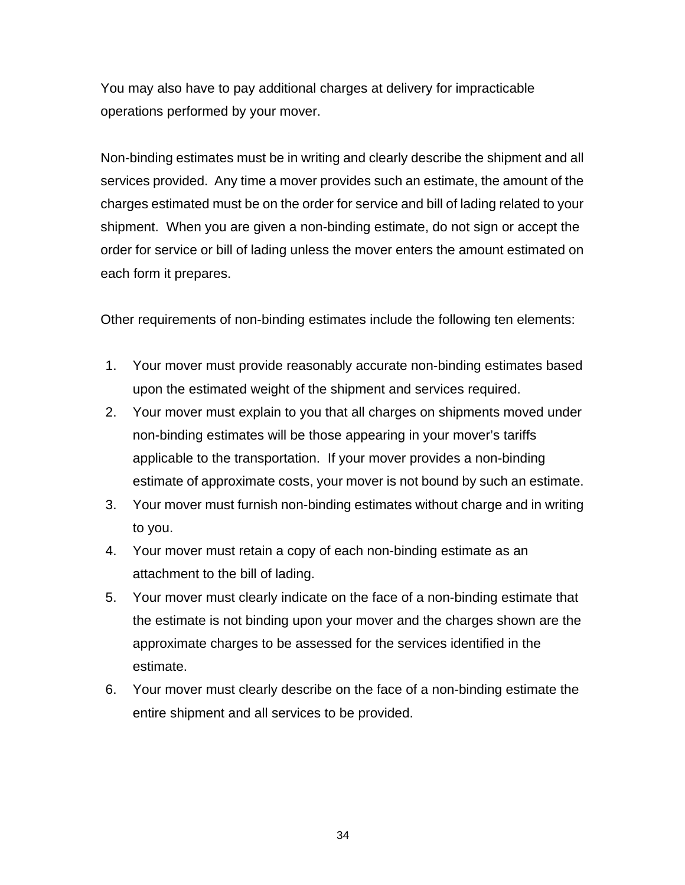You may also have to pay additional charges at delivery for impracticable operations performed by your mover.

Non-binding estimates must be in writing and clearly describe the shipment and all services provided. Any time a mover provides such an estimate, the amount of the charges estimated must be on the order for service and bill of lading related to your shipment. When you are given a non-binding estimate, do not sign or accept the order for service or bill of lading unless the mover enters the amount estimated on each form it prepares.

Other requirements of non-binding estimates include the following ten elements:

1. Your mover must provide reasonably accurate non-binding estimates based upon the estimated weight of the shipment and services required.
2. Your mover must explain to you that all charges on shipments moved under non-binding estimates will be those appearing in your mover's tariffs applicable to the transportation. If your mover provides a non-binding estimate of approximate costs, your mover is not bound by such an estimate.
3. Your mover must furnish non-binding estimates without charge and in writing to you.
4. Your mover must retain a copy of each non-binding estimate as an attachment to the bill of lading.
5. Your mover must clearly indicate on the face of a non-binding estimate that the estimate is not binding upon your mover and the charges shown are the approximate charges to be assessed for the services identified in the estimate.
6. Your mover must clearly describe on the face of a non-binding estimate the entire shipment and all services to be provided.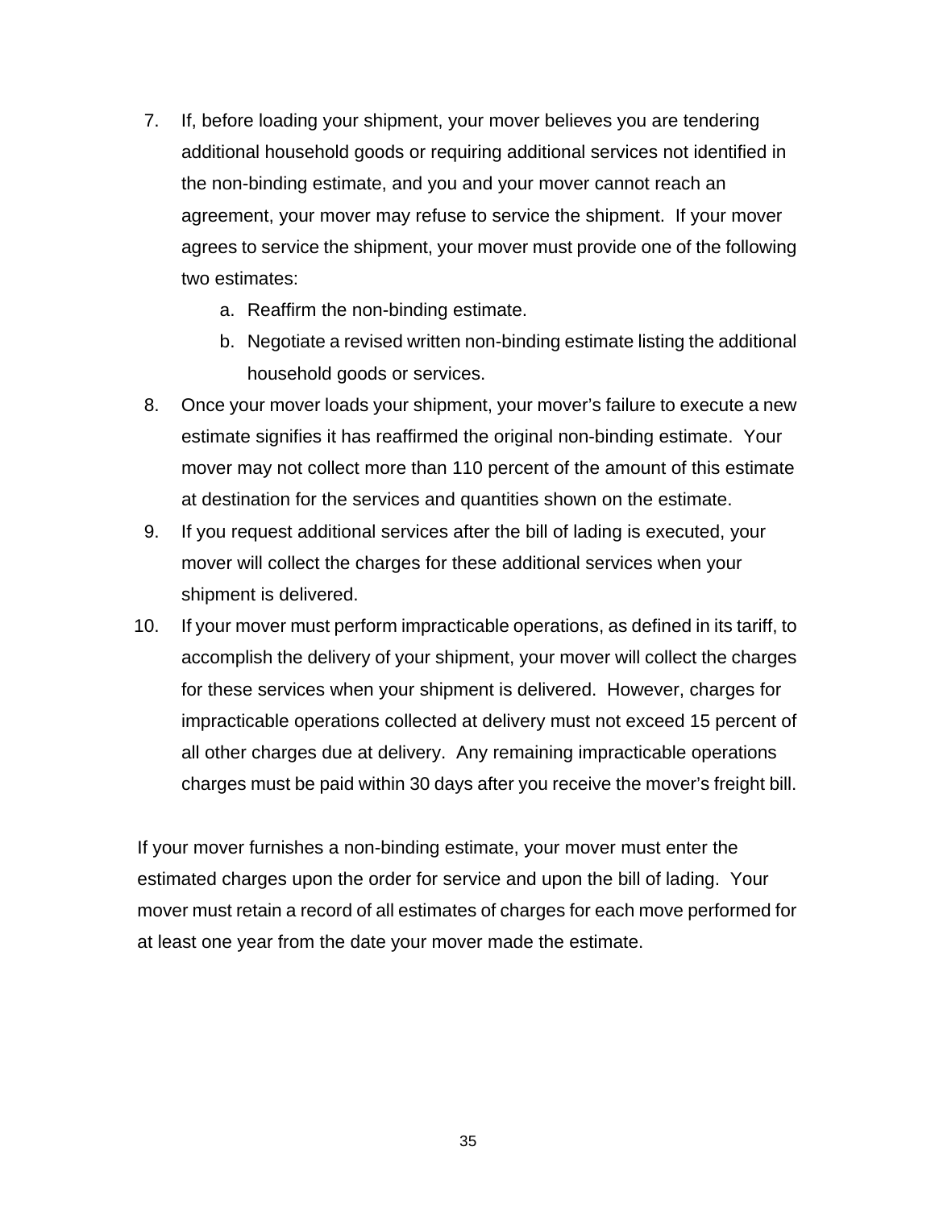7. If, before loading your shipment, your mover believes you are tendering additional household goods or requiring additional services not identified in the non-binding estimate, and you and your mover cannot reach an agreement, your mover may refuse to service the shipment. If your mover agrees to service the shipment, your mover must provide one of the following two estimates:
   a. Reaffirm the non-binding estimate.
   b. Negotiate a revised written non-binding estimate listing the additional household goods or services.
8. Once your mover loads your shipment, your mover's failure to execute a new estimate signifies it has reaffirmed the original non-binding estimate. Your mover may not collect more than 110 percent of the amount of this estimate at destination for the services and quantities shown on the estimate.
9. If you request additional services after the bill of lading is executed, your mover will collect the charges for these additional services when your shipment is delivered.
10. If your mover must perform impracticable operations, as defined in its tariff, to accomplish the delivery of your shipment, your mover will collect the charges for these services when your shipment is delivered. However, charges for impracticable operations collected at delivery must not exceed 15 percent of all other charges due at delivery. Any remaining impracticable operations charges must be paid within 30 days after you receive the mover's freight bill.

If your mover furnishes a non-binding estimate, your mover must enter the estimated charges upon the order for service and upon the bill of lading. Your mover must retain a record of all estimates of charges for each move performed for at least one year from the date your mover made the estimate.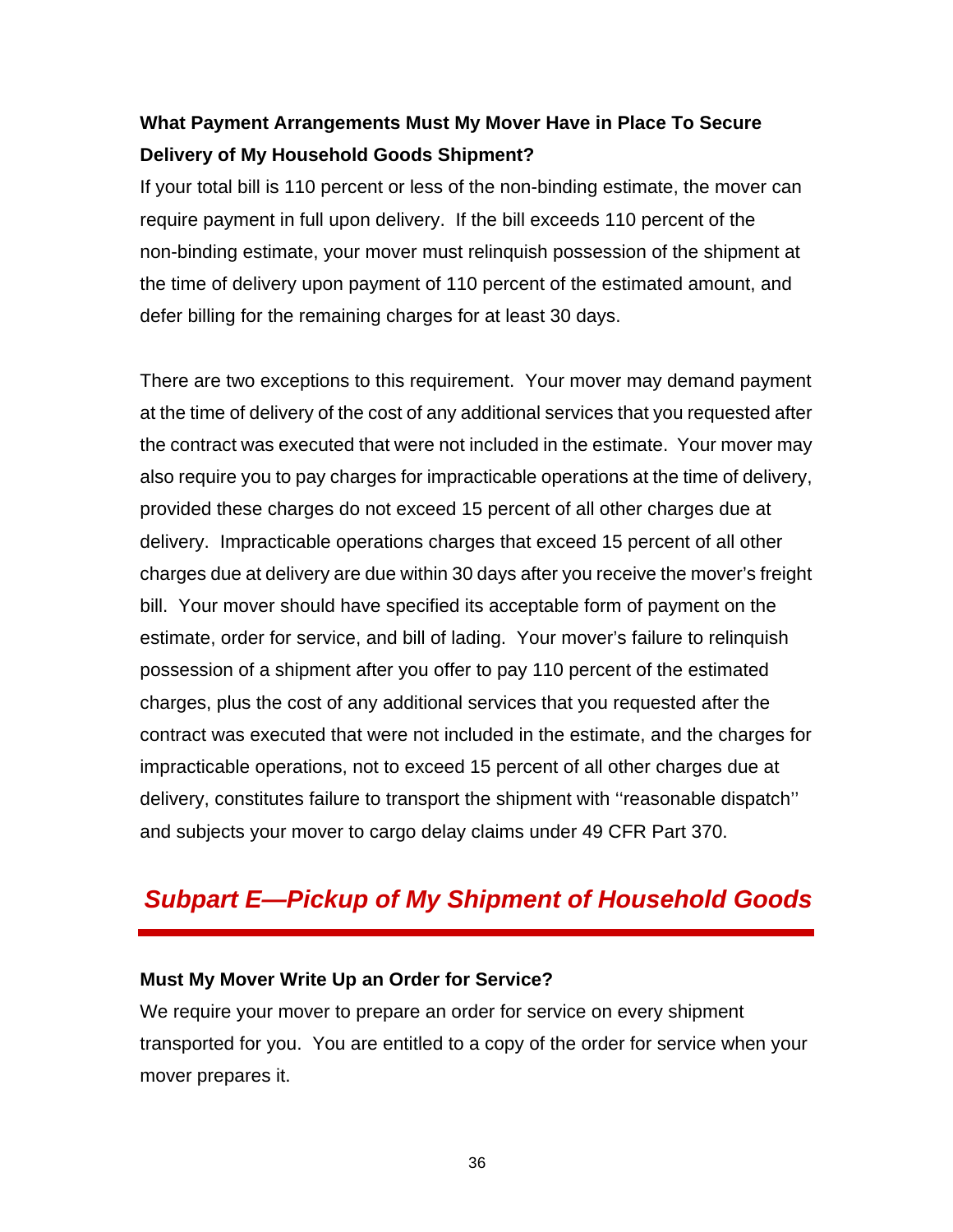### What Payment Arrangements Must My Mover Have in Place To Secure Delivery of My Household Goods Shipment?

If your total bill is 110 percent or less of the non-binding estimate, the mover can require payment in full upon delivery. If the bill exceeds 110 percent of the non-binding estimate, your mover must relinquish possession of the shipment at the time of delivery upon payment of 110 percent of the estimated amount, and defer billing for the remaining charges for at least 30 days.

There are two exceptions to this requirement. Your mover may demand payment at the time of delivery of the cost of any additional services that you requested after the contract was executed that were not included in the estimate. Your mover may also require you to pay charges for impracticable operations at the time of delivery, provided these charges do not exceed 15 percent of all other charges due at delivery. Impracticable operations charges that exceed 15 percent of all other charges due at delivery are due within 30 days after you receive the mover's freight bill. Your mover should have specified its acceptable form of payment on the estimate, order for service, and bill of lading. Your mover's failure to relinquish possession of a shipment after you offer to pay 110 percent of the estimated charges, plus the cost of any additional services that you requested after the contract was executed that were not included in the estimate, and the charges for impracticable operations, not to exceed 15 percent of all other charges due at delivery, constitutes failure to transport the shipment with ''reasonable dispatch'' and subjects your mover to cargo delay claims under 49 CFR Part 370.

## *Subpart E—Pickup of My Shipment of Household Goods*

### Must My Mover Write Up an Order for Service?

We require your mover to prepare an order for service on every shipment transported for you. You are entitled to a copy of the order for service when your mover prepares it.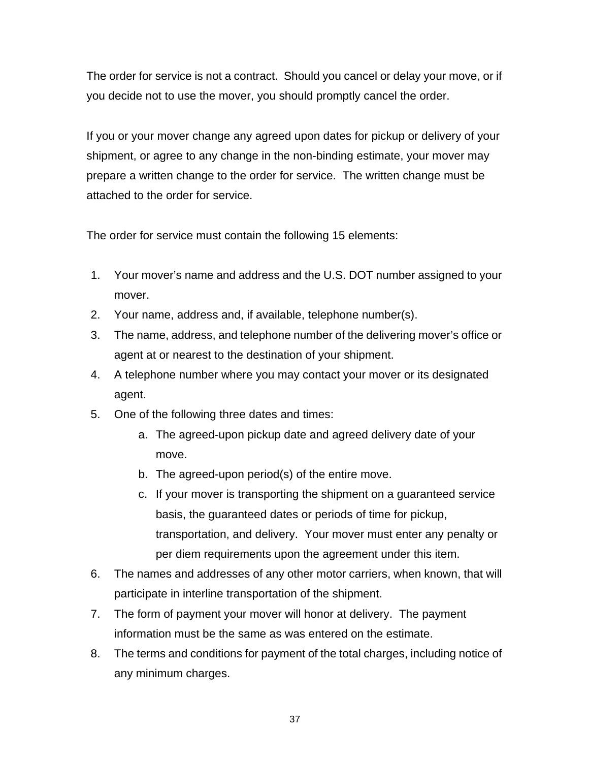The order for service is not a contract. Should you cancel or delay your move, or if you decide not to use the mover, you should promptly cancel the order.

If you or your mover change any agreed upon dates for pickup or delivery of your shipment, or agree to any change in the non-binding estimate, your mover may prepare a written change to the order for service. The written change must be attached to the order for service.

The order for service must contain the following 15 elements:

1. Your mover's name and address and the U.S. DOT number assigned to your mover.
2. Your name, address and, if available, telephone number(s).
3. The name, address, and telephone number of the delivering mover's office or agent at or nearest to the destination of your shipment.
4. A telephone number where you may contact your mover or its designated agent.
5. One of the following three dates and times:
    a. The agreed-upon pickup date and agreed delivery date of your move.
    b. The agreed-upon period(s) of the entire move.
    c. If your mover is transporting the shipment on a guaranteed service basis, the guaranteed dates or periods of time for pickup, transportation, and delivery. Your mover must enter any penalty or per diem requirements upon the agreement under this item.
6. The names and addresses of any other motor carriers, when known, that will participate in interline transportation of the shipment.
7. The form of payment your mover will honor at delivery. The payment information must be the same as was entered on the estimate.
8. The terms and conditions for payment of the total charges, including notice of any minimum charges.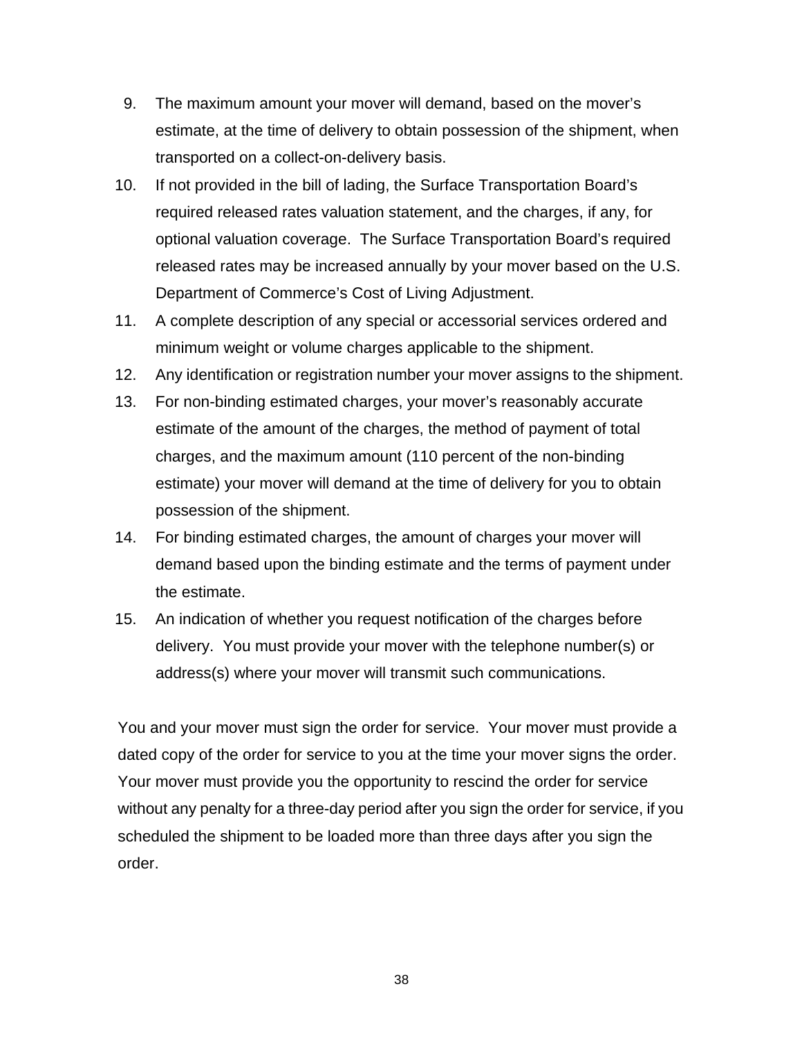9. The maximum amount your mover will demand, based on the mover's estimate, at the time of delivery to obtain possession of the shipment, when transported on a collect-on-delivery basis.
10. If not provided in the bill of lading, the Surface Transportation Board's required released rates valuation statement, and the charges, if any, for optional valuation coverage. The Surface Transportation Board's required released rates may be increased annually by your mover based on the U.S. Department of Commerce's Cost of Living Adjustment.
11. A complete description of any special or accessorial services ordered and minimum weight or volume charges applicable to the shipment.
12. Any identification or registration number your mover assigns to the shipment.
13. For non-binding estimated charges, your mover's reasonably accurate estimate of the amount of the charges, the method of payment of total charges, and the maximum amount (110 percent of the non-binding estimate) your mover will demand at the time of delivery for you to obtain possession of the shipment.
14. For binding estimated charges, the amount of charges your mover will demand based upon the binding estimate and the terms of payment under the estimate.
15. An indication of whether you request notification of the charges before delivery. You must provide your mover with the telephone number(s) or address(s) where your mover will transmit such communications.

You and your mover must sign the order for service. Your mover must provide a dated copy of the order for service to you at the time your mover signs the order. Your mover must provide you the opportunity to rescind the order for service without any penalty for a three-day period after you sign the order for service, if you scheduled the shipment to be loaded more than three days after you sign the order.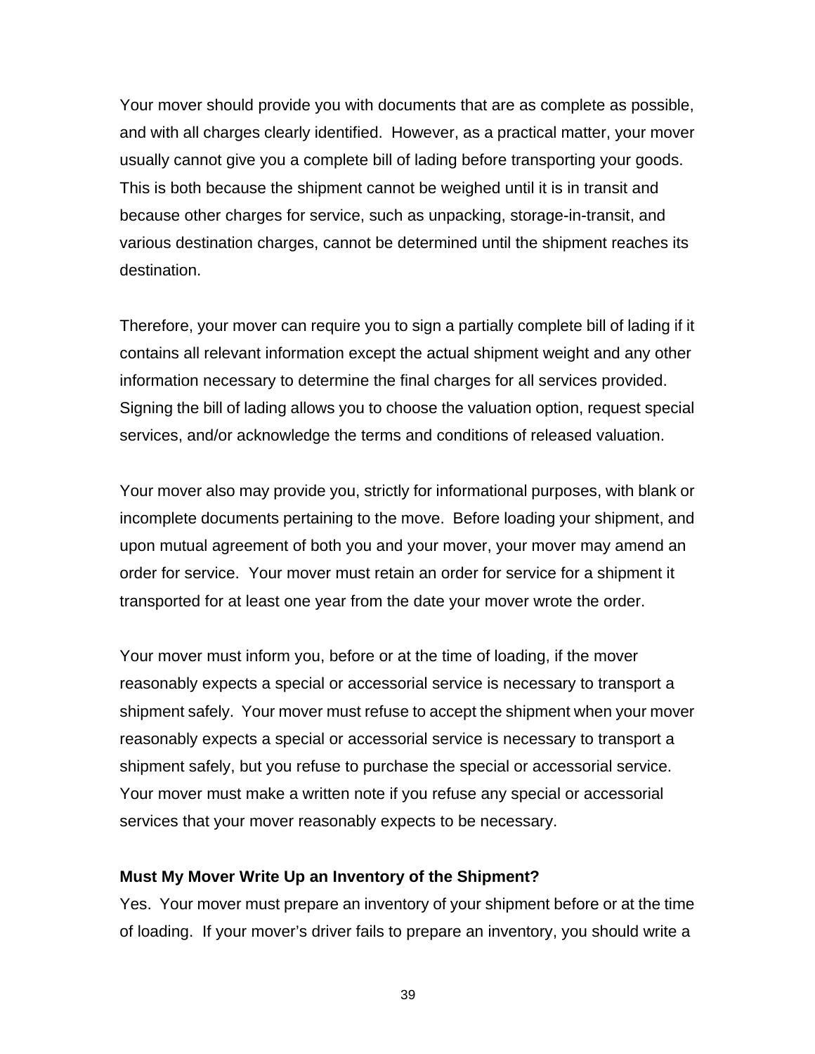Your mover should provide you with documents that are as complete as possible, and with all charges clearly identified. However, as a practical matter, your mover usually cannot give you a complete bill of lading before transporting your goods. This is both because the shipment cannot be weighed until it is in transit and because other charges for service, such as unpacking, storage-in-transit, and various destination charges, cannot be determined until the shipment reaches its destination.

Therefore, your mover can require you to sign a partially complete bill of lading if it contains all relevant information except the actual shipment weight and any other information necessary to determine the final charges for all services provided. Signing the bill of lading allows you to choose the valuation option, request special services, and/or acknowledge the terms and conditions of released valuation.

Your mover also may provide you, strictly for informational purposes, with blank or incomplete documents pertaining to the move. Before loading your shipment, and upon mutual agreement of both you and your mover, your mover may amend an order for service. Your mover must retain an order for service for a shipment it transported for at least one year from the date your mover wrote the order.

Your mover must inform you, before or at the time of loading, if the mover reasonably expects a special or accessorial service is necessary to transport a shipment safely. Your mover must refuse to accept the shipment when your mover reasonably expects a special or accessorial service is necessary to transport a shipment safely, but you refuse to purchase the special or accessorial service. Your mover must make a written note if you refuse any special or accessorial services that your mover reasonably expects to be necessary.

**Must My Mover Write Up an Inventory of the Shipment?**

Yes. Your mover must prepare an inventory of your shipment before or at the time of loading. If your mover's driver fails to prepare an inventory, you should write a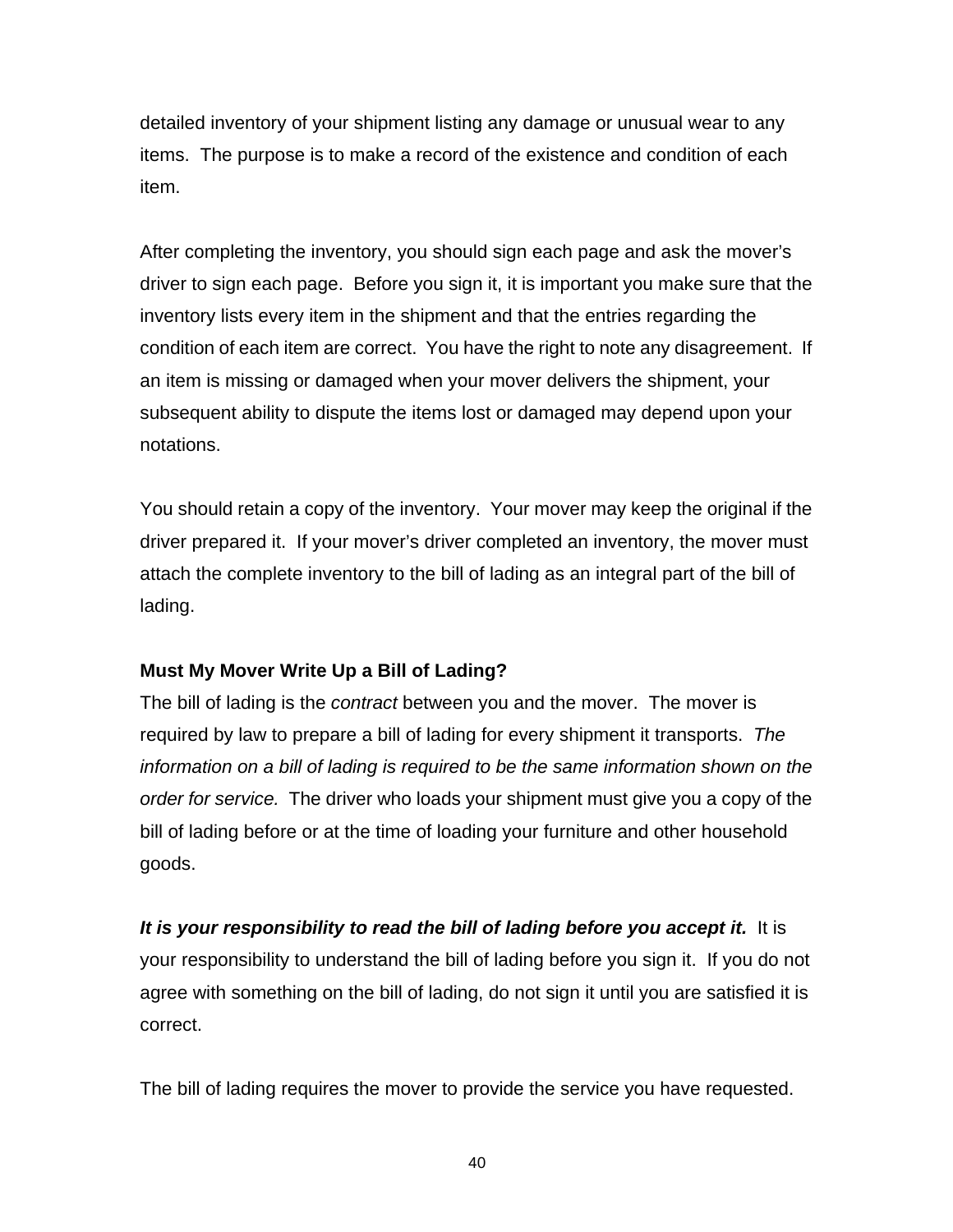detailed inventory of your shipment listing any damage or unusual wear to any items. The purpose is to make a record of the existence and condition of each item.

After completing the inventory, you should sign each page and ask the mover's driver to sign each page. Before you sign it, it is important you make sure that the inventory lists every item in the shipment and that the entries regarding the condition of each item are correct. You have the right to note any disagreement. If an item is missing or damaged when your mover delivers the shipment, your subsequent ability to dispute the items lost or damaged may depend upon your notations.

You should retain a copy of the inventory. Your mover may keep the original if the driver prepared it. If your mover's driver completed an inventory, the mover must attach the complete inventory to the bill of lading as an integral part of the bill of lading.

**Must My Mover Write Up a Bill of Lading?**

The bill of lading is the *contract* between you and the mover. The mover is required by law to prepare a bill of lading for every shipment it transports. *The information on a bill of lading is required to be the same information shown on the order for service.* The driver who loads your shipment must give you a copy of the bill of lading before or at the time of loading your furniture and other household goods.

***It is your responsibility to read the bill of lading before you accept it.*** It is your responsibility to understand the bill of lading before you sign it. If you do not agree with something on the bill of lading, do not sign it until you are satisfied it is correct.

The bill of lading requires the mover to provide the service you have requested.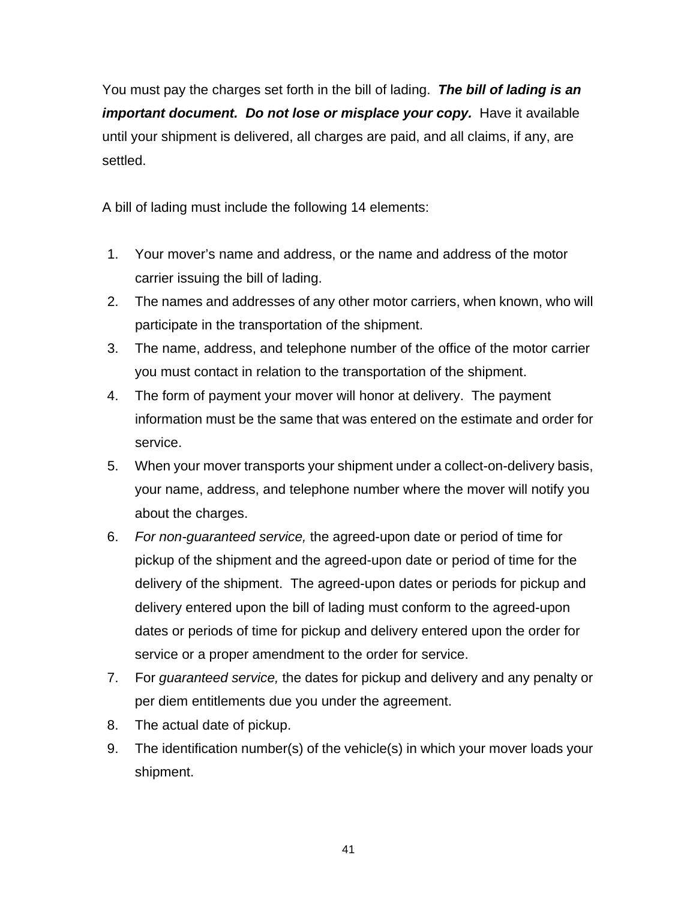You must pay the charges set forth in the bill of lading. ***The bill of lading is an important document. Do not lose or misplace your copy.*** Have it available until your shipment is delivered, all charges are paid, and all claims, if any, are settled.

A bill of lading must include the following 14 elements:

1. Your mover's name and address, or the name and address of the motor carrier issuing the bill of lading.
2. The names and addresses of any other motor carriers, when known, who will participate in the transportation of the shipment.
3. The name, address, and telephone number of the office of the motor carrier you must contact in relation to the transportation of the shipment.
4. The form of payment your mover will honor at delivery. The payment information must be the same that was entered on the estimate and order for service.
5. When your mover transports your shipment under a collect-on-delivery basis, your name, address, and telephone number where the mover will notify you about the charges.
6. *For non-guaranteed service,* the agreed-upon date or period of time for pickup of the shipment and the agreed-upon date or period of time for the delivery of the shipment. The agreed-upon dates or periods for pickup and delivery entered upon the bill of lading must conform to the agreed-upon dates or periods of time for pickup and delivery entered upon the order for service or a proper amendment to the order for service.
7. For *guaranteed service,* the dates for pickup and delivery and any penalty or per diem entitlements due you under the agreement.
8. The actual date of pickup.
9. The identification number(s) of the vehicle(s) in which your mover loads your shipment.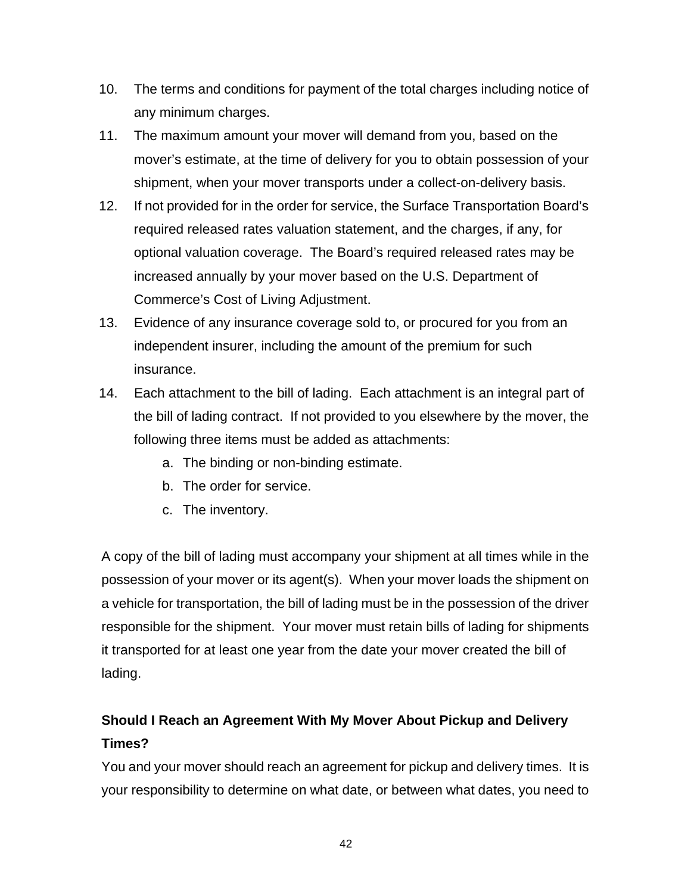10. The terms and conditions for payment of the total charges including notice of any minimum charges.
11. The maximum amount your mover will demand from you, based on the mover's estimate, at the time of delivery for you to obtain possession of your shipment, when your mover transports under a collect-on-delivery basis.
12. If not provided for in the order for service, the Surface Transportation Board's required released rates valuation statement, and the charges, if any, for optional valuation coverage. The Board's required released rates may be increased annually by your mover based on the U.S. Department of Commerce's Cost of Living Adjustment.
13. Evidence of any insurance coverage sold to, or procured for you from an independent insurer, including the amount of the premium for such insurance.
14. Each attachment to the bill of lading. Each attachment is an integral part of the bill of lading contract. If not provided to you elsewhere by the mover, the following three items must be added as attachments:
    a. The binding or non-binding estimate.
    b. The order for service.
    c. The inventory.

A copy of the bill of lading must accompany your shipment at all times while in the possession of your mover or its agent(s). When your mover loads the shipment on a vehicle for transportation, the bill of lading must be in the possession of the driver responsible for the shipment. Your mover must retain bills of lading for shipments it transported for at least one year from the date your mover created the bill of lading.

**Should I Reach an Agreement With My Mover About Pickup and Delivery Times?**

You and your mover should reach an agreement for pickup and delivery times. It is your responsibility to determine on what date, or between what dates, you need to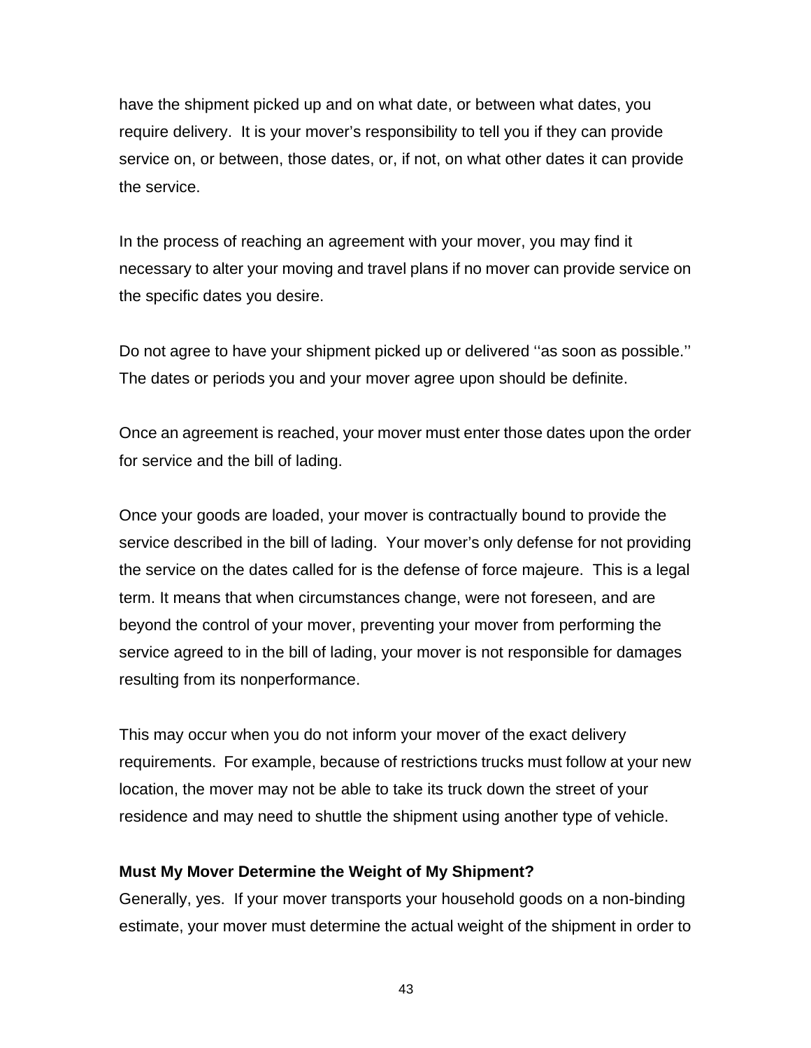have the shipment picked up and on what date, or between what dates, you require delivery. It is your mover's responsibility to tell you if they can provide service on, or between, those dates, or, if not, on what other dates it can provide the service.

In the process of reaching an agreement with your mover, you may find it necessary to alter your moving and travel plans if no mover can provide service on the specific dates you desire.

Do not agree to have your shipment picked up or delivered ''as soon as possible.'' The dates or periods you and your mover agree upon should be definite.

Once an agreement is reached, your mover must enter those dates upon the order for service and the bill of lading.

Once your goods are loaded, your mover is contractually bound to provide the service described in the bill of lading. Your mover's only defense for not providing the service on the dates called for is the defense of force majeure. This is a legal term. It means that when circumstances change, were not foreseen, and are beyond the control of your mover, preventing your mover from performing the service agreed to in the bill of lading, your mover is not responsible for damages resulting from its nonperformance.

This may occur when you do not inform your mover of the exact delivery requirements. For example, because of restrictions trucks must follow at your new location, the mover may not be able to take its truck down the street of your residence and may need to shuttle the shipment using another type of vehicle.

**Must My Mover Determine the Weight of My Shipment?**

Generally, yes. If your mover transports your household goods on a non-binding estimate, your mover must determine the actual weight of the shipment in order to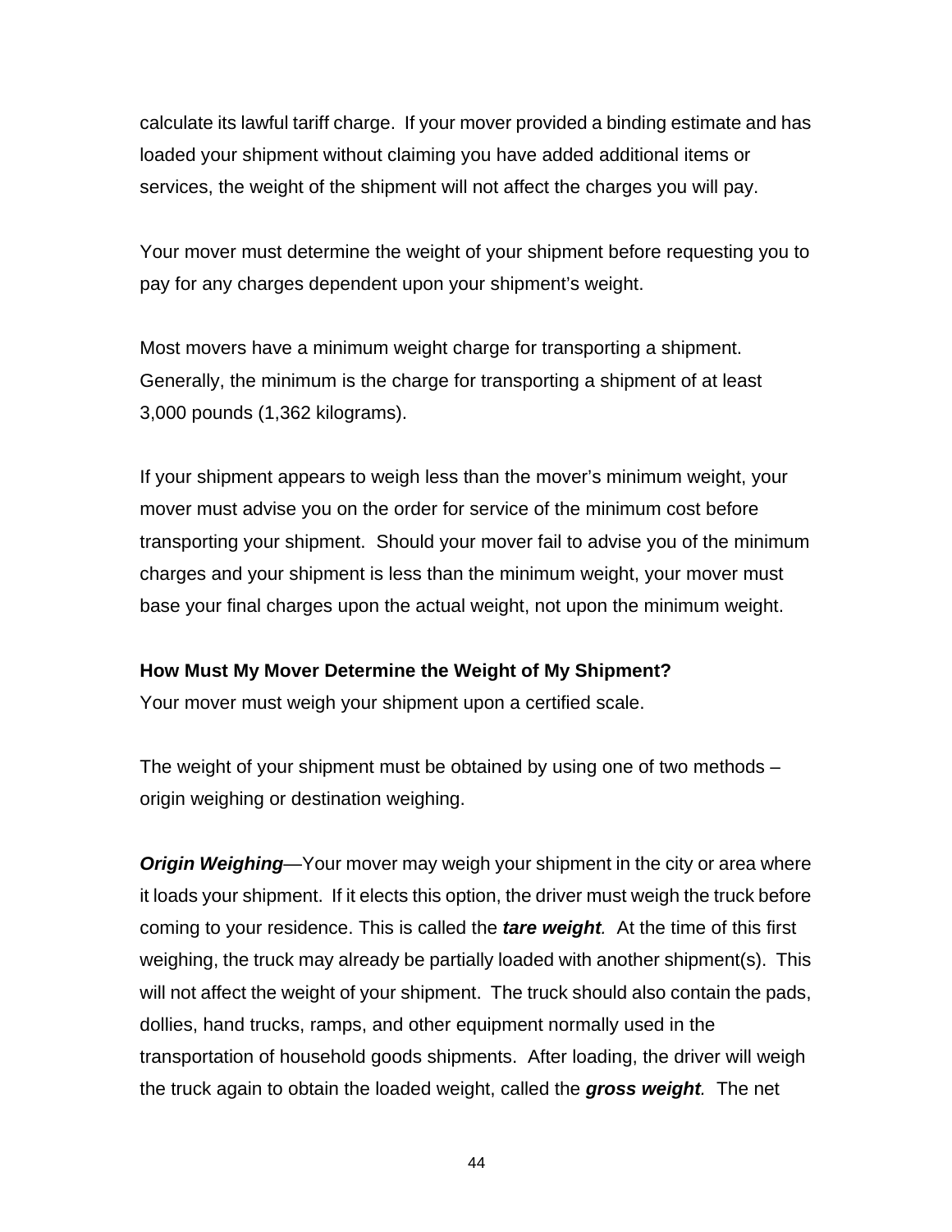calculate its lawful tariff charge. If your mover provided a binding estimate and has loaded your shipment without claiming you have added additional items or services, the weight of the shipment will not affect the charges you will pay.

Your mover must determine the weight of your shipment before requesting you to pay for any charges dependent upon your shipment's weight.

Most movers have a minimum weight charge for transporting a shipment. Generally, the minimum is the charge for transporting a shipment of at least 3,000 pounds (1,362 kilograms).

If your shipment appears to weigh less than the mover's minimum weight, your mover must advise you on the order for service of the minimum cost before transporting your shipment. Should your mover fail to advise you of the minimum charges and your shipment is less than the minimum weight, your mover must base your final charges upon the actual weight, not upon the minimum weight.

**How Must My Mover Determine the Weight of My Shipment?**

Your mover must weigh your shipment upon a certified scale.

The weight of your shipment must be obtained by using one of two methods – origin weighing or destination weighing.

***Origin Weighing***—Your mover may weigh your shipment in the city or area where it loads your shipment. If it elects this option, the driver must weigh the truck before coming to your residence. This is called the ***tare weight***. At the time of this first weighing, the truck may already be partially loaded with another shipment(s). This will not affect the weight of your shipment. The truck should also contain the pads, dollies, hand trucks, ramps, and other equipment normally used in the transportation of household goods shipments. After loading, the driver will weigh the truck again to obtain the loaded weight, called the ***gross weight***. The net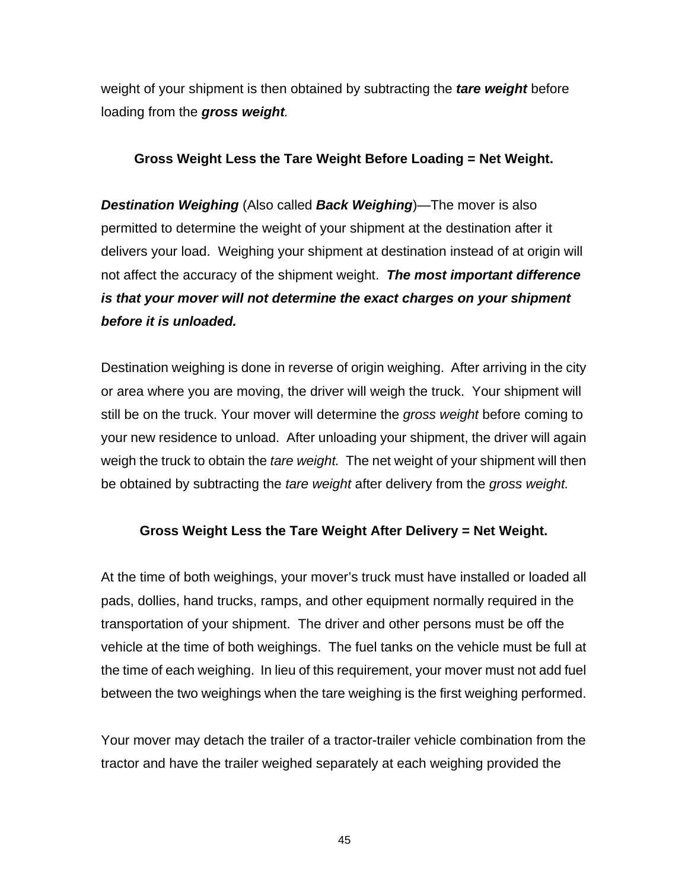weight of your shipment is then obtained by subtracting the ***tare weight*** before loading from the ***gross weight****.*

**Gross Weight Less the Tare Weight Before Loading = Net Weight.**

***Destination Weighing*** (Also called ***Back Weighing***)—The mover is also permitted to determine the weight of your shipment at the destination after it delivers your load. Weighing your shipment at destination instead of at origin will not affect the accuracy of the shipment weight. ***The most important difference is that your mover will not determine the exact charges on your shipment before it is unloaded.***

Destination weighing is done in reverse of origin weighing. After arriving in the city or area where you are moving, the driver will weigh the truck. Your shipment will still be on the truck. Your mover will determine the *gross weight* before coming to your new residence to unload. After unloading your shipment, the driver will again weigh the truck to obtain the *tare weight.* The net weight of your shipment will then be obtained by subtracting the *tare weight* after delivery from the *gross weight.*

**Gross Weight Less the Tare Weight After Delivery = Net Weight.**

At the time of both weighings, your mover's truck must have installed or loaded all pads, dollies, hand trucks, ramps, and other equipment normally required in the transportation of your shipment. The driver and other persons must be off the vehicle at the time of both weighings. The fuel tanks on the vehicle must be full at the time of each weighing. In lieu of this requirement, your mover must not add fuel between the two weighings when the tare weighing is the first weighing performed.

Your mover may detach the trailer of a tractor-trailer vehicle combination from the tractor and have the trailer weighed separately at each weighing provided the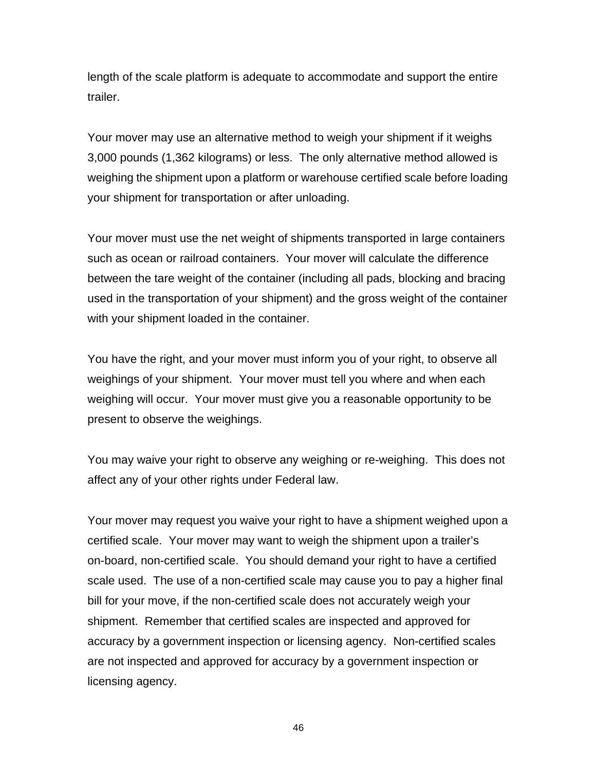length of the scale platform is adequate to accommodate and support the entire trailer.

Your mover may use an alternative method to weigh your shipment if it weighs 3,000 pounds (1,362 kilograms) or less. The only alternative method allowed is weighing the shipment upon a platform or warehouse certified scale before loading your shipment for transportation or after unloading.

Your mover must use the net weight of shipments transported in large containers such as ocean or railroad containers. Your mover will calculate the difference between the tare weight of the container (including all pads, blocking and bracing used in the transportation of your shipment) and the gross weight of the container with your shipment loaded in the container.

You have the right, and your mover must inform you of your right, to observe all weighings of your shipment. Your mover must tell you where and when each weighing will occur. Your mover must give you a reasonable opportunity to be present to observe the weighings.

You may waive your right to observe any weighing or re-weighing. This does not affect any of your other rights under Federal law.

Your mover may request you waive your right to have a shipment weighed upon a certified scale. Your mover may want to weigh the shipment upon a trailer's on-board, non-certified scale. You should demand your right to have a certified scale used. The use of a non-certified scale may cause you to pay a higher final bill for your move, if the non-certified scale does not accurately weigh your shipment. Remember that certified scales are inspected and approved for accuracy by a government inspection or licensing agency. Non-certified scales are not inspected and approved for accuracy by a government inspection or licensing agency.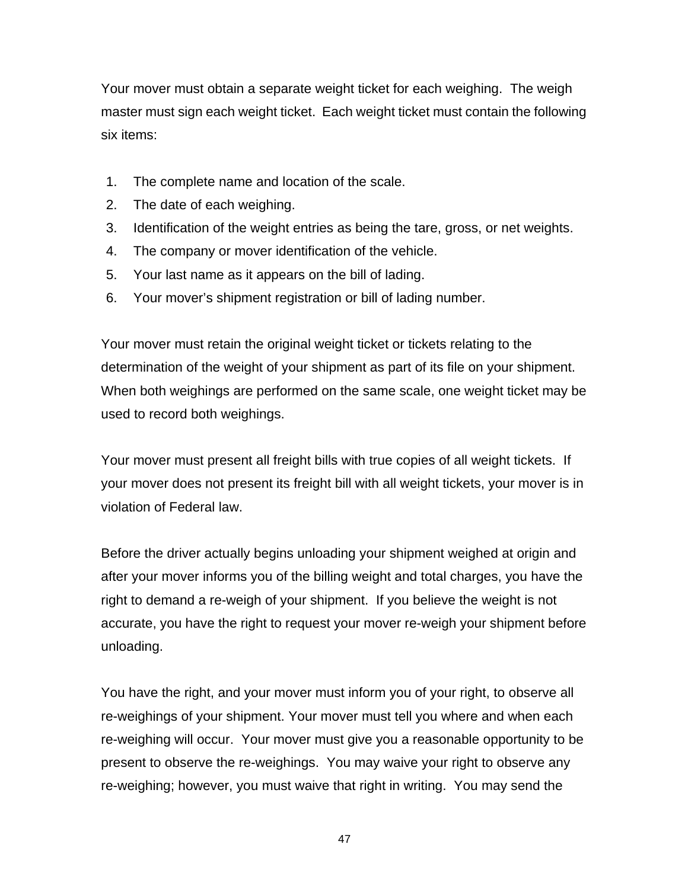Your mover must obtain a separate weight ticket for each weighing.  The weigh master must sign each weight ticket.  Each weight ticket must contain the following six items:

1. The complete name and location of the scale.
2. The date of each weighing.
3. Identification of the weight entries as being the tare, gross, or net weights.
4. The company or mover identification of the vehicle.
5. Your last name as it appears on the bill of lading.
6. Your mover's shipment registration or bill of lading number.

Your mover must retain the original weight ticket or tickets relating to the determination of the weight of your shipment as part of its file on your shipment.  When both weighings are performed on the same scale, one weight ticket may be used to record both weighings.

Your mover must present all freight bills with true copies of all weight tickets.  If your mover does not present its freight bill with all weight tickets, your mover is in violation of Federal law.

Before the driver actually begins unloading your shipment weighed at origin and after your mover informs you of the billing weight and total charges, you have the right to demand a re-weigh of your shipment.  If you believe the weight is not accurate, you have the right to request your mover re-weigh your shipment before unloading.

You have the right, and your mover must inform you of your right, to observe all re-weighings of your shipment. Your mover must tell you where and when each re-weighing will occur.  Your mover must give you a reasonable opportunity to be present to observe the re-weighings.  You may waive your right to observe any re-weighing; however, you must waive that right in writing.  You may send the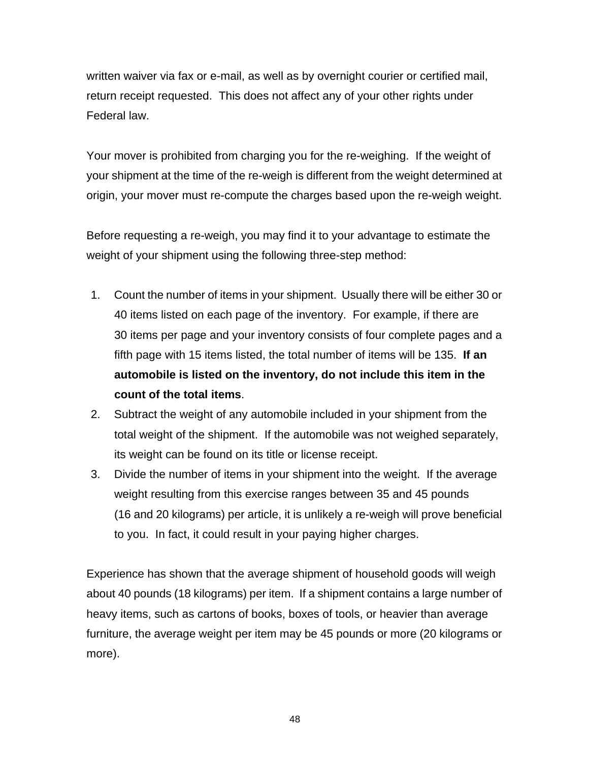written waiver via fax or e-mail, as well as by overnight courier or certified mail, return receipt requested. This does not affect any of your other rights under Federal law.

Your mover is prohibited from charging you for the re-weighing. If the weight of your shipment at the time of the re-weigh is different from the weight determined at origin, your mover must re-compute the charges based upon the re-weigh weight.

Before requesting a re-weigh, you may find it to your advantage to estimate the weight of your shipment using the following three-step method:

1. Count the number of items in your shipment. Usually there will be either 30 or 40 items listed on each page of the inventory. For example, if there are 30 items per page and your inventory consists of four complete pages and a fifth page with 15 items listed, the total number of items will be 135. **If an automobile is listed on the inventory, do not include this item in the count of the total items**.
2. Subtract the weight of any automobile included in your shipment from the total weight of the shipment. If the automobile was not weighed separately, its weight can be found on its title or license receipt.
3. Divide the number of items in your shipment into the weight. If the average weight resulting from this exercise ranges between 35 and 45 pounds (16 and 20 kilograms) per article, it is unlikely a re-weigh will prove beneficial to you. In fact, it could result in your paying higher charges.

Experience has shown that the average shipment of household goods will weigh about 40 pounds (18 kilograms) per item. If a shipment contains a large number of heavy items, such as cartons of books, boxes of tools, or heavier than average furniture, the average weight per item may be 45 pounds or more (20 kilograms or more).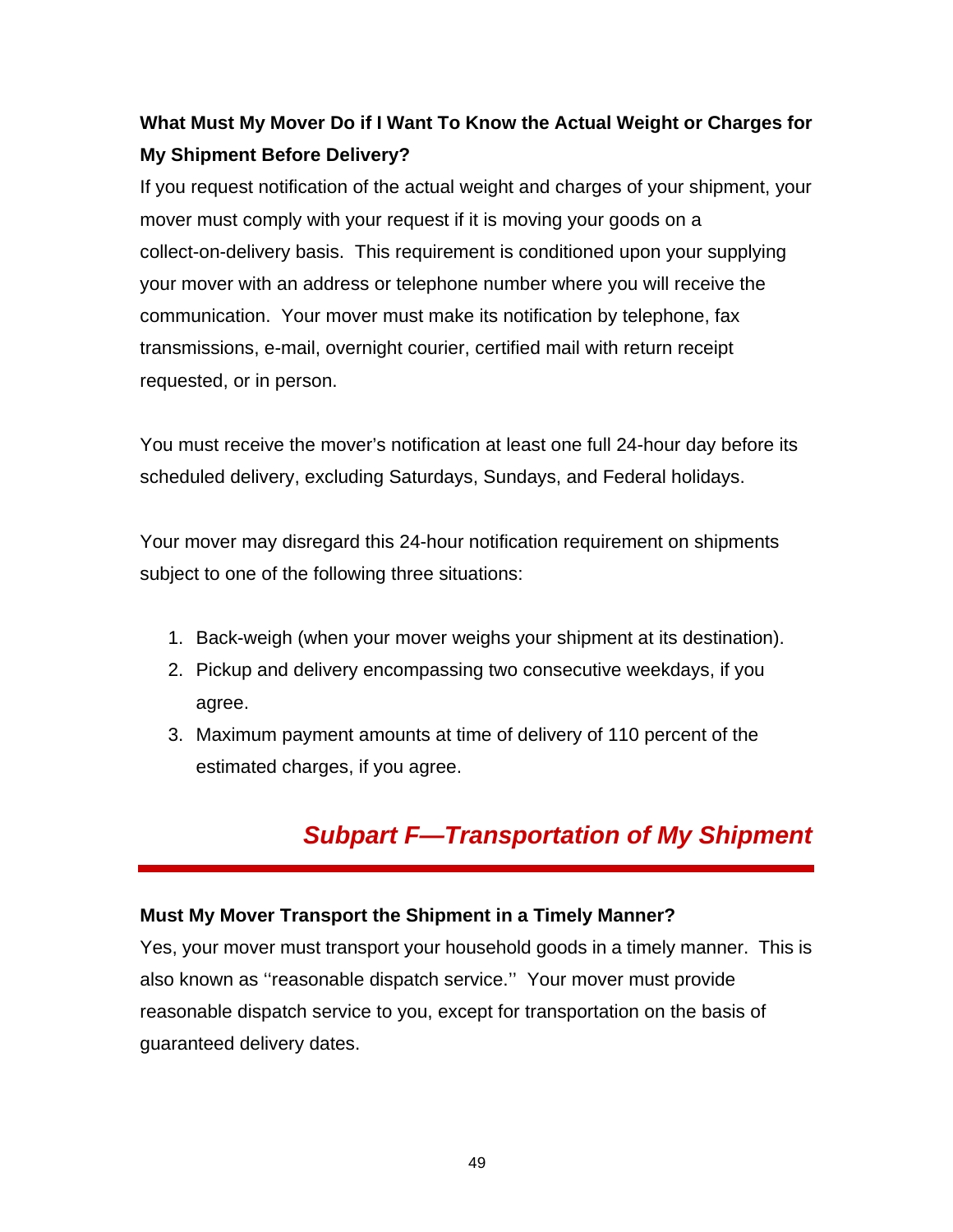### What Must My Mover Do if I Want To Know the Actual Weight or Charges for My Shipment Before Delivery?

If you request notification of the actual weight and charges of your shipment, your mover must comply with your request if it is moving your goods on a collect-on-delivery basis. This requirement is conditioned upon your supplying your mover with an address or telephone number where you will receive the communication. Your mover must make its notification by telephone, fax transmissions, e-mail, overnight courier, certified mail with return receipt requested, or in person.

You must receive the mover's notification at least one full 24-hour day before its scheduled delivery, excluding Saturdays, Sundays, and Federal holidays.

Your mover may disregard this 24-hour notification requirement on shipments subject to one of the following three situations:

1. Back-weigh (when your mover weighs your shipment at its destination).
2. Pickup and delivery encompassing two consecutive weekdays, if you agree.
3. Maximum payment amounts at time of delivery of 110 percent of the estimated charges, if you agree.

## *Subpart F—Transportation of My Shipment*

### Must My Mover Transport the Shipment in a Timely Manner?

Yes, your mover must transport your household goods in a timely manner. This is also known as ''reasonable dispatch service.'' Your mover must provide reasonable dispatch service to you, except for transportation on the basis of guaranteed delivery dates.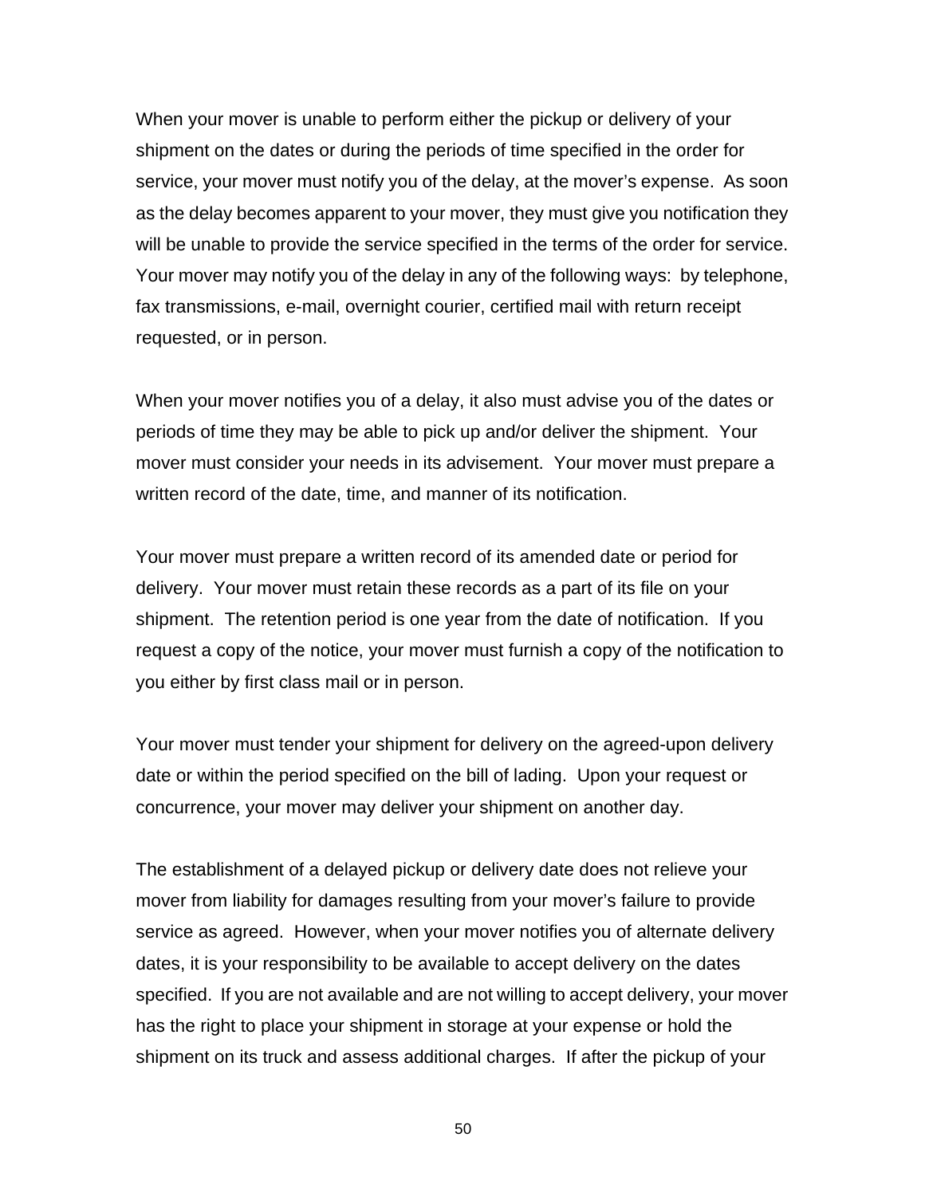When your mover is unable to perform either the pickup or delivery of your shipment on the dates or during the periods of time specified in the order for service, your mover must notify you of the delay, at the mover's expense. As soon as the delay becomes apparent to your mover, they must give you notification they will be unable to provide the service specified in the terms of the order for service. Your mover may notify you of the delay in any of the following ways: by telephone, fax transmissions, e-mail, overnight courier, certified mail with return receipt requested, or in person.

When your mover notifies you of a delay, it also must advise you of the dates or periods of time they may be able to pick up and/or deliver the shipment. Your mover must consider your needs in its advisement. Your mover must prepare a written record of the date, time, and manner of its notification.

Your mover must prepare a written record of its amended date or period for delivery. Your mover must retain these records as a part of its file on your shipment. The retention period is one year from the date of notification. If you request a copy of the notice, your mover must furnish a copy of the notification to you either by first class mail or in person.

Your mover must tender your shipment for delivery on the agreed-upon delivery date or within the period specified on the bill of lading. Upon your request or concurrence, your mover may deliver your shipment on another day.

The establishment of a delayed pickup or delivery date does not relieve your mover from liability for damages resulting from your mover's failure to provide service as agreed. However, when your mover notifies you of alternate delivery dates, it is your responsibility to be available to accept delivery on the dates specified. If you are not available and are not willing to accept delivery, your mover has the right to place your shipment in storage at your expense or hold the shipment on its truck and assess additional charges. If after the pickup of your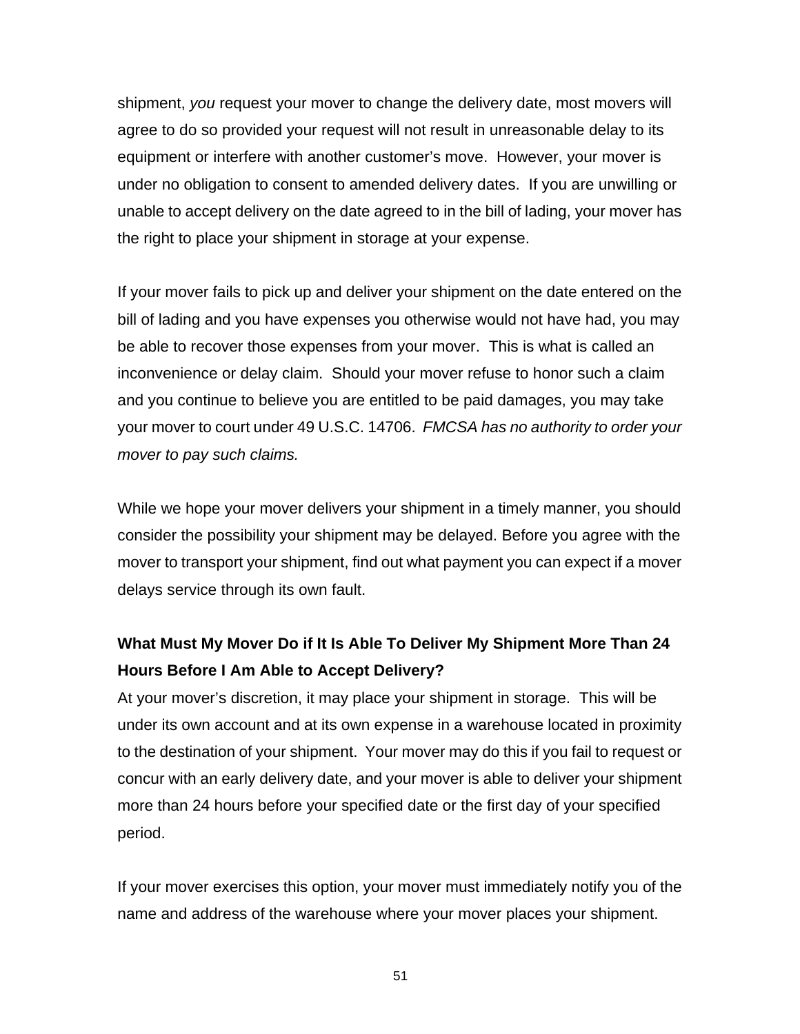shipment, *you* request your mover to change the delivery date, most movers will agree to do so provided your request will not result in unreasonable delay to its equipment or interfere with another customer's move. However, your mover is under no obligation to consent to amended delivery dates. If you are unwilling or unable to accept delivery on the date agreed to in the bill of lading, your mover has the right to place your shipment in storage at your expense.

If your mover fails to pick up and deliver your shipment on the date entered on the bill of lading and you have expenses you otherwise would not have had, you may be able to recover those expenses from your mover. This is what is called an inconvenience or delay claim. Should your mover refuse to honor such a claim and you continue to believe you are entitled to be paid damages, you may take your mover to court under 49 U.S.C. 14706. *FMCSA has no authority to order your mover to pay such claims.*

While we hope your mover delivers your shipment in a timely manner, you should consider the possibility your shipment may be delayed. Before you agree with the mover to transport your shipment, find out what payment you can expect if a mover delays service through its own fault.

**What Must My Mover Do if It Is Able To Deliver My Shipment More Than 24 Hours Before I Am Able to Accept Delivery?**

At your mover's discretion, it may place your shipment in storage. This will be under its own account and at its own expense in a warehouse located in proximity to the destination of your shipment. Your mover may do this if you fail to request or concur with an early delivery date, and your mover is able to deliver your shipment more than 24 hours before your specified date or the first day of your specified period.

If your mover exercises this option, your mover must immediately notify you of the name and address of the warehouse where your mover places your shipment.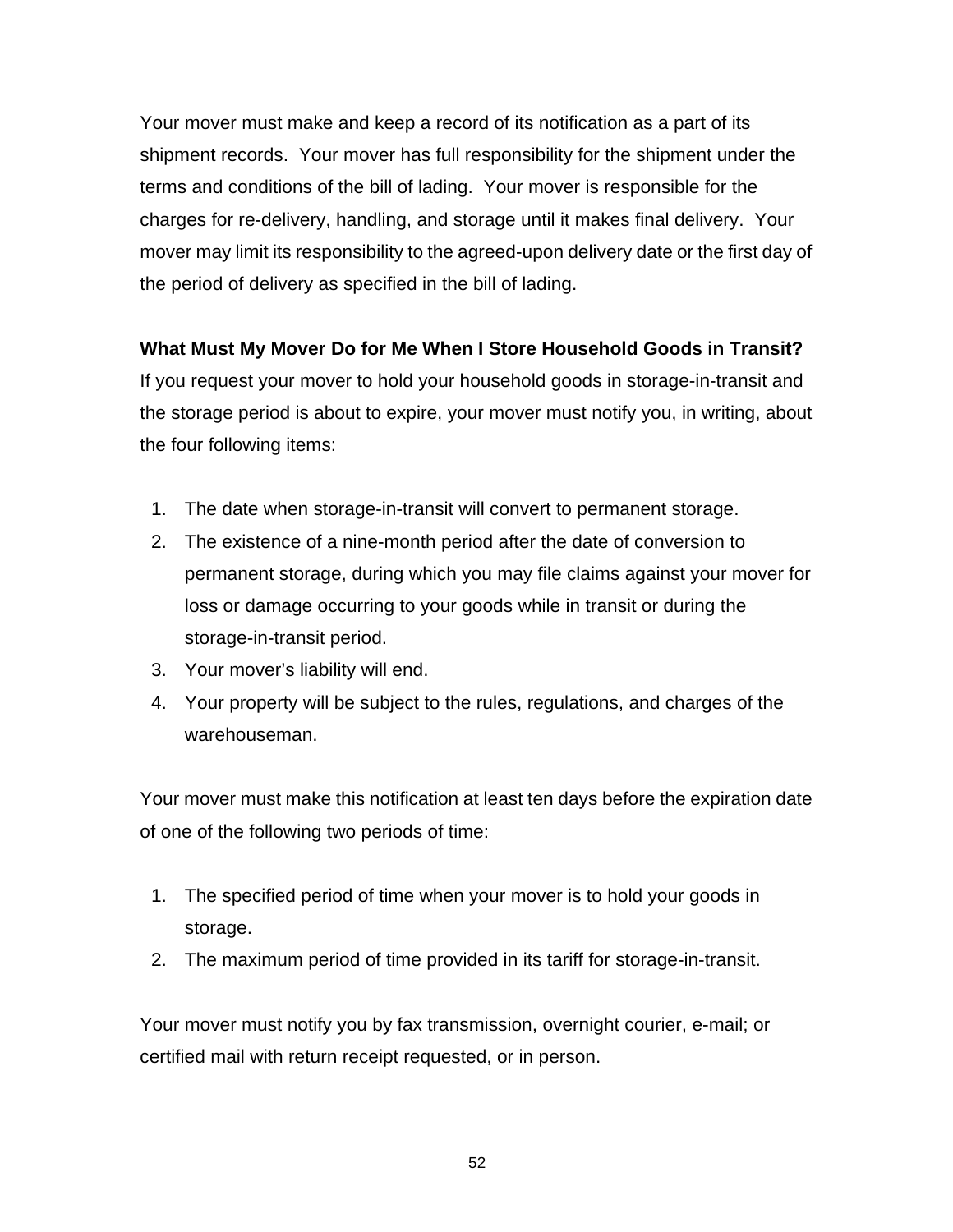Your mover must make and keep a record of its notification as a part of its shipment records. Your mover has full responsibility for the shipment under the terms and conditions of the bill of lading. Your mover is responsible for the charges for re-delivery, handling, and storage until it makes final delivery. Your mover may limit its responsibility to the agreed-upon delivery date or the first day of the period of delivery as specified in the bill of lading.

**What Must My Mover Do for Me When I Store Household Goods in Transit?**

If you request your mover to hold your household goods in storage-in-transit and the storage period is about to expire, your mover must notify you, in writing, about the four following items:

1. The date when storage-in-transit will convert to permanent storage.
2. The existence of a nine-month period after the date of conversion to permanent storage, during which you may file claims against your mover for loss or damage occurring to your goods while in transit or during the storage-in-transit period.
3. Your mover's liability will end.
4. Your property will be subject to the rules, regulations, and charges of the warehouseman.

Your mover must make this notification at least ten days before the expiration date of one of the following two periods of time:

1. The specified period of time when your mover is to hold your goods in storage.
2. The maximum period of time provided in its tariff for storage-in-transit.

Your mover must notify you by fax transmission, overnight courier, e-mail; or certified mail with return receipt requested, or in person.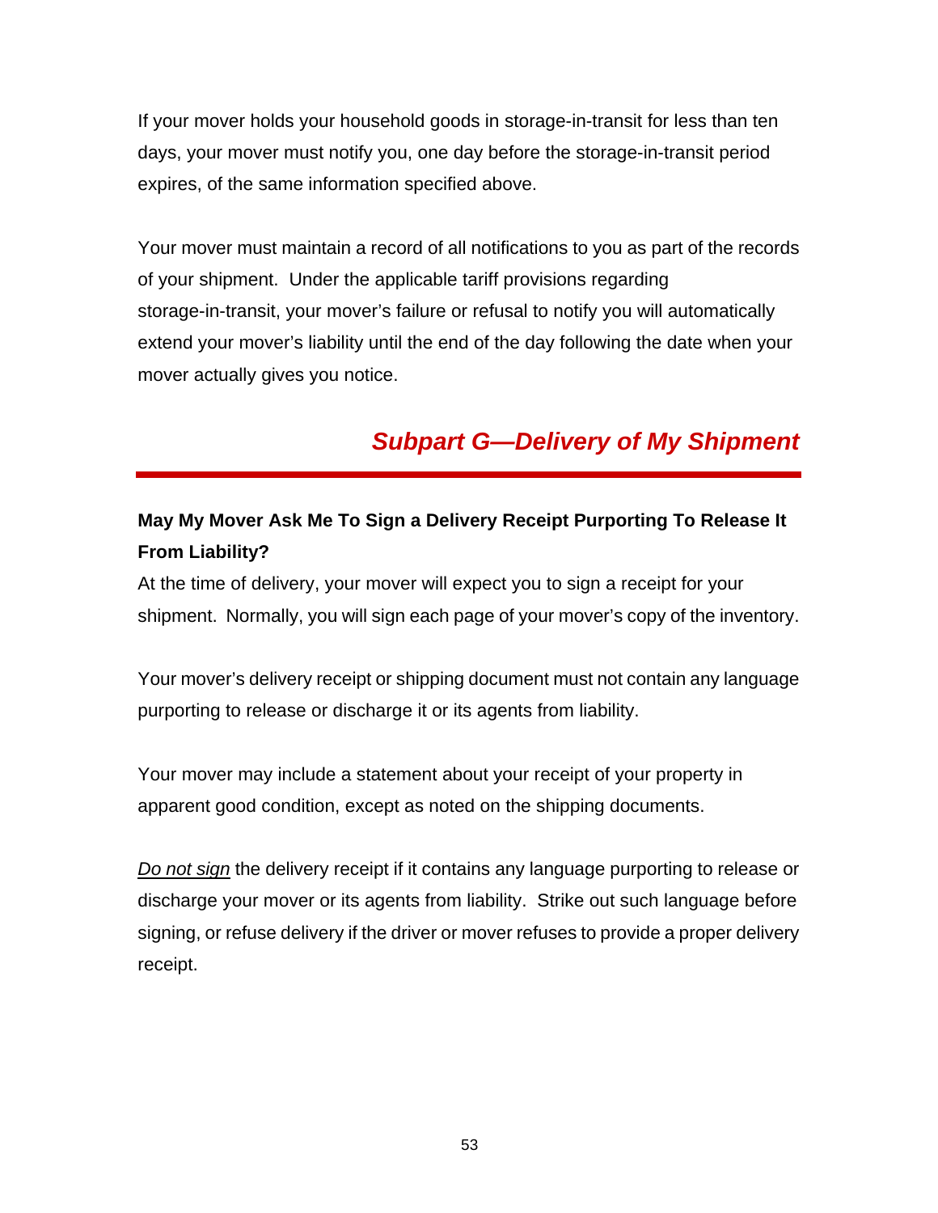If your mover holds your household goods in storage-in-transit for less than ten days, your mover must notify you, one day before the storage-in-transit period expires, of the same information specified above.

Your mover must maintain a record of all notifications to you as part of the records of your shipment. Under the applicable tariff provisions regarding storage-in-transit, your mover's failure or refusal to notify you will automatically extend your mover's liability until the end of the day following the date when your mover actually gives you notice.

## *Subpart G—Delivery of My Shipment*

**May My Mover Ask Me To Sign a Delivery Receipt Purporting To Release It From Liability?**

At the time of delivery, your mover will expect you to sign a receipt for your shipment. Normally, you will sign each page of your mover's copy of the inventory.

Your mover's delivery receipt or shipping document must not contain any language purporting to release or discharge it or its agents from liability.

Your mover may include a statement about your receipt of your property in apparent good condition, except as noted on the shipping documents.

*Do not sign* the delivery receipt if it contains any language purporting to release or discharge your mover or its agents from liability. Strike out such language before signing, or refuse delivery if the driver or mover refuses to provide a proper delivery receipt.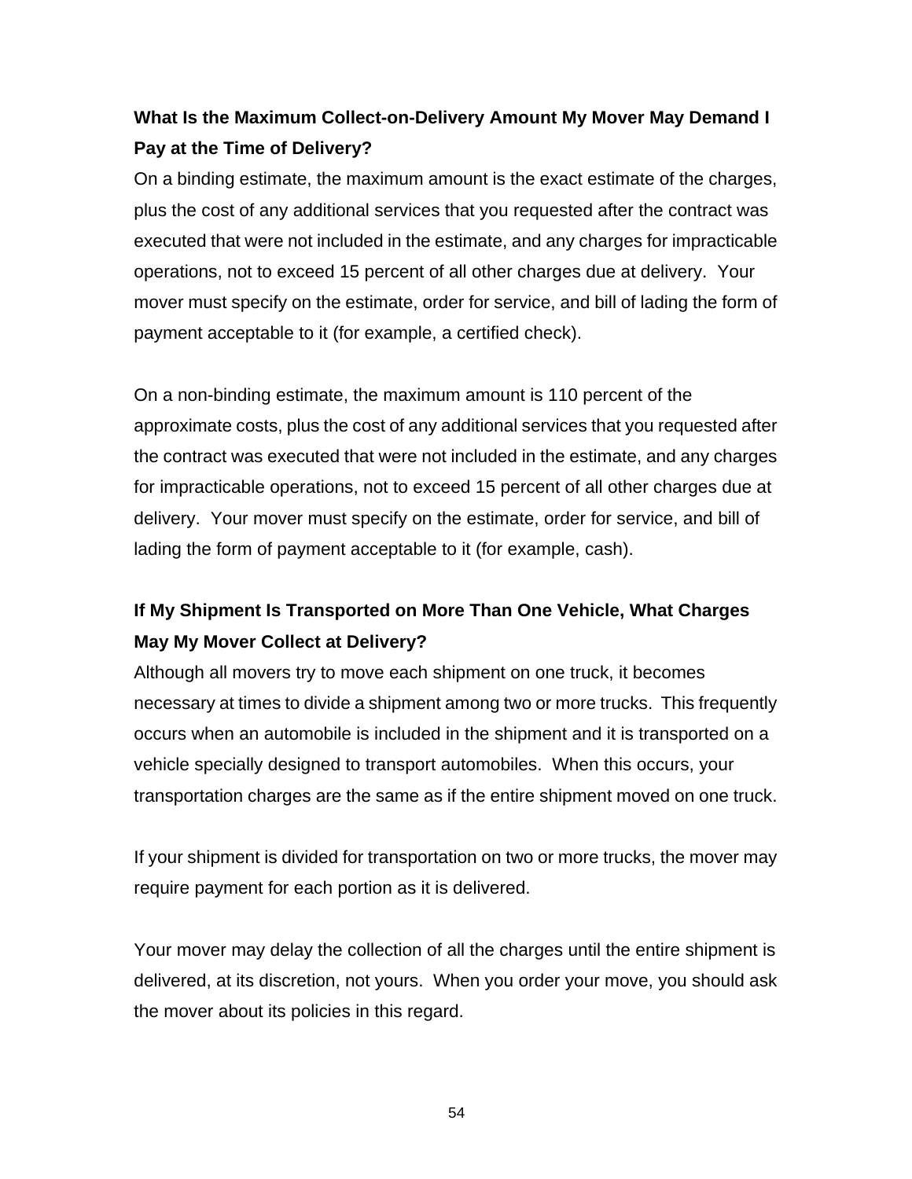### What Is the Maximum Collect-on-Delivery Amount My Mover May Demand I Pay at the Time of Delivery?

On a binding estimate, the maximum amount is the exact estimate of the charges, plus the cost of any additional services that you requested after the contract was executed that were not included in the estimate, and any charges for impracticable operations, not to exceed 15 percent of all other charges due at delivery. Your mover must specify on the estimate, order for service, and bill of lading the form of payment acceptable to it (for example, a certified check).

On a non-binding estimate, the maximum amount is 110 percent of the approximate costs, plus the cost of any additional services that you requested after the contract was executed that were not included in the estimate, and any charges for impracticable operations, not to exceed 15 percent of all other charges due at delivery. Your mover must specify on the estimate, order for service, and bill of lading the form of payment acceptable to it (for example, cash).

### If My Shipment Is Transported on More Than One Vehicle, What Charges May My Mover Collect at Delivery?

Although all movers try to move each shipment on one truck, it becomes necessary at times to divide a shipment among two or more trucks. This frequently occurs when an automobile is included in the shipment and it is transported on a vehicle specially designed to transport automobiles. When this occurs, your transportation charges are the same as if the entire shipment moved on one truck.

If your shipment is divided for transportation on two or more trucks, the mover may require payment for each portion as it is delivered.

Your mover may delay the collection of all the charges until the entire shipment is delivered, at its discretion, not yours. When you order your move, you should ask the mover about its policies in this regard.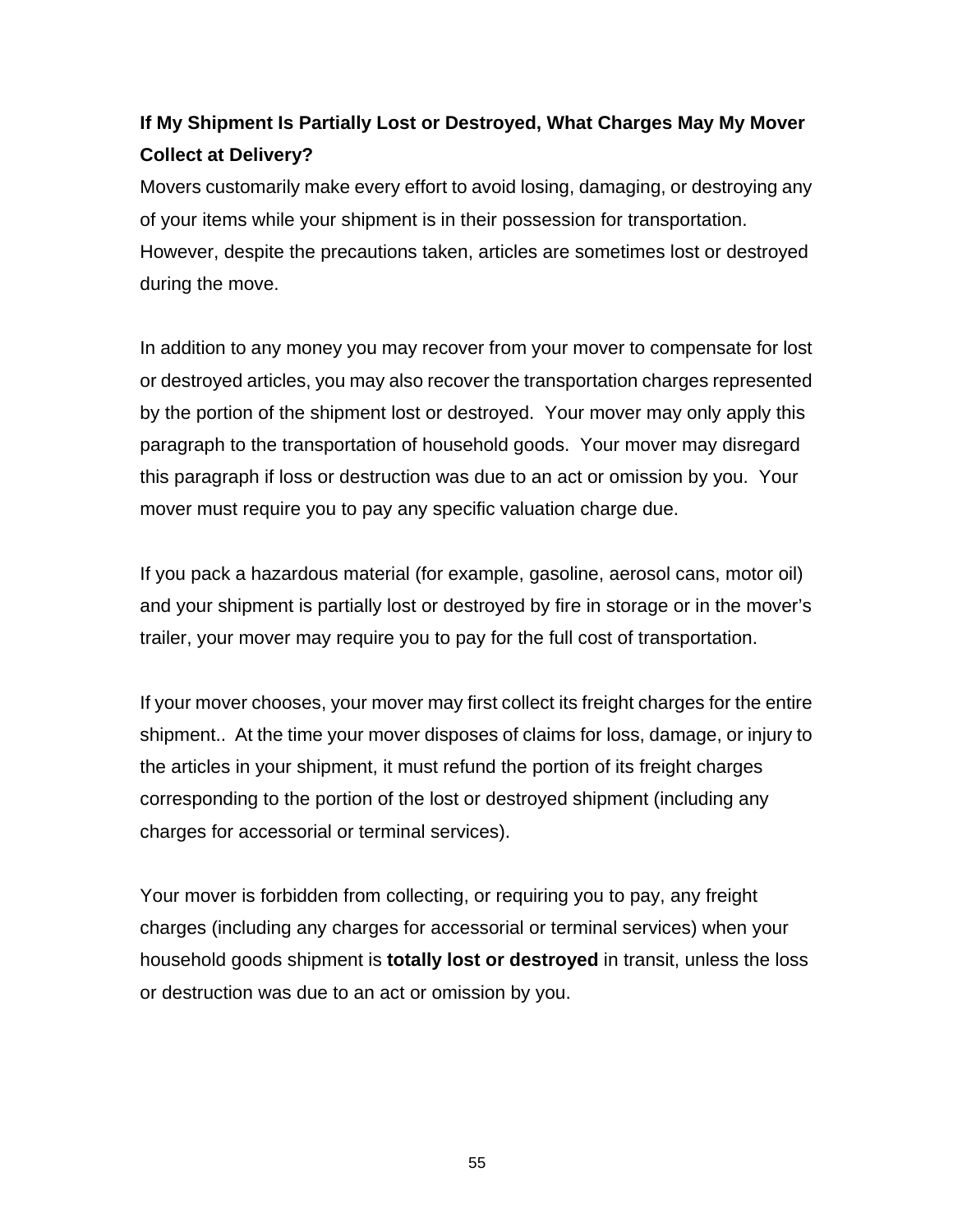**If My Shipment Is Partially Lost or Destroyed, What Charges May My Mover Collect at Delivery?**

Movers customarily make every effort to avoid losing, damaging, or destroying any of your items while your shipment is in their possession for transportation. However, despite the precautions taken, articles are sometimes lost or destroyed during the move.

In addition to any money you may recover from your mover to compensate for lost or destroyed articles, you may also recover the transportation charges represented by the portion of the shipment lost or destroyed. Your mover may only apply this paragraph to the transportation of household goods. Your mover may disregard this paragraph if loss or destruction was due to an act or omission by you. Your mover must require you to pay any specific valuation charge due.

If you pack a hazardous material (for example, gasoline, aerosol cans, motor oil) and your shipment is partially lost or destroyed by fire in storage or in the mover's trailer, your mover may require you to pay for the full cost of transportation.

If your mover chooses, your mover may first collect its freight charges for the entire shipment.. At the time your mover disposes of claims for loss, damage, or injury to the articles in your shipment, it must refund the portion of its freight charges corresponding to the portion of the lost or destroyed shipment (including any charges for accessorial or terminal services).

Your mover is forbidden from collecting, or requiring you to pay, any freight charges (including any charges for accessorial or terminal services) when your household goods shipment is **totally lost or destroyed** in transit, unless the loss or destruction was due to an act or omission by you.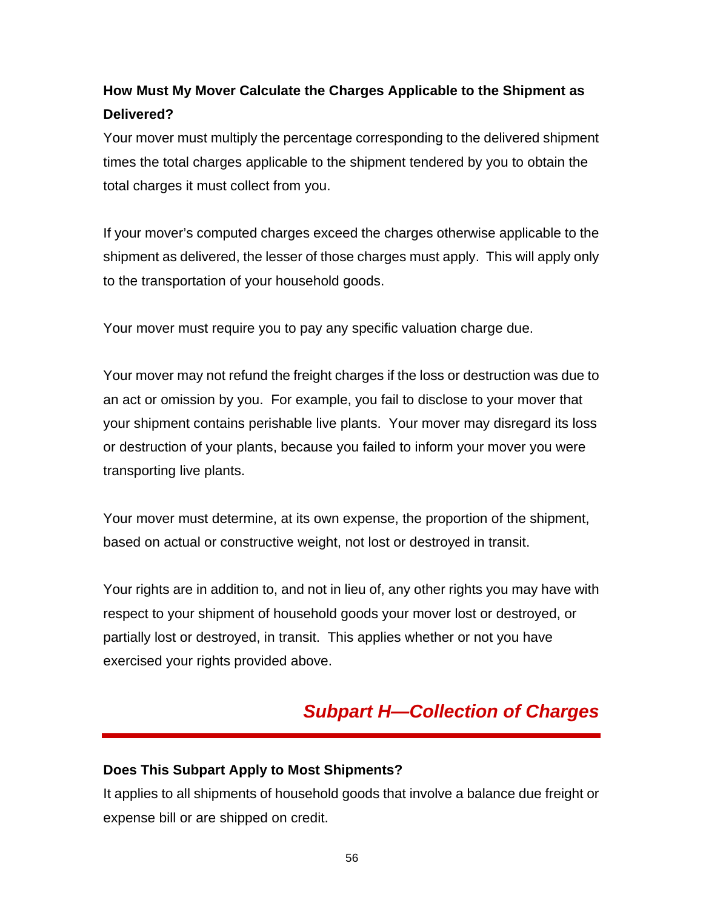### How Must My Mover Calculate the Charges Applicable to the Shipment as Delivered?

Your mover must multiply the percentage corresponding to the delivered shipment times the total charges applicable to the shipment tendered by you to obtain the total charges it must collect from you.

If your mover's computed charges exceed the charges otherwise applicable to the shipment as delivered, the lesser of those charges must apply. This will apply only to the transportation of your household goods.

Your mover must require you to pay any specific valuation charge due.

Your mover may not refund the freight charges if the loss or destruction was due to an act or omission by you. For example, you fail to disclose to your mover that your shipment contains perishable live plants. Your mover may disregard its loss or destruction of your plants, because you failed to inform your mover you were transporting live plants.

Your mover must determine, at its own expense, the proportion of the shipment, based on actual or constructive weight, not lost or destroyed in transit.

Your rights are in addition to, and not in lieu of, any other rights you may have with respect to your shipment of household goods your mover lost or destroyed, or partially lost or destroyed, in transit. This applies whether or not you have exercised your rights provided above.

## *Subpart H—Collection of Charges*

### Does This Subpart Apply to Most Shipments?

It applies to all shipments of household goods that involve a balance due freight or expense bill or are shipped on credit.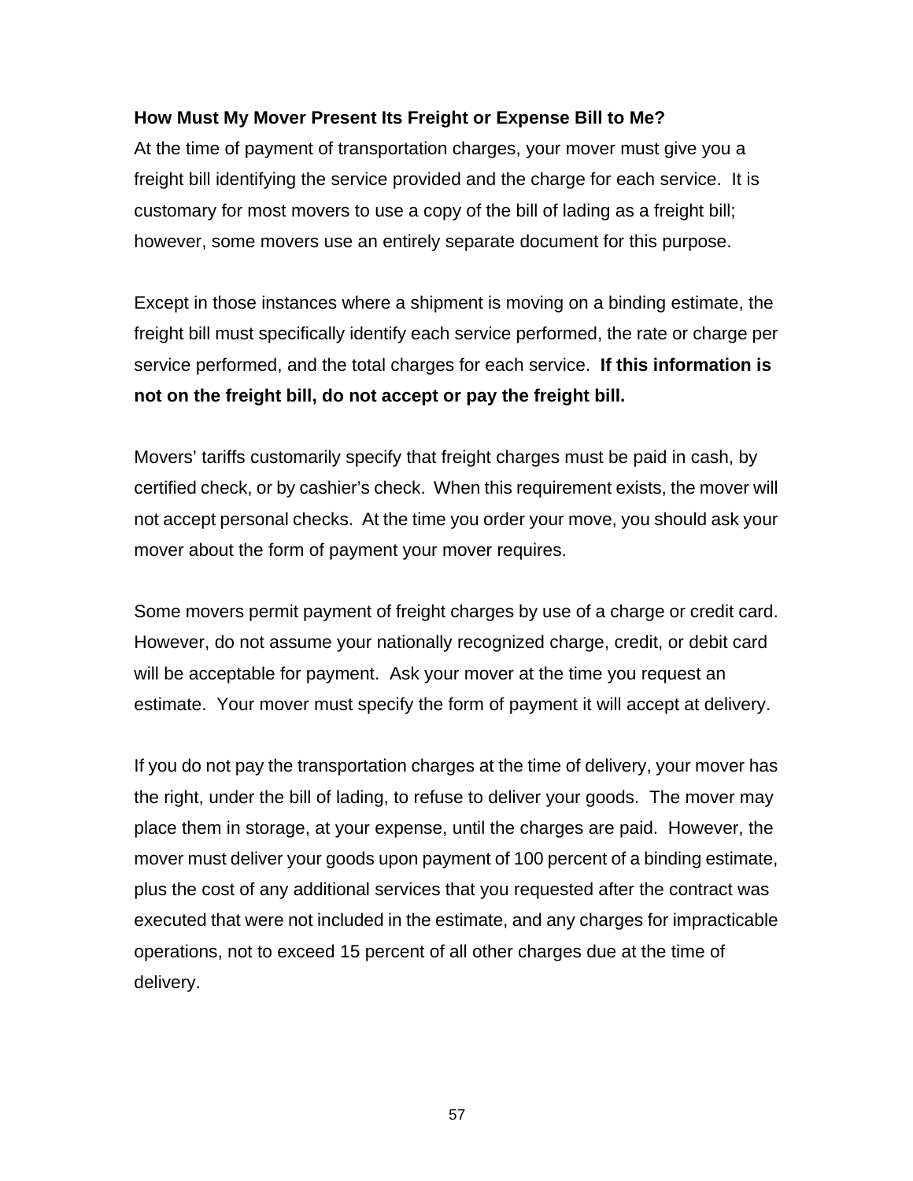**How Must My Mover Present Its Freight or Expense Bill to Me?**

At the time of payment of transportation charges, your mover must give you a freight bill identifying the service provided and the charge for each service. It is customary for most movers to use a copy of the bill of lading as a freight bill; however, some movers use an entirely separate document for this purpose.

Except in those instances where a shipment is moving on a binding estimate, the freight bill must specifically identify each service performed, the rate or charge per service performed, and the total charges for each service. **If this information is not on the freight bill, do not accept or pay the freight bill.**

Movers' tariffs customarily specify that freight charges must be paid in cash, by certified check, or by cashier's check. When this requirement exists, the mover will not accept personal checks. At the time you order your move, you should ask your mover about the form of payment your mover requires.

Some movers permit payment of freight charges by use of a charge or credit card. However, do not assume your nationally recognized charge, credit, or debit card will be acceptable for payment. Ask your mover at the time you request an estimate. Your mover must specify the form of payment it will accept at delivery.

If you do not pay the transportation charges at the time of delivery, your mover has the right, under the bill of lading, to refuse to deliver your goods. The mover may place them in storage, at your expense, until the charges are paid. However, the mover must deliver your goods upon payment of 100 percent of a binding estimate, plus the cost of any additional services that you requested after the contract was executed that were not included in the estimate, and any charges for impracticable operations, not to exceed 15 percent of all other charges due at the time of delivery.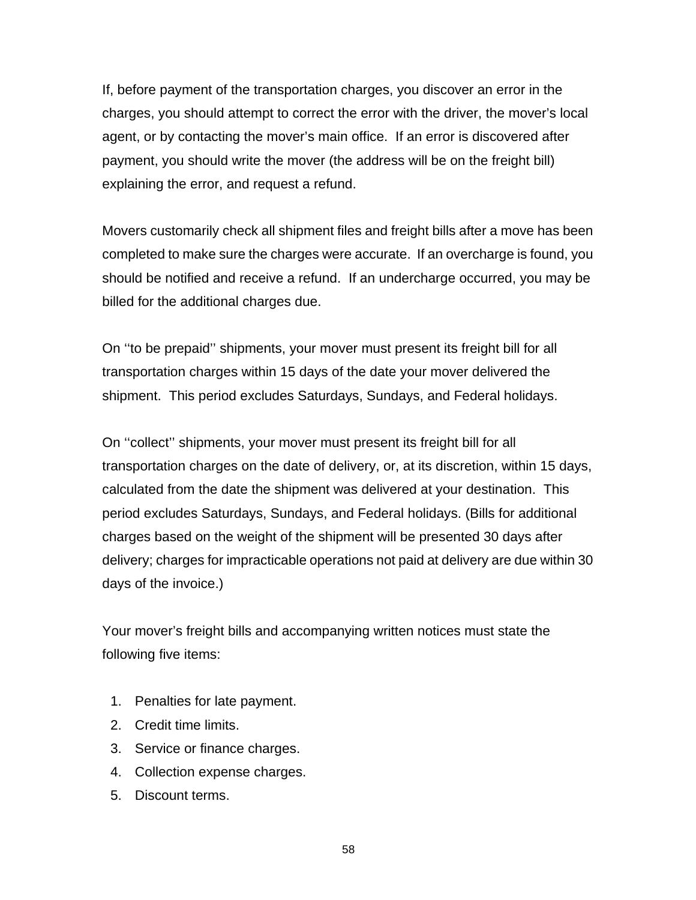If, before payment of the transportation charges, you discover an error in the charges, you should attempt to correct the error with the driver, the mover's local agent, or by contacting the mover's main office. If an error is discovered after payment, you should write the mover (the address will be on the freight bill) explaining the error, and request a refund.

Movers customarily check all shipment files and freight bills after a move has been completed to make sure the charges were accurate. If an overcharge is found, you should be notified and receive a refund. If an undercharge occurred, you may be billed for the additional charges due.

On ''to be prepaid'' shipments, your mover must present its freight bill for all transportation charges within 15 days of the date your mover delivered the shipment. This period excludes Saturdays, Sundays, and Federal holidays.

On ''collect'' shipments, your mover must present its freight bill for all transportation charges on the date of delivery, or, at its discretion, within 15 days, calculated from the date the shipment was delivered at your destination. This period excludes Saturdays, Sundays, and Federal holidays. (Bills for additional charges based on the weight of the shipment will be presented 30 days after delivery; charges for impracticable operations not paid at delivery are due within 30 days of the invoice.)

Your mover's freight bills and accompanying written notices must state the following five items:

1. Penalties for late payment.
2. Credit time limits.
3. Service or finance charges.
4. Collection expense charges.
5. Discount terms.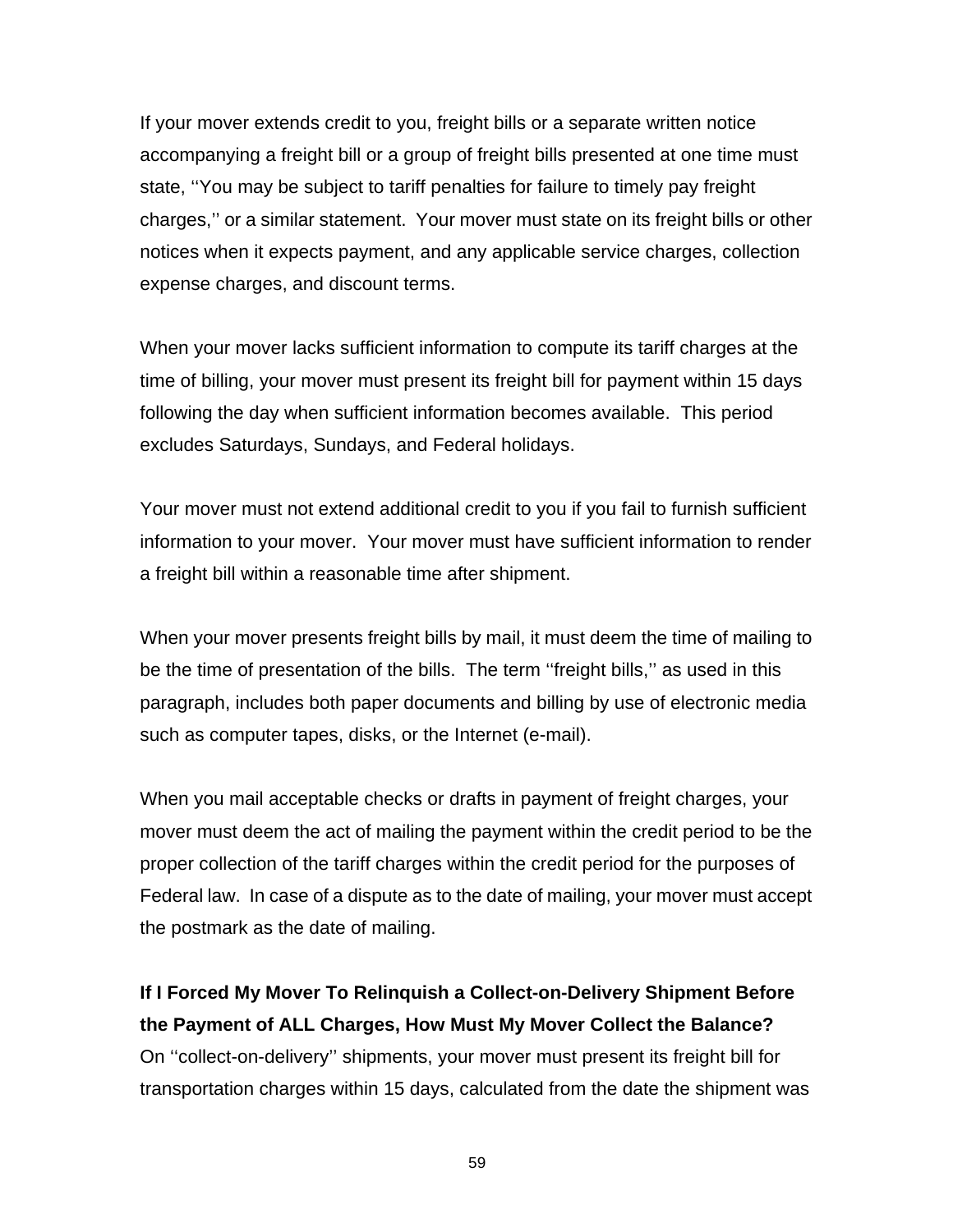If your mover extends credit to you, freight bills or a separate written notice accompanying a freight bill or a group of freight bills presented at one time must state, ''You may be subject to tariff penalties for failure to timely pay freight charges,'' or a similar statement. Your mover must state on its freight bills or other notices when it expects payment, and any applicable service charges, collection expense charges, and discount terms.

When your mover lacks sufficient information to compute its tariff charges at the time of billing, your mover must present its freight bill for payment within 15 days following the day when sufficient information becomes available. This period excludes Saturdays, Sundays, and Federal holidays.

Your mover must not extend additional credit to you if you fail to furnish sufficient information to your mover. Your mover must have sufficient information to render a freight bill within a reasonable time after shipment.

When your mover presents freight bills by mail, it must deem the time of mailing to be the time of presentation of the bills. The term ''freight bills,'' as used in this paragraph, includes both paper documents and billing by use of electronic media such as computer tapes, disks, or the Internet (e-mail).

When you mail acceptable checks or drafts in payment of freight charges, your mover must deem the act of mailing the payment within the credit period to be the proper collection of the tariff charges within the credit period for the purposes of Federal law. In case of a dispute as to the date of mailing, your mover must accept the postmark as the date of mailing.

**If I Forced My Mover To Relinquish a Collect-on-Delivery Shipment Before the Payment of ALL Charges, How Must My Mover Collect the Balance?**

On ''collect-on-delivery'' shipments, your mover must present its freight bill for transportation charges within 15 days, calculated from the date the shipment was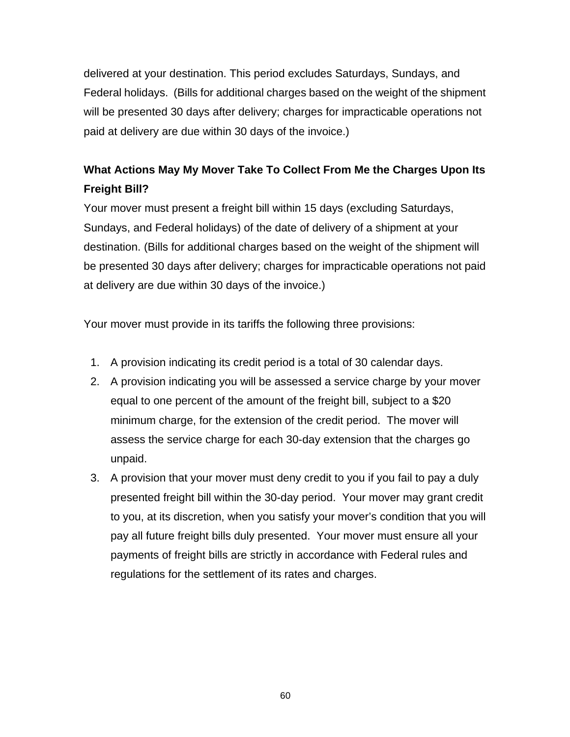delivered at your destination. This period excludes Saturdays, Sundays, and Federal holidays. (Bills for additional charges based on the weight of the shipment will be presented 30 days after delivery; charges for impracticable operations not paid at delivery are due within 30 days of the invoice.)

### What Actions May My Mover Take To Collect From Me the Charges Upon Its Freight Bill?

Your mover must present a freight bill within 15 days (excluding Saturdays, Sundays, and Federal holidays) of the date of delivery of a shipment at your destination. (Bills for additional charges based on the weight of the shipment will be presented 30 days after delivery; charges for impracticable operations not paid at delivery are due within 30 days of the invoice.)

Your mover must provide in its tariffs the following three provisions:

1. A provision indicating its credit period is a total of 30 calendar days.
2. A provision indicating you will be assessed a service charge by your mover equal to one percent of the amount of the freight bill, subject to a $20 minimum charge, for the extension of the credit period. The mover will assess the service charge for each 30-day extension that the charges go unpaid.
3. A provision that your mover must deny credit to you if you fail to pay a duly presented freight bill within the 30-day period. Your mover may grant credit to you, at its discretion, when you satisfy your mover's condition that you will pay all future freight bills duly presented. Your mover must ensure all your payments of freight bills are strictly in accordance with Federal rules and regulations for the settlement of its rates and charges.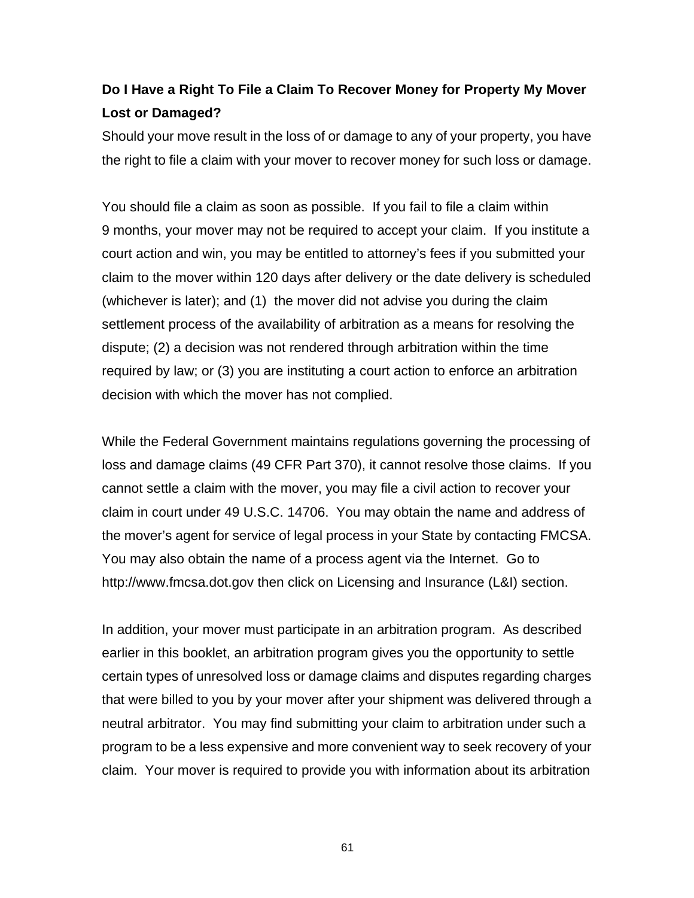**Do I Have a Right To File a Claim To Recover Money for Property My Mover Lost or Damaged?**

Should your move result in the loss of or damage to any of your property, you have the right to file a claim with your mover to recover money for such loss or damage.

You should file a claim as soon as possible. If you fail to file a claim within 9 months, your mover may not be required to accept your claim. If you institute a court action and win, you may be entitled to attorney's fees if you submitted your claim to the mover within 120 days after delivery or the date delivery is scheduled (whichever is later); and (1) the mover did not advise you during the claim settlement process of the availability of arbitration as a means for resolving the dispute; (2) a decision was not rendered through arbitration within the time required by law; or (3) you are instituting a court action to enforce an arbitration decision with which the mover has not complied.

While the Federal Government maintains regulations governing the processing of loss and damage claims (49 CFR Part 370), it cannot resolve those claims. If you cannot settle a claim with the mover, you may file a civil action to recover your claim in court under 49 U.S.C. 14706. You may obtain the name and address of the mover's agent for service of legal process in your State by contacting FMCSA. You may also obtain the name of a process agent via the Internet. Go to http://www.fmcsa.dot.gov then click on Licensing and Insurance (L&I) section.

In addition, your mover must participate in an arbitration program. As described earlier in this booklet, an arbitration program gives you the opportunity to settle certain types of unresolved loss or damage claims and disputes regarding charges that were billed to you by your mover after your shipment was delivered through a neutral arbitrator. You may find submitting your claim to arbitration under such a program to be a less expensive and more convenient way to seek recovery of your claim. Your mover is required to provide you with information about its arbitration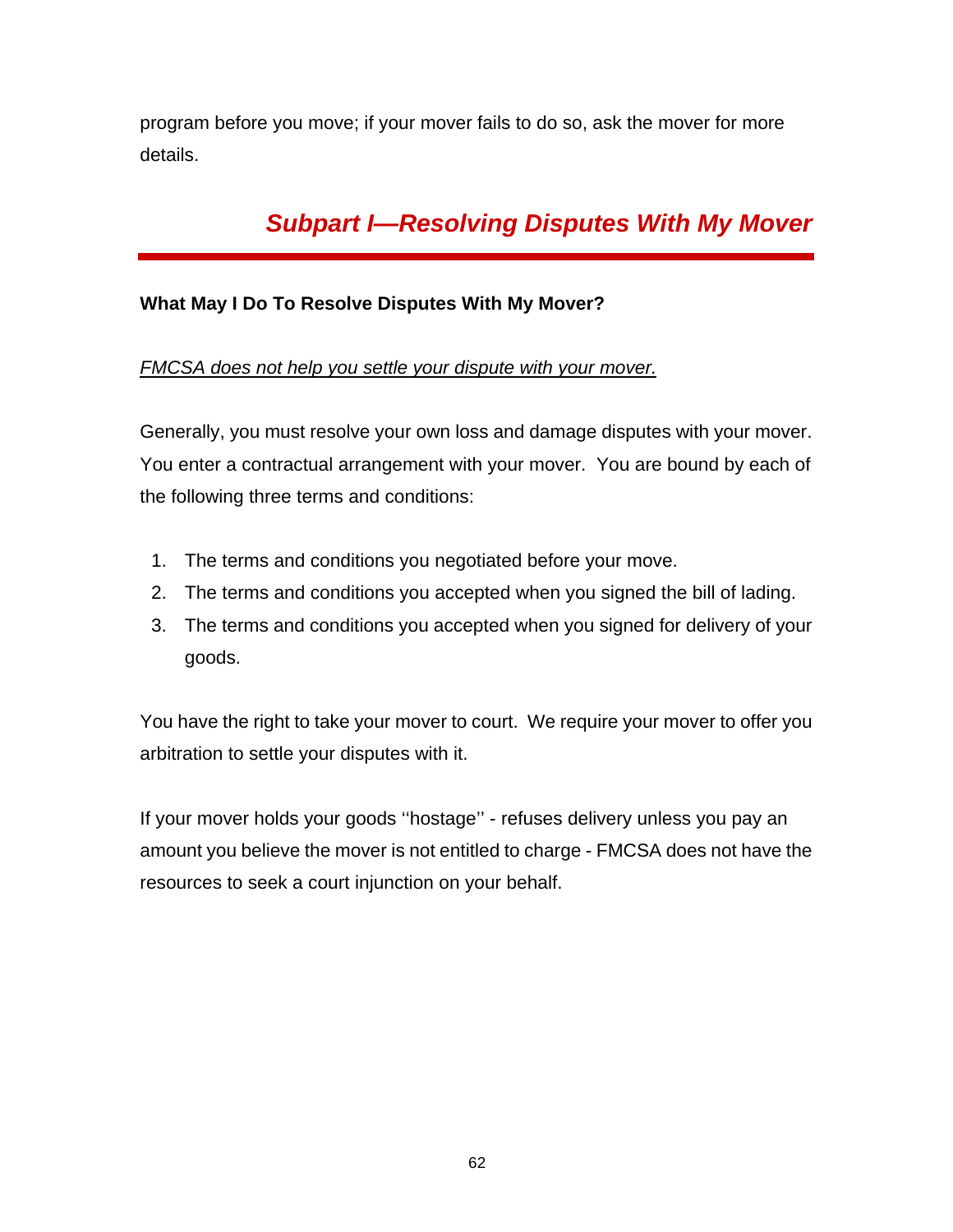program before you move; if your mover fails to do so, ask the mover for more details.

## *Subpart I—Resolving Disputes With My Mover*

### What May I Do To Resolve Disputes With My Mover?

*FMCSA does not help you settle your dispute with your mover.*

Generally, you must resolve your own loss and damage disputes with your mover. You enter a contractual arrangement with your mover. You are bound by each of the following three terms and conditions:

1. The terms and conditions you negotiated before your move.
2. The terms and conditions you accepted when you signed the bill of lading.
3. The terms and conditions you accepted when you signed for delivery of your goods.

You have the right to take your mover to court. We require your mover to offer you arbitration to settle your disputes with it.

If your mover holds your goods ''hostage'' - refuses delivery unless you pay an amount you believe the mover is not entitled to charge - FMCSA does not have the resources to seek a court injunction on your behalf.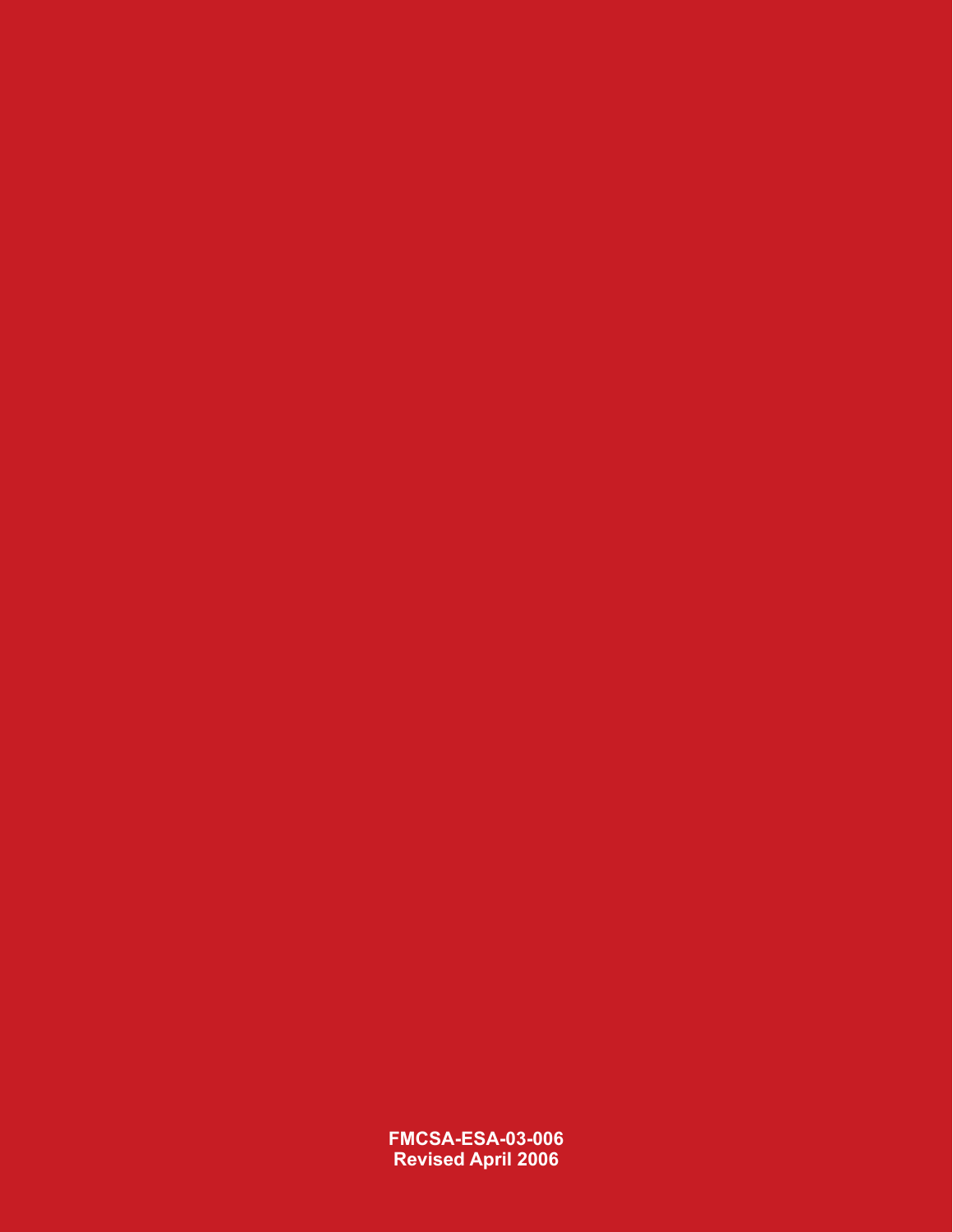**FMCSA-ESA-03-006**
**Revised April 2006**